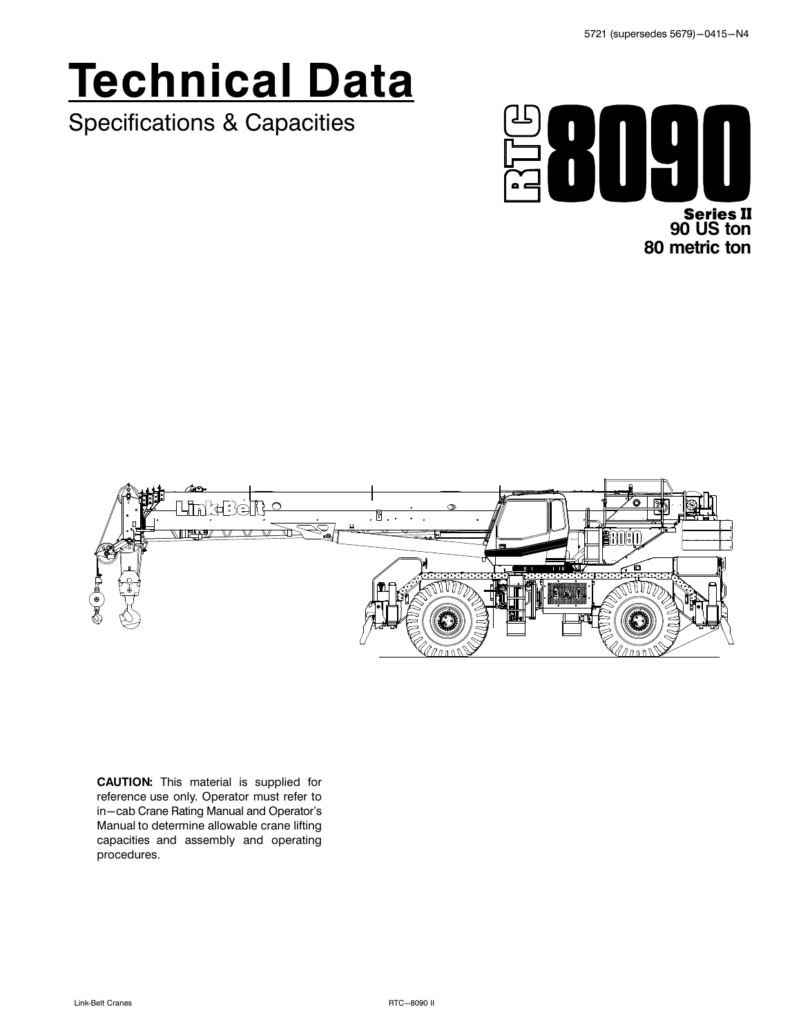5721 (supersedes 5679)—0415—N4

# Technical Data

## Specifications & Capacities

**RTC 8090**

**Series II**
**90 US ton**
**80 metric ton**

**CAUTION:** This material is supplied for reference use only. Operator must refer to in—cab Crane Rating Manual and Operator's Manual to determine allowable crane lifting capacities and assembly and operating procedures.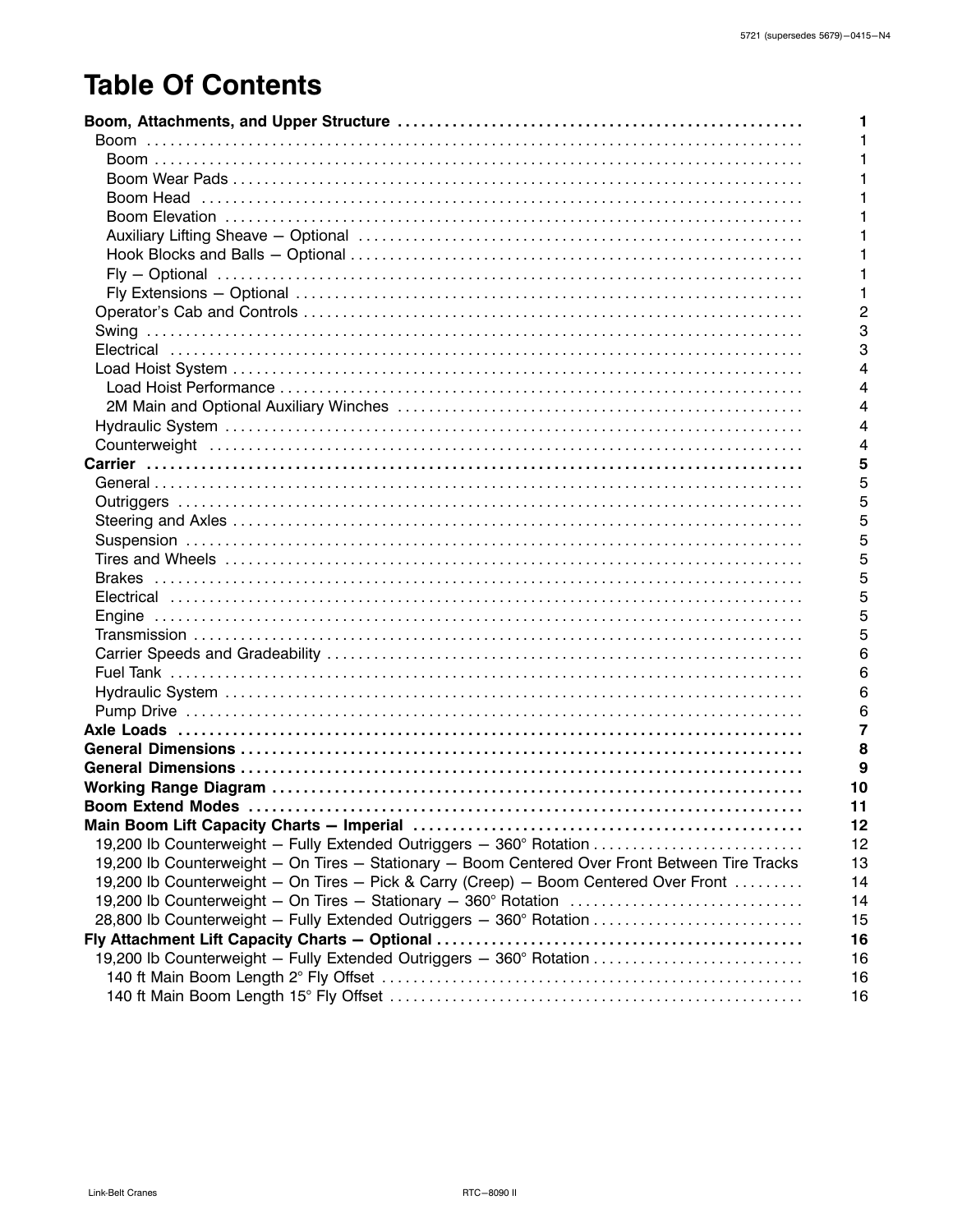# Table Of Contents

| | |
|---|---|
| **Boom, Attachments, and Upper Structure** | **1** |
| Boom | 1 |
| Boom | 1 |
| Boom Wear Pads | 1 |
| Boom Head | 1 |
| Boom Elevation | 1 |
| Auxiliary Lifting Sheave — Optional | 1 |
| Hook Blocks and Balls — Optional | 1 |
| Fly — Optional | 1 |
| Fly Extensions — Optional | 1 |
| Operator's Cab and Controls | 2 |
| Swing | 3 |
| Electrical | 3 |
| Load Hoist System | 4 |
| Load Hoist Performance | 4 |
| 2M Main and Optional Auxiliary Winches | 4 |
| Hydraulic System | 4 |
| Counterweight | 4 |
| **Carrier** | **5** |
| General | 5 |
| Outriggers | 5 |
| Steering and Axles | 5 |
| Suspension | 5 |
| Tires and Wheels | 5 |
| Brakes | 5 |
| Electrical | 5 |
| Engine | 5 |
| Transmission | 5 |
| Carrier Speeds and Gradeability | 6 |
| Fuel Tank | 6 |
| Hydraulic System | 6 |
| Pump Drive | 6 |
| **Axle Loads** | **7** |
| **General Dimensions** | **8** |
| **General Dimensions** | **9** |
| **Working Range Diagram** | **10** |
| **Boom Extend Modes** | **11** |
| **Main Boom Lift Capacity Charts — Imperial** | **12** |
| 19,200 lb Counterweight — Fully Extended Outriggers — 360° Rotation | 12 |
| 19,200 lb Counterweight — On Tires — Stationary — Boom Centered Over Front Between Tire Tracks | 13 |
| 19,200 lb Counterweight — On Tires — Pick & Carry (Creep) — Boom Centered Over Front | 14 |
| 19,200 lb Counterweight — On Tires — Stationary — 360° Rotation | 14 |
| 28,800 lb Counterweight — Fully Extended Outriggers — 360° Rotation | 15 |
| **Fly Attachment Lift Capacity Charts — Optional** | **16** |
| 19,200 lb Counterweight — Fully Extended Outriggers — 360° Rotation | 16 |
| 140 ft Main Boom Length 2° Fly Offset | 16 |
| 140 ft Main Boom Length 15° Fly Offset | 16 |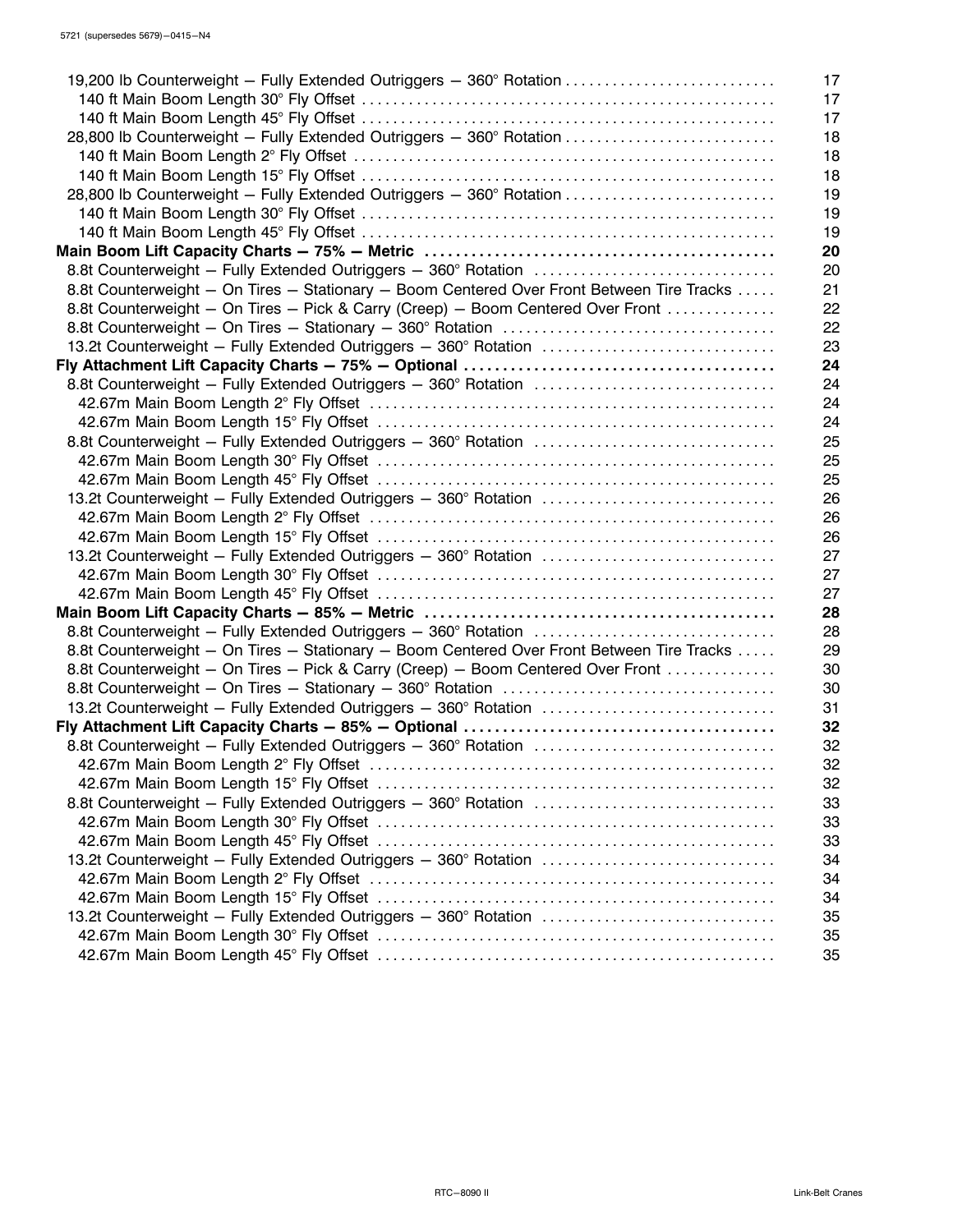| | |
|---|---|
| 19,200 lb Counterweight – Fully Extended Outriggers – 360° Rotation | 17 |
| 140 ft Main Boom Length 30° Fly Offset | 17 |
| 140 ft Main Boom Length 45° Fly Offset | 17 |
| 28,800 lb Counterweight – Fully Extended Outriggers – 360° Rotation | 18 |
| 140 ft Main Boom Length 2° Fly Offset | 18 |
| 140 ft Main Boom Length 15° Fly Offset | 18 |
| 28,800 lb Counterweight – Fully Extended Outriggers – 360° Rotation | 19 |
| 140 ft Main Boom Length 30° Fly Offset | 19 |
| 140 ft Main Boom Length 45° Fly Offset | 19 |
| **Main Boom Lift Capacity Charts – 75% – Metric** | **20** |
| 8.8t Counterweight – Fully Extended Outriggers – 360° Rotation | 20 |
| 8.8t Counterweight – On Tires – Stationary – Boom Centered Over Front Between Tire Tracks | 21 |
| 8.8t Counterweight – On Tires – Pick & Carry (Creep) – Boom Centered Over Front | 22 |
| 8.8t Counterweight – On Tires – Stationary – 360° Rotation | 22 |
| 13.2t Counterweight – Fully Extended Outriggers – 360° Rotation | 23 |
| **Fly Attachment Lift Capacity Charts – 75% – Optional** | **24** |
| 8.8t Counterweight – Fully Extended Outriggers – 360° Rotation | 24 |
| 42.67m Main Boom Length 2° Fly Offset | 24 |
| 42.67m Main Boom Length 15° Fly Offset | 24 |
| 8.8t Counterweight – Fully Extended Outriggers – 360° Rotation | 25 |
| 42.67m Main Boom Length 30° Fly Offset | 25 |
| 42.67m Main Boom Length 45° Fly Offset | 25 |
| 13.2t Counterweight – Fully Extended Outriggers – 360° Rotation | 26 |
| 42.67m Main Boom Length 2° Fly Offset | 26 |
| 42.67m Main Boom Length 15° Fly Offset | 26 |
| 13.2t Counterweight – Fully Extended Outriggers – 360° Rotation | 27 |
| 42.67m Main Boom Length 30° Fly Offset | 27 |
| 42.67m Main Boom Length 45° Fly Offset | 27 |
| **Main Boom Lift Capacity Charts – 85% – Metric** | **28** |
| 8.8t Counterweight – Fully Extended Outriggers – 360° Rotation | 28 |
| 8.8t Counterweight – On Tires – Stationary – Boom Centered Over Front Between Tire Tracks | 29 |
| 8.8t Counterweight – On Tires – Pick & Carry (Creep) – Boom Centered Over Front | 30 |
| 8.8t Counterweight – On Tires – Stationary – 360° Rotation | 30 |
| 13.2t Counterweight – Fully Extended Outriggers – 360° Rotation | 31 |
| **Fly Attachment Lift Capacity Charts – 85% – Optional** | **32** |
| 8.8t Counterweight – Fully Extended Outriggers – 360° Rotation | 32 |
| 42.67m Main Boom Length 2° Fly Offset | 32 |
| 42.67m Main Boom Length 15° Fly Offset | 32 |
| 8.8t Counterweight – Fully Extended Outriggers – 360° Rotation | 33 |
| 42.67m Main Boom Length 30° Fly Offset | 33 |
| 42.67m Main Boom Length 45° Fly Offset | 33 |
| 13.2t Counterweight – Fully Extended Outriggers – 360° Rotation | 34 |
| 42.67m Main Boom Length 2° Fly Offset | 34 |
| 42.67m Main Boom Length 15° Fly Offset | 34 |
| 13.2t Counterweight – Fully Extended Outriggers – 360° Rotation | 35 |
| 42.67m Main Boom Length 30° Fly Offset | 35 |
| 42.67m Main Boom Length 45° Fly Offset | 35 |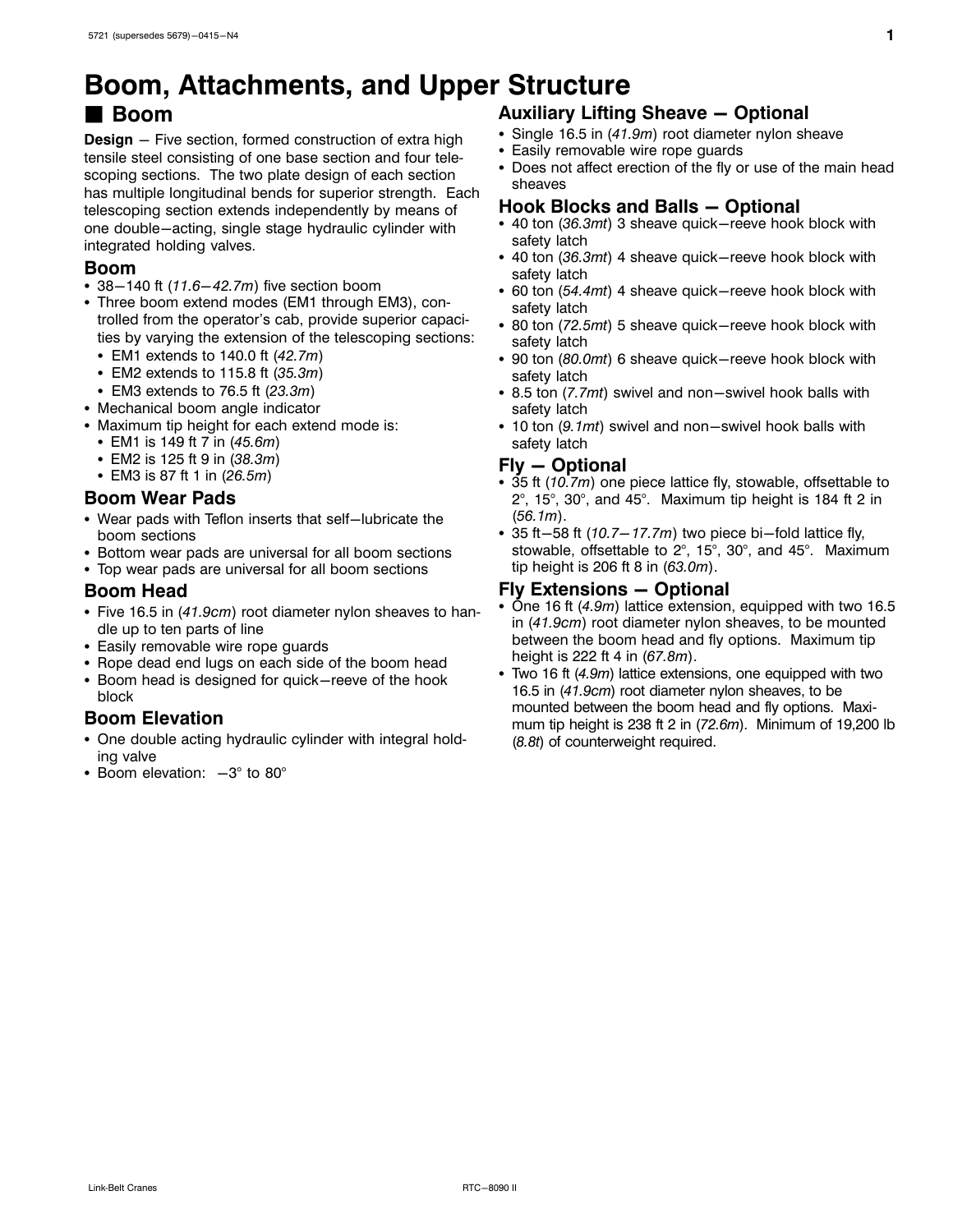# Boom, Attachments, and Upper Structure

## ■ Boom

**Design** – Five section, formed construction of extra high tensile steel consisting of one base section and four telescoping sections. The two plate design of each section has multiple longitudinal bends for superior strength. Each telescoping section extends independently by means of one double–acting, single stage hydraulic cylinder with integrated holding valves.

### Boom

- 38–140 ft (*11.6–42.7m*) five section boom
- Three boom extend modes (EM1 through EM3), controlled from the operator's cab, provide superior capacities by varying the extension of the telescoping sections:
  - EM1 extends to 140.0 ft (*42.7m*)
  - EM2 extends to 115.8 ft (*35.3m*)
  - EM3 extends to 76.5 ft (*23.3m*)
- Mechanical boom angle indicator
- Maximum tip height for each extend mode is:
  - EM1 is 149 ft 7 in (*45.6m*)
  - EM2 is 125 ft 9 in (*38.3m*)
  - EM3 is 87 ft 1 in (*26.5m*)

### Boom Wear Pads

- Wear pads with Teflon inserts that self–lubricate the boom sections
- Bottom wear pads are universal for all boom sections
- Top wear pads are universal for all boom sections

### Boom Head

- Five 16.5 in (*41.9cm*) root diameter nylon sheaves to handle up to ten parts of line
- Easily removable wire rope guards
- Rope dead end lugs on each side of the boom head
- Boom head is designed for quick–reeve of the hook block

### Boom Elevation

- One double acting hydraulic cylinder with integral holding valve
- Boom elevation: –3° to 80°

### Auxiliary Lifting Sheave – Optional

- Single 16.5 in (*41.9m*) root diameter nylon sheave
- Easily removable wire rope guards
- Does not affect erection of the fly or use of the main head sheaves

### Hook Blocks and Balls – Optional

- 40 ton (*36.3mt*) 3 sheave quick–reeve hook block with safety latch
- 40 ton (*36.3mt*) 4 sheave quick–reeve hook block with safety latch
- 60 ton (*54.4mt*) 4 sheave quick–reeve hook block with safety latch
- 80 ton (*72.5mt*) 5 sheave quick–reeve hook block with safety latch
- 90 ton (*80.0mt*) 6 sheave quick–reeve hook block with safety latch
- 8.5 ton (*7.7mt*) swivel and non–swivel hook balls with safety latch
- 10 ton (*9.1mt*) swivel and non–swivel hook balls with safety latch

### Fly – Optional

- 35 ft (*10.7m*) one piece lattice fly, stowable, offsettable to 2°, 15°, 30°, and 45°. Maximum tip height is 184 ft 2 in (*56.1m*).
- 35 ft–58 ft (*10.7–17.7m*) two piece bi–fold lattice fly, stowable, offsettable to 2°, 15°, 30°, and 45°. Maximum tip height is 206 ft 8 in (*63.0m*).

### Fly Extensions – Optional

- One 16 ft (*4.9m*) lattice extension, equipped with two 16.5 in (*41.9cm*) root diameter nylon sheaves, to be mounted between the boom head and fly options. Maximum tip height is 222 ft 4 in (*67.8m*).
- Two 16 ft (*4.9m*) lattice extensions, one equipped with two 16.5 in (*41.9cm*) root diameter nylon sheaves, to be mounted between the boom head and fly options. Maximum tip height is 238 ft 2 in (*72.6m*). Minimum of 19,200 lb (*8.8t*) of counterweight required.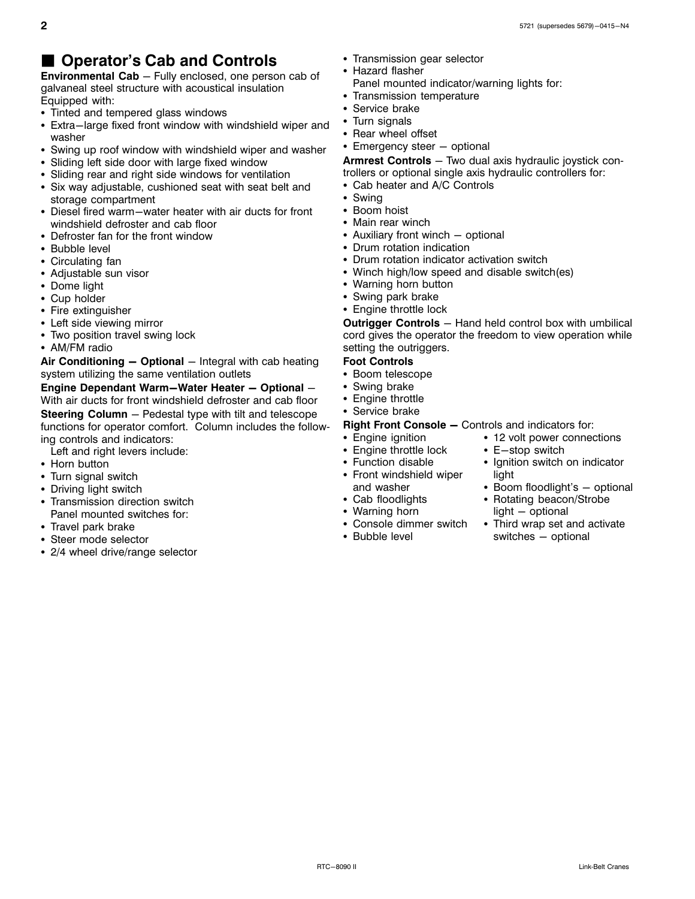## ■ Operator's Cab and Controls

**Environmental Cab** – Fully enclosed, one person cab of galvaneal steel structure with acoustical insulation Equipped with:

- Tinted and tempered glass windows
- Extra–large fixed front window with windshield wiper and washer
- Swing up roof window with windshield wiper and washer
- Sliding left side door with large fixed window
- Sliding rear and right side windows for ventilation
- Six way adjustable, cushioned seat with seat belt and storage compartment
- Diesel fired warm–water heater with air ducts for front windshield defroster and cab floor
- Defroster fan for the front window
- Bubble level
- Circulating fan
- Adjustable sun visor
- Dome light
- Cup holder
- Fire extinguisher
- Left side viewing mirror
- Two position travel swing lock
- AM/FM radio

**Air Conditioning – Optional** – Integral with cab heating system utilizing the same ventilation outlets

**Engine Dependant Warm–Water Heater – Optional** – With air ducts for front windshield defroster and cab floor

**Steering Column** – Pedestal type with tilt and telescope functions for operator comfort. Column includes the following controls and indicators:

Left and right levers include:

- Horn button
- Turn signal switch
- Driving light switch
- Transmission direction switch

Panel mounted switches for:

- Travel park brake
- Steer mode selector
- 2/4 wheel drive/range selector
- Transmission gear selector
- Hazard flasher

Panel mounted indicator/warning lights for:

- Transmission temperature
- Service brake
- Turn signals
- Rear wheel offset
- Emergency steer – optional

**Armrest Controls** – Two dual axis hydraulic joystick controllers or optional single axis hydraulic controllers for:

- Cab heater and A/C Controls
- Swing
- Boom hoist
- Main rear winch
- Auxiliary front winch – optional
- Drum rotation indication
- Drum rotation indicator activation switch
- Winch high/low speed and disable switch(es)
- Warning horn button
- Swing park brake
- Engine throttle lock

**Outrigger Controls** – Hand held control box with umbilical cord gives the operator the freedom to view operation while setting the outriggers.

**Foot Controls**

- Boom telescope
- Swing brake
- Engine throttle
- Service brake

**Right Front Console –** Controls and indicators for:

- Engine ignition
- Engine throttle lock
- Function disable
- Front windshield wiper and washer
- Cab floodlights
- Warning horn
- Console dimmer switch
- Bubble level
- 12 volt power connections
- E–stop switch
- Ignition switch on indicator light
- Boom floodlight's – optional
- Rotating beacon/Strobe light – optional
- Third wrap set and activate switches – optional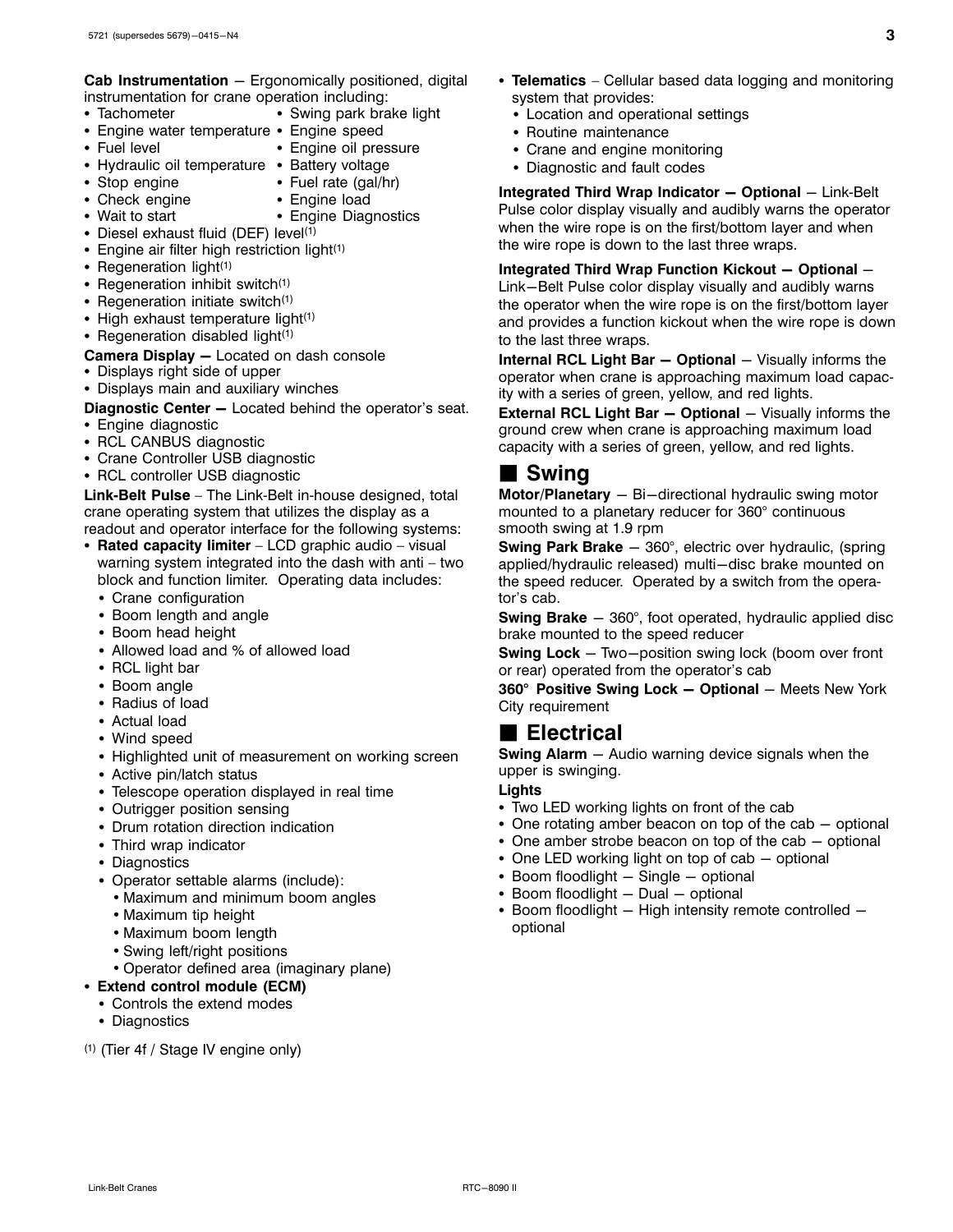**Cab Instrumentation** – Ergonomically positioned, digital instrumentation for crane operation including:

- Tachometer
- Swing park brake light
- Engine water temperature
- Engine speed
- Fuel level
- Engine oil pressure
- Hydraulic oil temperature
- Battery voltage
- Stop engine
- Fuel rate (gal/hr)
- Check engine
- Engine load
- Wait to start
- Engine Diagnostics
- Diesel exhaust fluid (DEF) level[1]
- Engine air filter high restriction light[1]
- Regeneration light[1]
- Regeneration inhibit switch[1]
- Regeneration initiate switch[1]
- High exhaust temperature light[1]
- Regeneration disabled light[1]

**Camera Display –** Located on dash console

- Displays right side of upper
- Displays main and auxiliary winches

**Diagnostic Center –** Located behind the operator's seat.

- Engine diagnostic
- RCL CANBUS diagnostic
- Crane Controller USB diagnostic
- RCL controller USB diagnostic

**Link-Belt Pulse** – The Link-Belt in-house designed, total crane operating system that utilizes the display as a readout and operator interface for the following systems:

- **Rated capacity limiter** – LCD graphic audio – visual warning system integrated into the dash with anti – two block and function limiter. Operating data includes:
  - Crane configuration
  - Boom length and angle
  - Boom head height
  - Allowed load and % of allowed load
  - RCL light bar
  - Boom angle
  - Radius of load
  - Actual load
  - Wind speed
  - Highlighted unit of measurement on working screen
  - Active pin/latch status
  - Telescope operation displayed in real time
  - Outrigger position sensing
  - Drum rotation direction indication
  - Third wrap indicator
  - Diagnostics
  - Operator settable alarms (include):
    - Maximum and minimum boom angles
    - Maximum tip height
    - Maximum boom length
    - Swing left/right positions
    - Operator defined area (imaginary plane)
- **Extend control module (ECM)**
  - Controls the extend modes
  - Diagnostics

[1] (Tier 4f / Stage IV engine only)

- **Telematics** – Cellular based data logging and monitoring system that provides:
  - Location and operational settings
  - Routine maintenance
  - Crane and engine monitoring
  - Diagnostic and fault codes

**Integrated Third Wrap Indicator – Optional** – Link-Belt Pulse color display visually and audibly warns the operator when the wire rope is on the first/bottom layer and when the wire rope is down to the last three wraps.

**Integrated Third Wrap Function Kickout – Optional** – Link–Belt Pulse color display visually and audibly warns the operator when the wire rope is on the first/bottom layer and provides a function kickout when the wire rope is down to the last three wraps.

**Internal RCL Light Bar – Optional** – Visually informs the operator when crane is approaching maximum load capacity with a series of green, yellow, and red lights.

**External RCL Light Bar – Optional** – Visually informs the ground crew when crane is approaching maximum load capacity with a series of green, yellow, and red lights.

## ■ Swing

**Motor/Planetary** – Bi–directional hydraulic swing motor mounted to a planetary reducer for 360° continuous smooth swing at 1.9 rpm

**Swing Park Brake** – 360°, electric over hydraulic, (spring applied/hydraulic released) multi–disc brake mounted on the speed reducer. Operated by a switch from the operator's cab.

**Swing Brake** – 360°, foot operated, hydraulic applied disc brake mounted to the speed reducer

**Swing Lock** – Two–position swing lock (boom over front or rear) operated from the operator's cab

**360° Positive Swing Lock – Optional** – Meets New York City requirement

## ■ Electrical

**Swing Alarm** – Audio warning device signals when the upper is swinging.

**Lights**

- Two LED working lights on front of the cab
- One rotating amber beacon on top of the cab – optional
- One amber strobe beacon on top of the cab – optional
- One LED working light on top of cab – optional
- Boom floodlight – Single – optional
- Boom floodlight – Dual – optional
- Boom floodlight – High intensity remote controlled – optional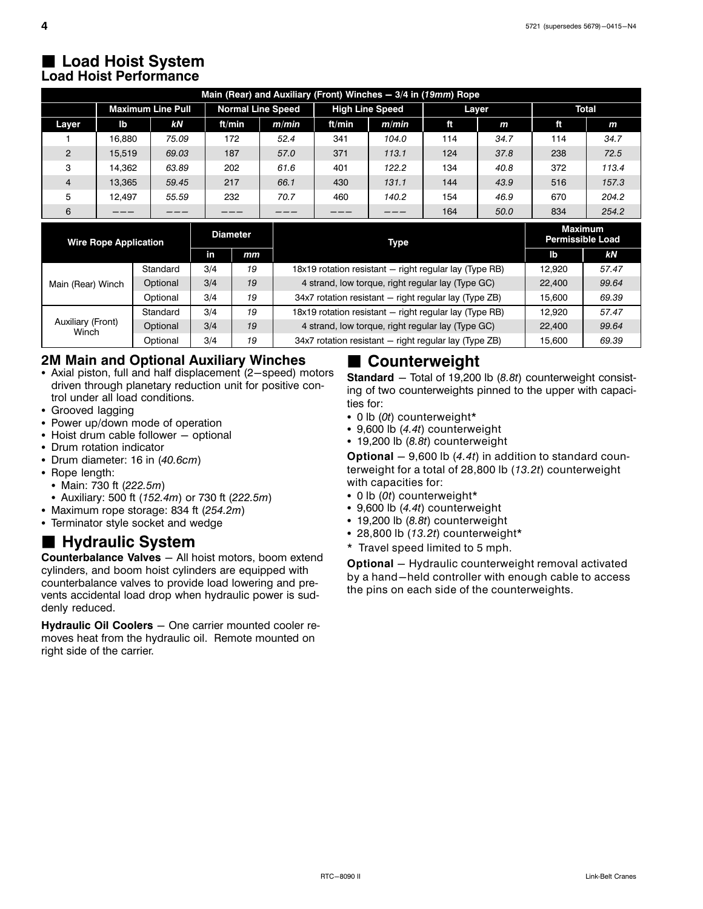## Load Hoist System

### Load Hoist Performance

| Main (Rear) and Auxiliary (Front) Winches — 3/4 in (*19mm*) Rope | | | | | | | | | | |
|---|---|---|---|---|---|---|---|---|---|---|
| | Maximum Line Pull | | Normal Line Speed | | High Line Speed | | Layer | | Total | |
| Layer | lb | *kN* | ft/min | *m/min* | ft/min | *m/min* | ft | *m* | ft | *m* |
| 1 | 16,880 | *75.09* | 172 | *52.4* | 341 | *104.0* | 114 | *34.7* | 114 | *34.7* |
| 2 | 15,519 | *69.03* | 187 | *57.0* | 371 | *113.1* | 124 | *37.8* | 238 | *72.5* |
| 3 | 14,362 | *63.89* | 202 | *61.6* | 401 | *122.2* | 134 | *40.8* | 372 | *113.4* |
| 4 | 13,365 | *59.45* | 217 | *66.1* | 430 | *131.1* | 144 | *43.9* | 516 | *157.3* |
| 5 | 12,497 | *55.59* | 232 | *70.7* | 460 | *140.2* | 154 | *46.9* | 670 | *204.2* |
| 6 | ——— | ——— | ——— | ——— | ——— | ——— | 164 | *50.0* | 834 | *254.2* |

| Wire Rope Application | | Diameter | | Type | Maximum Permissible Load | |
|---|---|---|---|---|---|---|
| | | in | *mm* | | lb | *kN* |
| Main (Rear) Winch | Standard | 3/4 | *19* | 18x19 rotation resistant — right regular lay (Type RB) | 12,920 | *57.47* |
| | Optional | 3/4 | *19* | 4 strand, low torque, right regular lay (Type GC) | 22,400 | *99.64* |
| | Optional | 3/4 | *19* | 34x7 rotation resistant — right regular lay (Type ZB) | 15,600 | *69.39* |
| Auxiliary (Front) Winch | Standard | 3/4 | *19* | 18x19 rotation resistant — right regular lay (Type RB) | 12,920 | *57.47* |
| | Optional | 3/4 | *19* | 4 strand, low torque, right regular lay (Type GC) | 22,400 | *99.64* |
| | Optional | 3/4 | *19* | 34x7 rotation resistant — right regular lay (Type ZB) | 15,600 | *69.39* |

### 2M Main and Optional Auxiliary Winches

- Axial piston, full and half displacement (2—speed) motors driven through planetary reduction unit for positive control under all load conditions.
- Grooved lagging
- Power up/down mode of operation
- Hoist drum cable follower — optional
- Drum rotation indicator
- Drum diameter: 16 in (*40.6cm*)
- Rope length:
  - Main: 730 ft (*222.5m*)
  - Auxiliary: 500 ft (*152.4m*) or 730 ft (*222.5m*)
- Maximum rope storage: 834 ft (*254.2m*)
- Terminator style socket and wedge

## Hydraulic System

**Counterbalance Valves** — All hoist motors, boom extend cylinders, and boom hoist cylinders are equipped with counterbalance valves to provide load lowering and prevents accidental load drop when hydraulic power is suddenly reduced.

**Hydraulic Oil Coolers** — One carrier mounted cooler removes heat from the hydraulic oil. Remote mounted on right side of the carrier.

## Counterweight

**Standard** — Total of 19,200 lb (*8.8t*) counterweight consisting of two counterweights pinned to the upper with capacities for:

- 0 lb (*0t*) counterweight*
- 9,600 lb (*4.4t*) counterweight
- 19,200 lb (*8.8t*) counterweight

**Optional** — 9,600 lb (*4.4t*) in addition to standard counterweight for a total of 28,800 lb (*13.2t*) counterweight with capacities for:

- 0 lb (*0t*) counterweight*
- 9,600 lb (*4.4t*) counterweight
- 19,200 lb (*8.8t*) counterweight
- 28,800 lb (*13.2t*) counterweight*

\* Travel speed limited to 5 mph.

**Optional** — Hydraulic counterweight removal activated by a hand—held controller with enough cable to access the pins on each side of the counterweights.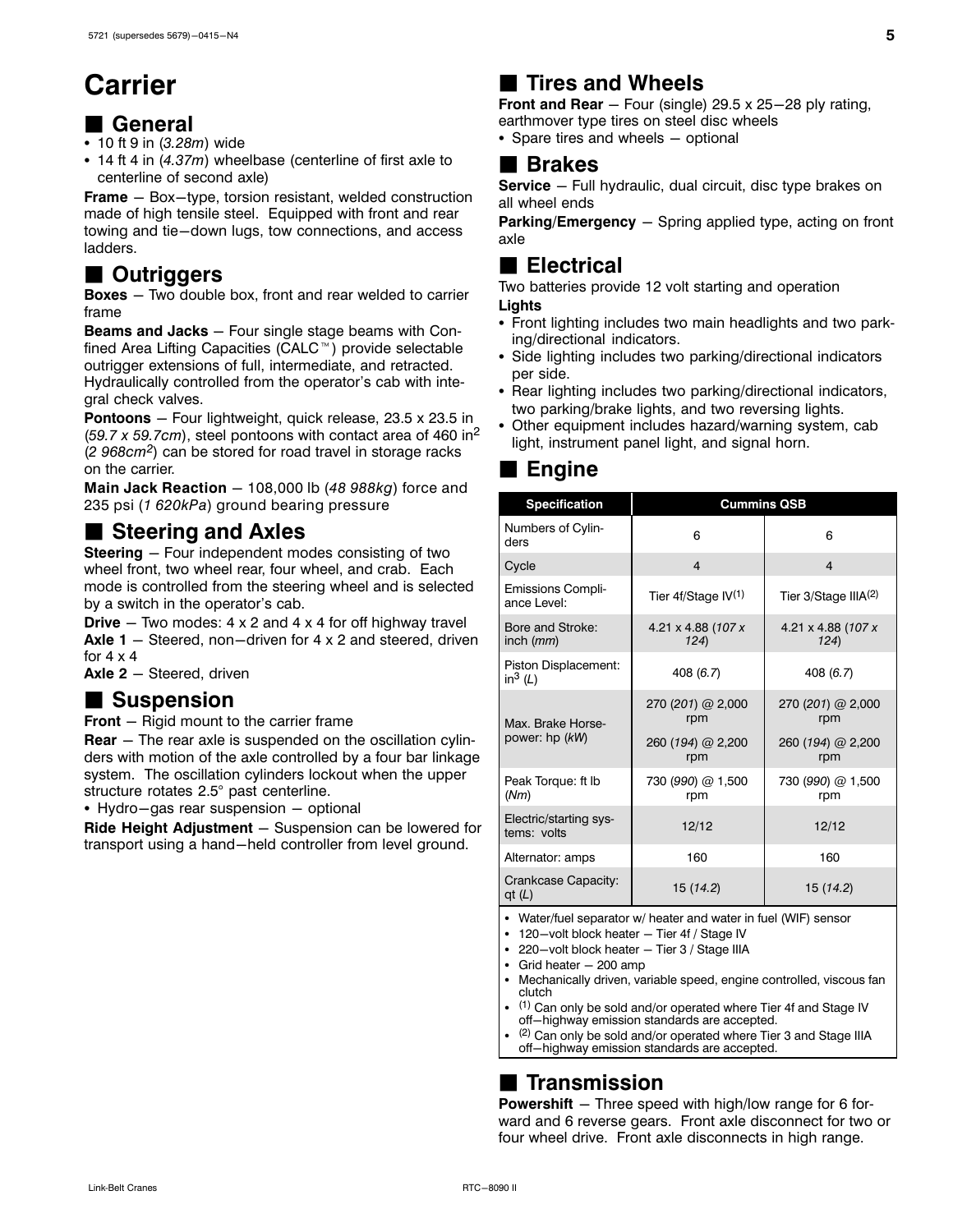# Carrier

## General

- 10 ft 9 in (*3.28m*) wide
- 14 ft 4 in (*4.37m*) wheelbase (centerline of first axle to centerline of second axle)

**Frame** — Box−type, torsion resistant, welded construction made of high tensile steel. Equipped with front and rear towing and tie−down lugs, tow connections, and access ladders.

## Outriggers

**Boxes** — Two double box, front and rear welded to carrier frame

**Beams and Jacks** — Four single stage beams with Confined Area Lifting Capacities (CALC™) provide selectable outrigger extensions of full, intermediate, and retracted. Hydraulically controlled from the operator's cab with integral check valves.

**Pontoons** — Four lightweight, quick release, 23.5 x 23.5 in (*59.7 x 59.7cm*), steel pontoons with contact area of 460 $in^2$ (*2 968*$cm^2$) can be stored for road travel in storage racks on the carrier.

**Main Jack Reaction** — 108,000 lb (*48 988kg*) force and 235 psi (*1 620kPa*) ground bearing pressure

## Steering and Axles

**Steering** — Four independent modes consisting of two wheel front, two wheel rear, four wheel, and crab. Each mode is controlled from the steering wheel and is selected by a switch in the operator's cab.

**Drive** — Two modes: 4 x 2 and 4 x 4 for off highway travel

**Axle 1** — Steered, non−driven for 4 x 2 and steered, driven for 4 x 4

**Axle 2** — Steered, driven

## Suspension

**Front** — Rigid mount to the carrier frame

**Rear** — The rear axle is suspended on the oscillation cylinders with motion of the axle controlled by a four bar linkage system. The oscillation cylinders lockout when the upper structure rotates 2.5° past centerline.

- Hydro−gas rear suspension — optional

**Ride Height Adjustment** — Suspension can be lowered for transport using a hand−held controller from level ground.

## Tires and Wheels

**Front and Rear** — Four (single) 29.5 x 25—28 ply rating, earthmover type tires on steel disc wheels

- Spare tires and wheels — optional

## Brakes

**Service** — Full hydraulic, dual circuit, disc type brakes on all wheel ends

**Parking/Emergency** — Spring applied type, acting on front axle

## Electrical

Two batteries provide 12 volt starting and operation

**Lights**

- Front lighting includes two main headlights and two parking/directional indicators.
- Side lighting includes two parking/directional indicators per side.
- Rear lighting includes two parking/directional indicators, two parking/brake lights, and two reversing lights.
- Other equipment includes hazard/warning system, cab light, instrument panel light, and signal horn.

## Engine

| Specification | Cummins QSB | |
|---|---|---|
| Numbers of Cylinders | 6 | 6 |
| Cycle | 4 | 4 |
| Emissions Compliance Level: | Tier 4f/Stage IV(1) | Tier 3/Stage IIIA(2) |
| Bore and Stroke: inch (*mm*) | 4.21 x 4.88 (*107 x 124*) | 4.21 x 4.88 (*107 x 124*) |
| Piston Displacement: $in^3$ (*L*) | 408 (*6.7*) | 408 (*6.7*) |
| Max. Brake Horsepower: hp (*kW*) | 270 (*201*) @ 2,000 rpm<br>260 (*194*) @ 2,200 rpm | 270 (*201*) @ 2,000 rpm<br>260 (*194*) @ 2,200 rpm |
| Peak Torque: ft lb (*Nm*) | 730 (*990*) @ 1,500 rpm | 730 (*990*) @ 1,500 rpm |
| Electric/starting systems: volts | 12/12 | 12/12 |
| Alternator: amps | 160 | 160 |
| Crankcase Capacity: qt (*L*) | 15 (*14.2*) | 15 (*14.2*) |

- Water/fuel separator w/ heater and water in fuel (WIF) sensor
- 120−volt block heater — Tier 4f / Stage IV
- 220−volt block heater — Tier 3 / Stage IIIA
- Grid heater — 200 amp
- Mechanically driven, variable speed, engine controlled, viscous fan clutch
- (1) Can only be sold and/or operated where Tier 4f and Stage IV off−highway emission standards are accepted.
- (2) Can only be sold and/or operated where Tier 3 and Stage IIIA off−highway emission standards are accepted.

## Transmission

**Powershift** — Three speed with high/low range for 6 forward and 6 reverse gears. Front axle disconnect for two or four wheel drive. Front axle disconnects in high range.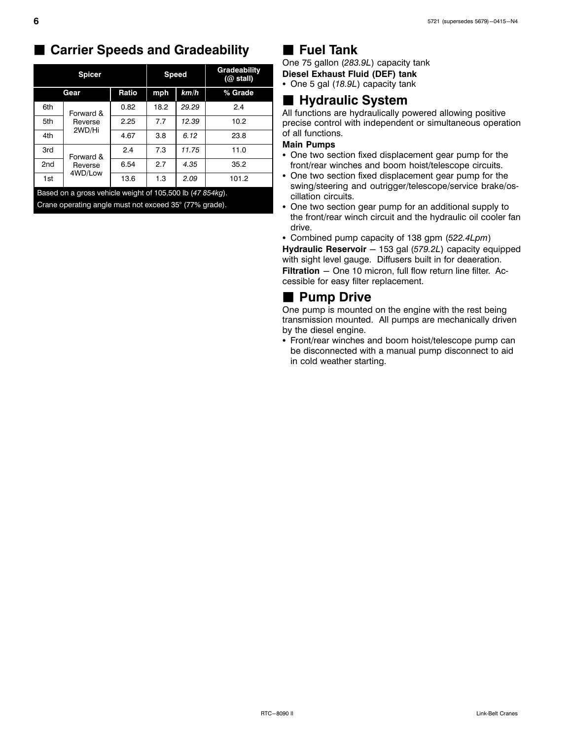## Carrier Speeds and Gradeability

| Spicer | | | Speed | | Gradeability (@ stall) |
|---|---|---|---|---|---|
| Gear | | Ratio | mph | *km/h* | % Grade |
| 6th | Forward & Reverse 2WD/Hi | 0.82 | 18.2 | *29.29* | 2.4 |
| 5th | | 2.25 | 7.7 | *12.39* | 10.2 |
| 4th | | 4.67 | 3.8 | *6.12* | 23.8 |
| 3rd | Forward & Reverse 4WD/Low | 2.4 | 7.3 | *11.75* | 11.0 |
| 2nd | | 6.54 | 2.7 | *4.35* | 35.2 |
| 1st | | 13.6 | 1.3 | *2.09* | 101.2 |

Based on a gross vehicle weight of 105,500 lb (*47 854kg*).

Crane operating angle must not exceed 35° (77% grade).

## Fuel Tank

One 75 gallon (*283.9L*) capacity tank

**Diesel Exhaust Fluid (DEF) tank**

- One 5 gal (*18.9L*) capacity tank

## Hydraulic System

All functions are hydraulically powered allowing positive precise control with independent or simultaneous operation of all functions.

**Main Pumps**

- One two section fixed displacement gear pump for the front/rear winches and boom hoist/telescope circuits.
- One two section fixed displacement gear pump for the swing/steering and outrigger/telescope/service brake/oscillation circuits.
- One two section gear pump for an additional supply to the front/rear winch circuit and the hydraulic oil cooler fan drive.
- Combined pump capacity of 138 gpm (*522.4Lpm*)

**Hydraulic Reservoir** – 153 gal (*579.2L*) capacity equipped with sight level gauge. Diffusers built in for deaeration.

**Filtration** – One 10 micron, full flow return line filter. Accessible for easy filter replacement.

## Pump Drive

One pump is mounted on the engine with the rest being transmission mounted. All pumps are mechanically driven by the diesel engine.

- Front/rear winches and boom hoist/telescope pump can be disconnected with a manual pump disconnect to aid in cold weather starting.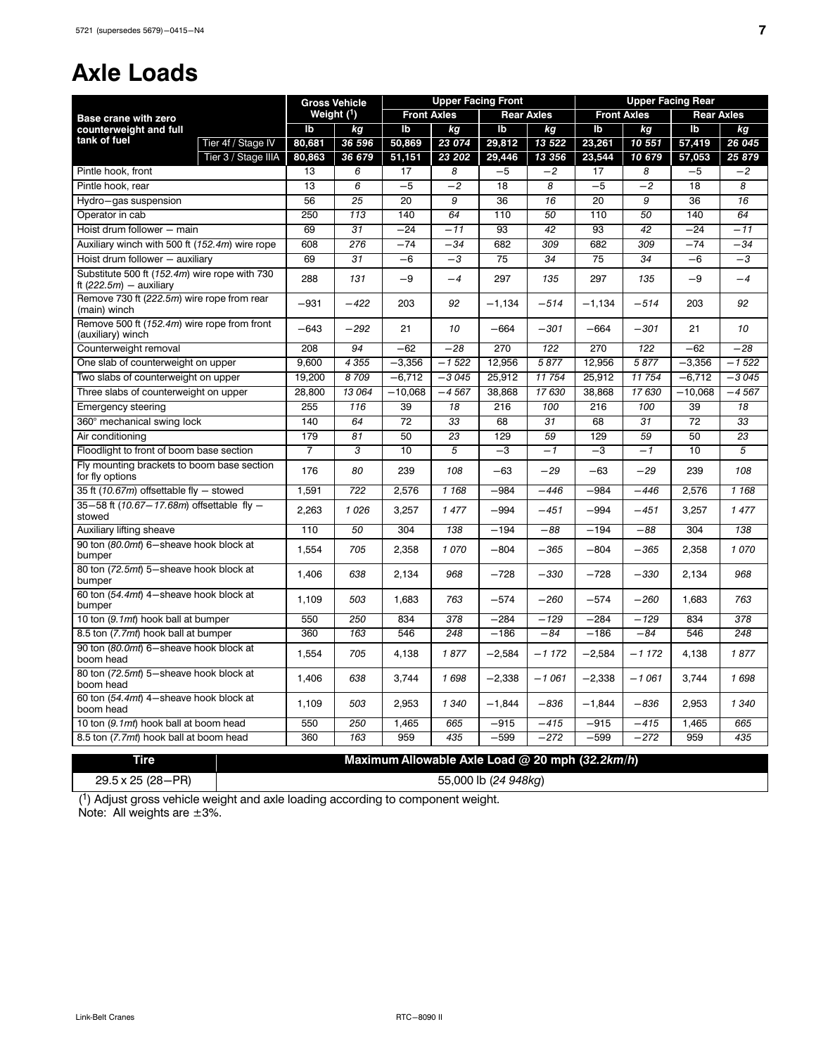# Axle Loads

| Base crane with zero counterweight and full tank of fuel | | Gross Vehicle Weight ([1]) | | Upper Facing Front | | | | Upper Facing Rear | | | |
|---|---|---|---|---|---|---|---|---|---|---|---|
| | | | | Front Axles | | Rear Axles | | Front Axles | | Rear Axles | |
| | | lb | kg | lb | kg | lb | kg | lb | kg | lb | kg |
| | Tier 4f / Stage IV | 80,681 | 36 596 | 50,869 | 23 074 | 29,812 | 13 522 | 23,261 | 10 551 | 57,419 | 26 045 |
| | Tier 3 / Stage IIIA | 80,863 | 36 679 | 51,151 | 23 202 | 29,446 | 13 356 | 23,544 | 10 679 | 57,053 | 25 879 |
| Pintle hook, front | | 13 | 6 | 17 | 8 | −5 | −2 | 17 | 8 | −5 | −2 |
| Pintle hook, rear | | 13 | 6 | −5 | −2 | 18 | 8 | −5 | −2 | 18 | 8 |
| Hydro−gas suspension | | 56 | 25 | 20 | 9 | 36 | 16 | 20 | 9 | 36 | 16 |
| Operator in cab | | 250 | 113 | 140 | 64 | 110 | 50 | 110 | 50 | 140 | 64 |
| Hoist drum follower − main | | 69 | 31 | −24 | −11 | 93 | 42 | 93 | 42 | −24 | −11 |
| Auxiliary winch with 500 ft (*152.4m*) wire rope | | 608 | 276 | −74 | −34 | 682 | 309 | 682 | 309 | −74 | −34 |
| Hoist drum follower − auxiliary | | 69 | 31 | −6 | −3 | 75 | 34 | 75 | 34 | −6 | −3 |
| Substitute 500 ft (*152.4m*) wire rope with 730 ft (*222.5m*) − auxiliary | | 288 | 131 | −9 | −4 | 297 | 135 | 297 | 135 | −9 | −4 |
| Remove 730 ft (*222.5m*) wire rope from rear (main) winch | | −931 | −422 | 203 | 92 | −1,134 | −514 | −1,134 | −514 | 203 | 92 |
| Remove 500 ft (*152.4m*) wire rope from front (auxiliary) winch | | −643 | −292 | 21 | 10 | −664 | −301 | −664 | −301 | 21 | 10 |
| Counterweight removal | | 208 | 94 | −62 | −28 | 270 | 122 | 270 | 122 | −62 | −28 |
| One slab of counterweight on upper | | 9,600 | 4 355 | −3,356 | −1 522 | 12,956 | 5 877 | 12,956 | 5 877 | −3,356 | −1 522 |
| Two slabs of counterweight on upper | | 19,200 | 8 709 | −6,712 | −3 045 | 25,912 | 11 754 | 25,912 | 11 754 | −6,712 | −3 045 |
| Three slabs of counterweight on upper | | 28,800 | 13 064 | −10,068 | −4 567 | 38,868 | 17 630 | 38,868 | 17 630 | −10,068 | −4 567 |
| Emergency steering | | 255 | 116 | 39 | 18 | 216 | 100 | 216 | 100 | 39 | 18 |
| 360° mechanical swing lock | | 140 | 64 | 72 | 33 | 68 | 31 | 68 | 31 | 72 | 33 |
| Air conditioning | | 179 | 81 | 50 | 23 | 129 | 59 | 129 | 59 | 50 | 23 |
| Floodlight to front of boom base section | | 7 | 3 | 10 | 5 | −3 | −1 | −3 | −1 | 10 | 5 |
| Fly mounting brackets to boom base section for fly options | | 176 | 80 | 239 | 108 | −63 | −29 | −63 | −29 | 239 | 108 |
| 35 ft (*10.67m*) offsettable fly − stowed | | 1,591 | 722 | 2,576 | 1 168 | −984 | −446 | −984 | −446 | 2,576 | 1 168 |
| 35−58 ft (*10.67−17.68m*) offsettable fly − stowed | | 2,263 | 1 026 | 3,257 | 1 477 | −994 | −451 | −994 | −451 | 3,257 | 1 477 |
| Auxiliary lifting sheave | | 110 | 50 | 304 | 138 | −194 | −88 | −194 | −88 | 304 | 138 |
| 90 ton (*80.0mt*) 6−sheave hook block at bumper | | 1,554 | 705 | 2,358 | 1 070 | −804 | −365 | −804 | −365 | 2,358 | 1 070 |
| 80 ton (*72.5mt*) 5−sheave hook block at bumper | | 1,406 | 638 | 2,134 | 968 | −728 | −330 | −728 | −330 | 2,134 | 968 |
| 60 ton (*54.4mt*) 4−sheave hook block at bumper | | 1,109 | 503 | 1,683 | 763 | −574 | −260 | −574 | −260 | 1,683 | 763 |
| 10 ton (*9.1mt*) hook ball at bumper | | 550 | 250 | 834 | 378 | −284 | −129 | −284 | −129 | 834 | 378 |
| 8.5 ton (*7.7mt*) hook ball at bumper | | 360 | 163 | 546 | 248 | −186 | −84 | −186 | −84 | 546 | 248 |
| 90 ton (*80.0mt*) 6−sheave hook block at boom head | | 1,554 | 705 | 4,138 | 1 877 | −2,584 | −1 172 | −2,584 | −1 172 | 4,138 | 1 877 |
| 80 ton (*72.5mt*) 5−sheave hook block at boom head | | 1,406 | 638 | 3,744 | 1 698 | −2,338 | −1 061 | −2,338 | −1 061 | 3,744 | 1 698 |
| 60 ton (*54.4mt*) 4−sheave hook block at boom head | | 1,109 | 503 | 2,953 | 1 340 | −1,844 | −836 | −1,844 | −836 | 2,953 | 1 340 |
| 10 ton (*9.1mt*) hook ball at boom head | | 550 | 250 | 1,465 | 665 | −915 | −415 | −915 | −415 | 1,465 | 665 |
| 8.5 ton (*7.7mt*) hook ball at boom head | | 360 | 163 | 959 | 435 | −599 | −272 | −599 | −272 | 959 | 435 |

| Tire | Maximum Allowable Axle Load @ 20 mph (*32.2km/h*) |
|---|---|
| 29.5 x 25 (28−PR) | 55,000 lb (*24 948kg*) |

([1]) Adjust gross vehicle weight and axle loading according to component weight.
Note: All weights are ±3%.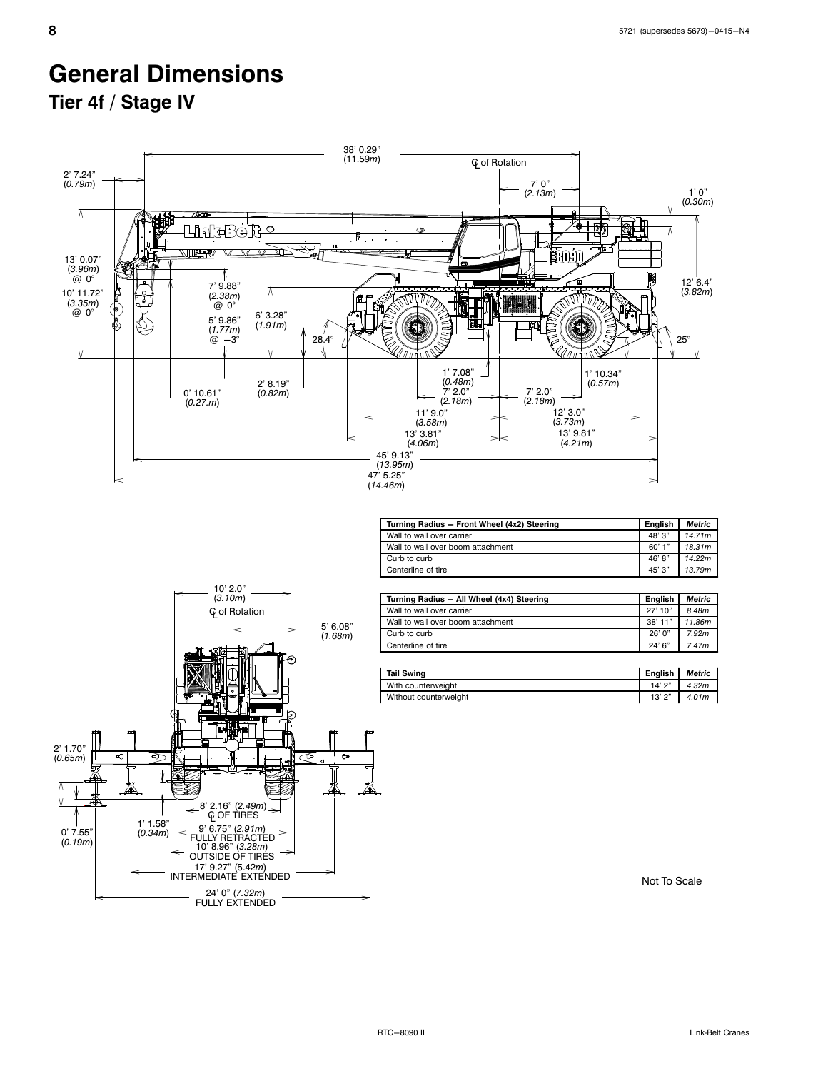# General Dimensions

## Tier 4f / Stage IV

| Turning Radius — Front Wheel (4x2) Steering | English | Metric |
|---|---|---|
| Wall to wall over carrier | 48' 3" | 14.71m |
| Wall to wall over boom attachment | 60' 1" | 18.31m |
| Curb to curb | 46' 8" | 14.22m |
| Centerline of tire | 45' 3" | 13.79m |

| Turning Radius — All Wheel (4x4) Steering | English | Metric |
|---|---|---|
| Wall to wall over carrier | 27' 10" | 8.48m |
| Wall to wall over boom attachment | 38' 11" | 11.86m |
| Curb to curb | 26' 0" | 7.92m |
| Centerline of tire | 24' 6" | 7.47m |

| Tail Swing | English | Metric |
|---|---|---|
| With counterweight | 14' 2" | 4.32m |
| Without counterweight | 13' 2" | 4.01m |

Not To Scale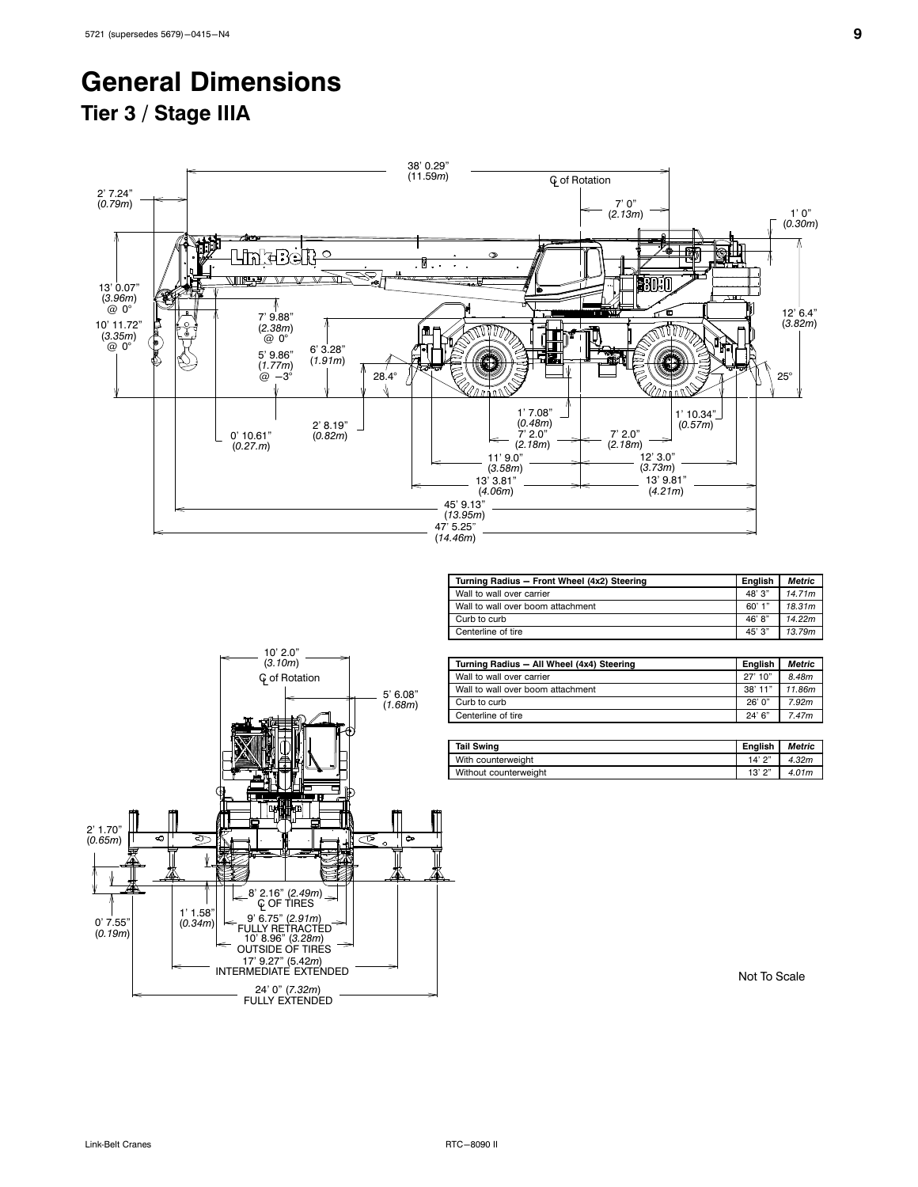# General Dimensions

## Tier 3 / Stage IIIA

| Turning Radius — Front Wheel (4x2) Steering | English | Metric |
|---|---|---|
| Wall to wall over carrier | 48' 3" | *14.71m* |
| Wall to wall over boom attachment | 60' 1" | *18.31m* |
| Curb to curb | 46' 8" | *14.22m* |
| Centerline of tire | 45' 3" | *13.79m* |

| Turning Radius — All Wheel (4x4) Steering | English | Metric |
|---|---|---|
| Wall to wall over carrier | 27' 10" | *8.48m* |
| Wall to wall over boom attachment | 38' 11" | *11.86m* |
| Curb to curb | 26' 0" | *7.92m* |
| Centerline of tire | 24' 6" | *7.47m* |

| Tail Swing | English | Metric |
|---|---|---|
| With counterweight | 14' 2" | *4.32m* |
| Without counterweight | 13' 2" | *4.01m* |

Not To Scale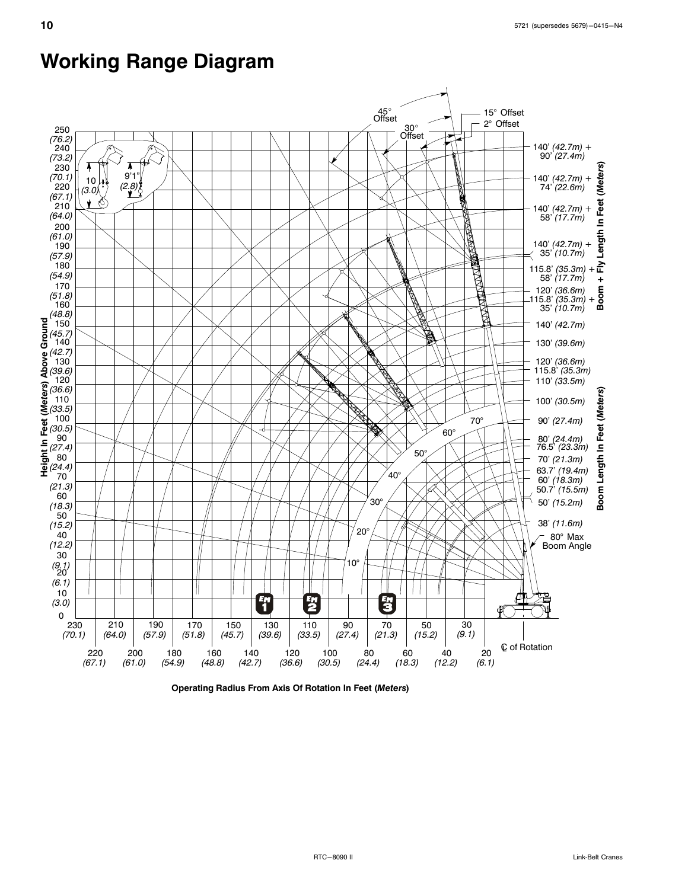# Working Range Diagram

45° Offset

30° Offset

15° Offset

2° Offset

Height In Feet (*Meters*) Above Ground

250 (*76.2*)
240 (*73.2*)
230 (*70.1*)
220 (*67.1*)
210 (*64.0*)
200 (*61.0*)
190 (*57.9*)
180 (*54.9*)
170 (*51.8*)
160 (*48.8*)
150 (*45.7*)
140 (*42.7*)
130 (*39.6*)
120 (*36.6*)
110 (*33.5*)
100 (*30.5*)
90 (*27.4*)
80 (*24.4*)
70 (*21.3*)
60 (*18.3*)
50 (*15.2*)
40 (*12.2*)
30 (*9.1*)
20 (*6.1*)
10 (*3.0*)
0

10 (*3.0*)

9'1" (*2.8*)

Boom + Fly Length In Feet (*Meters*)

140' (*42.7m*) + 90' (*27.4m*)
140' (*42.7m*) + 74' (*22.6m*)
140' (*42.7m*) + 58' (*17.7m*)
140' (*42.7m*) + 35' (*10.7m*)
115.8' (*35.3m*) + 58' (*17.7m*)
115.8' (*35.3m*) + 35' (*10.7m*)

Boom Length In Feet (*Meters*)

140' (*42.7m*)
130' (*39.6m*)
120' (*36.6m*)
115.8' (*35.3m*)
110' (*33.5m*)
100' (*30.5m*)
90' (*27.4m*)
80' (*24.4m*)
76.5' (*23.3m*)
70' (*21.3m*)
63.7' (*19.4m*)
60' (*18.3m*)
50.7' (*15.5m*)
50' (*15.2m*)
38' (*11.6m*)

80° Max Boom Angle

70°
60°
50°
40°
30°
20°
10°

EM 1
EM 2
EM 3

230 (*70.1*)
220 (*67.1*)
210 (*64.0*)
200 (*61.0*)
190 (*57.9*)
180 (*54.9*)
170 (*51.8*)
160 (*48.8*)
150 (*45.7*)
140 (*42.7*)
130 (*39.6*)
120 (*36.6*)
110 (*33.5*)
100 (*30.5*)
90 (*27.4*)
80 (*24.4*)
70 (*21.3*)
60 (*18.3*)
50 (*15.2*)
40 (*12.2*)
30 (*9.1*)
20 (*6.1*)

℄ of Rotation

**Operating Radius From Axis Of Rotation In Feet (*Meters*)**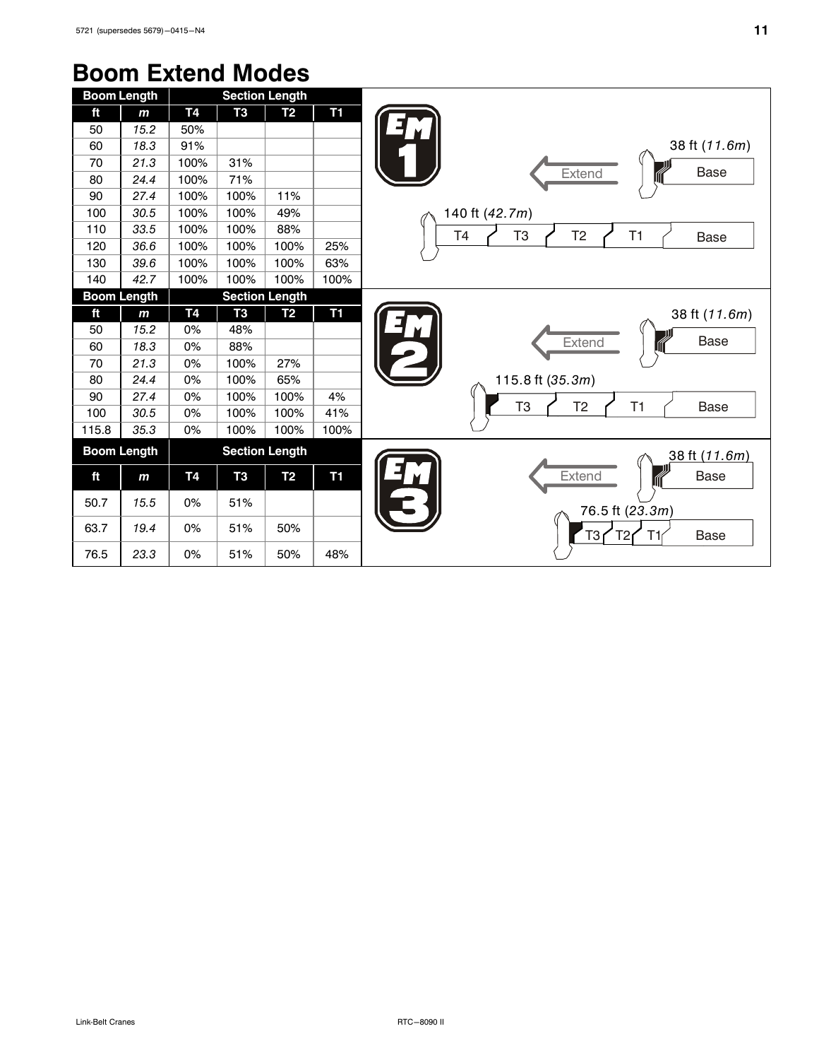# Boom Extend Modes

| Boom Length | | Section Length | | | |
|---|---|---|---|---|---|
| ft | *m* | T4 | T3 | T2 | T1 |
| 50 | *15.2* | 50% | | | |
| 60 | *18.3* | 91% | | | |
| 70 | *21.3* | 100% | 31% | | |
| 80 | *24.4* | 100% | 71% | | |
| 90 | *27.4* | 100% | 100% | 11% | |
| 100 | *30.5* | 100% | 100% | 49% | |
| 110 | *33.5* | 100% | 100% | 88% | |
| 120 | *36.6* | 100% | 100% | 100% | 25% |
| 130 | *39.6* | 100% | 100% | 100% | 63% |
| 140 | *42.7* | 100% | 100% | 100% | 100% |

EM 1

38 ft (*11.6m*) — Extend — Base

140 ft (*42.7m*) — T4 T3 T2 T1 Base

| Boom Length | | Section Length | | | |
|---|---|---|---|---|---|
| ft | *m* | T4 | T3 | T2 | T1 |
| 50 | *15.2* | 0% | 48% | | |
| 60 | *18.3* | 0% | 88% | | |
| 70 | *21.3* | 0% | 100% | 27% | |
| 80 | *24.4* | 0% | 100% | 65% | |
| 90 | *27.4* | 0% | 100% | 100% | 4% |
| 100 | *30.5* | 0% | 100% | 100% | 41% |
| 115.8 | *35.3* | 0% | 100% | 100% | 100% |

EM 2

38 ft (*11.6m*) — Extend — Base

115.8 ft (*35.3m*) — T3 T2 T1 Base

| Boom Length | | Section Length | | | |
|---|---|---|---|---|---|
| ft | *m* | T4 | T3 | T2 | T1 |
| 50.7 | *15.5* | 0% | 51% | | |
| 63.7 | *19.4* | 0% | 51% | 50% | |
| 76.5 | *23.3* | 0% | 51% | 50% | 48% |

EM 3

38 ft (*11.6m*) — Extend — Base

76.5 ft (*23.3m*) — T3 T2 T1 Base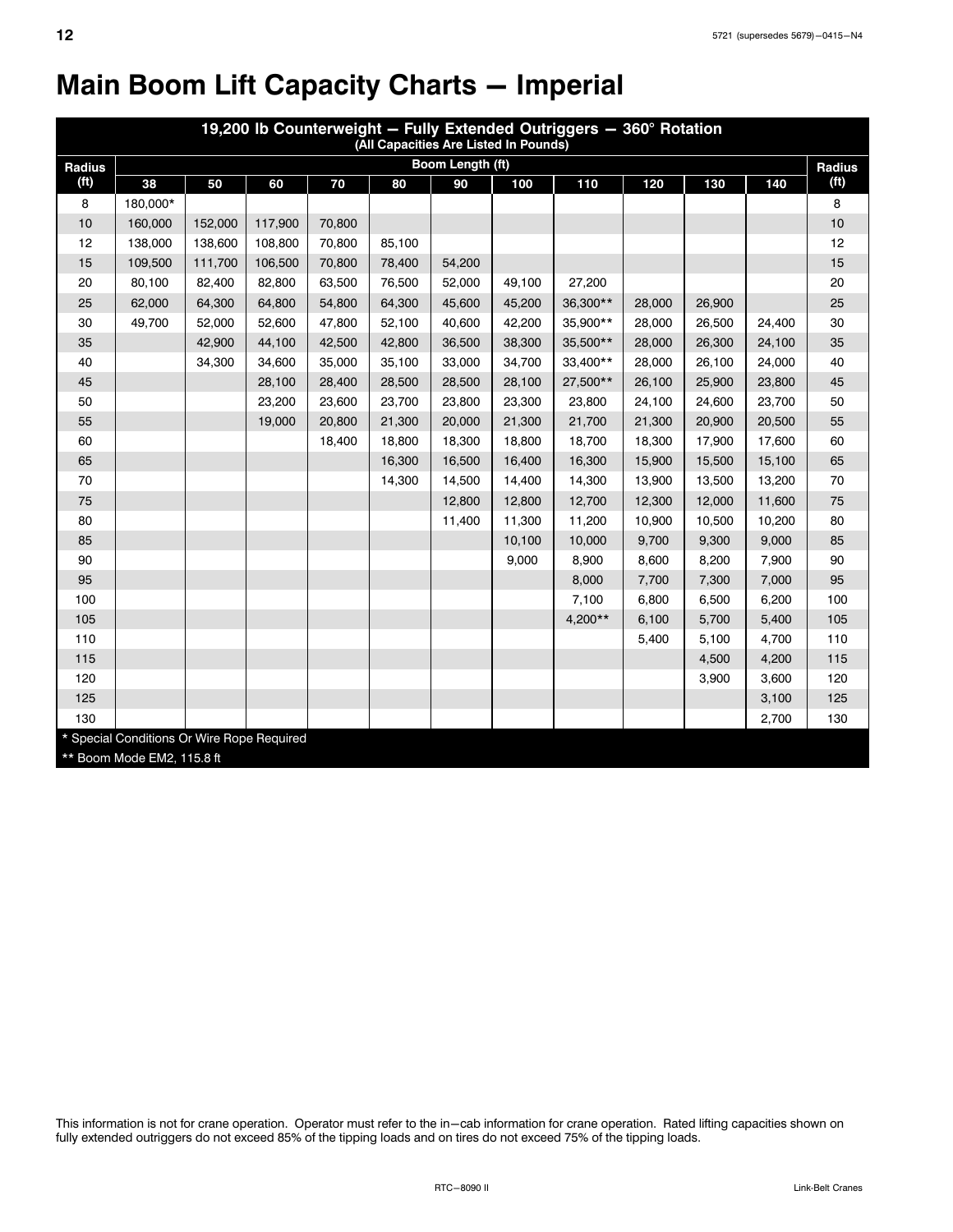# Main Boom Lift Capacity Charts — Imperial

| 19,200 lb Counterweight — Fully Extended Outriggers — 360° Rotation (All Capacities Are Listed In Pounds) | | | | | | | | | | | | |
|---|---|---|---|---|---|---|---|---|---|---|---|---|
| Radius (ft) | Boom Length (ft) | | | | | | | | | | | Radius (ft) |
| | 38 | 50 | 60 | 70 | 80 | 90 | 100 | 110 | 120 | 130 | 140 | |
| 8 | 180,000* | | | | | | | | | | | 8 |
| 10 | 160,000 | 152,000 | 117,900 | 70,800 | | | | | | | | 10 |
| 12 | 138,000 | 138,600 | 108,800 | 70,800 | 85,100 | | | | | | | 12 |
| 15 | 109,500 | 111,700 | 106,500 | 70,800 | 78,400 | 54,200 | | | | | | 15 |
| 20 | 80,100 | 82,400 | 82,800 | 63,500 | 76,500 | 52,000 | 49,100 | 27,200 | | | | 20 |
| 25 | 62,000 | 64,300 | 64,800 | 54,800 | 64,300 | 45,600 | 45,200 | 36,300** | 28,000 | 26,900 | | 25 |
| 30 | 49,700 | 52,000 | 52,600 | 47,800 | 52,100 | 40,600 | 42,200 | 35,900** | 28,000 | 26,500 | 24,400 | 30 |
| 35 | | 42,900 | 44,100 | 42,500 | 42,800 | 36,500 | 38,300 | 35,500** | 28,000 | 26,300 | 24,100 | 35 |
| 40 | | 34,300 | 34,600 | 35,000 | 35,100 | 33,000 | 34,700 | 33,400** | 28,000 | 26,100 | 24,000 | 40 |
| 45 | | | 28,100 | 28,400 | 28,500 | 28,500 | 28,100 | 27,500** | 26,100 | 25,900 | 23,800 | 45 |
| 50 | | | 23,200 | 23,600 | 23,700 | 23,800 | 23,300 | 23,800 | 24,100 | 24,600 | 23,700 | 50 |
| 55 | | | 19,000 | 20,800 | 21,300 | 20,000 | 21,300 | 21,700 | 21,300 | 20,900 | 20,500 | 55 |
| 60 | | | | 18,400 | 18,800 | 18,300 | 18,800 | 18,700 | 18,300 | 17,900 | 17,600 | 60 |
| 65 | | | | | 16,300 | 16,500 | 16,400 | 16,300 | 15,900 | 15,500 | 15,100 | 65 |
| 70 | | | | | 14,300 | 14,500 | 14,400 | 14,300 | 13,900 | 13,500 | 13,200 | 70 |
| 75 | | | | | | 12,800 | 12,800 | 12,700 | 12,300 | 12,000 | 11,600 | 75 |
| 80 | | | | | | 11,400 | 11,300 | 11,200 | 10,900 | 10,500 | 10,200 | 80 |
| 85 | | | | | | | 10,100 | 10,000 | 9,700 | 9,300 | 9,000 | 85 |
| 90 | | | | | | | 9,000 | 8,900 | 8,600 | 8,200 | 7,900 | 90 |
| 95 | | | | | | | | 8,000 | 7,700 | 7,300 | 7,000 | 95 |
| 100 | | | | | | | | 7,100 | 6,800 | 6,500 | 6,200 | 100 |
| 105 | | | | | | | | 4,200** | 6,100 | 5,700 | 5,400 | 105 |
| 110 | | | | | | | | | 5,400 | 5,100 | 4,700 | 110 |
| 115 | | | | | | | | | | 4,500 | 4,200 | 115 |
| 120 | | | | | | | | | | 3,900 | 3,600 | 120 |
| 125 | | | | | | | | | | | 3,100 | 125 |
| 130 | | | | | | | | | | | 2,700 | 130 |

\* Special Conditions Or Wire Rope Required

\*\* Boom Mode EM2, 115.8 ft

This information is not for crane operation. Operator must refer to the in—cab information for crane operation. Rated lifting capacities shown on fully extended outriggers do not exceed 85% of the tipping loads and on tires do not exceed 75% of the tipping loads.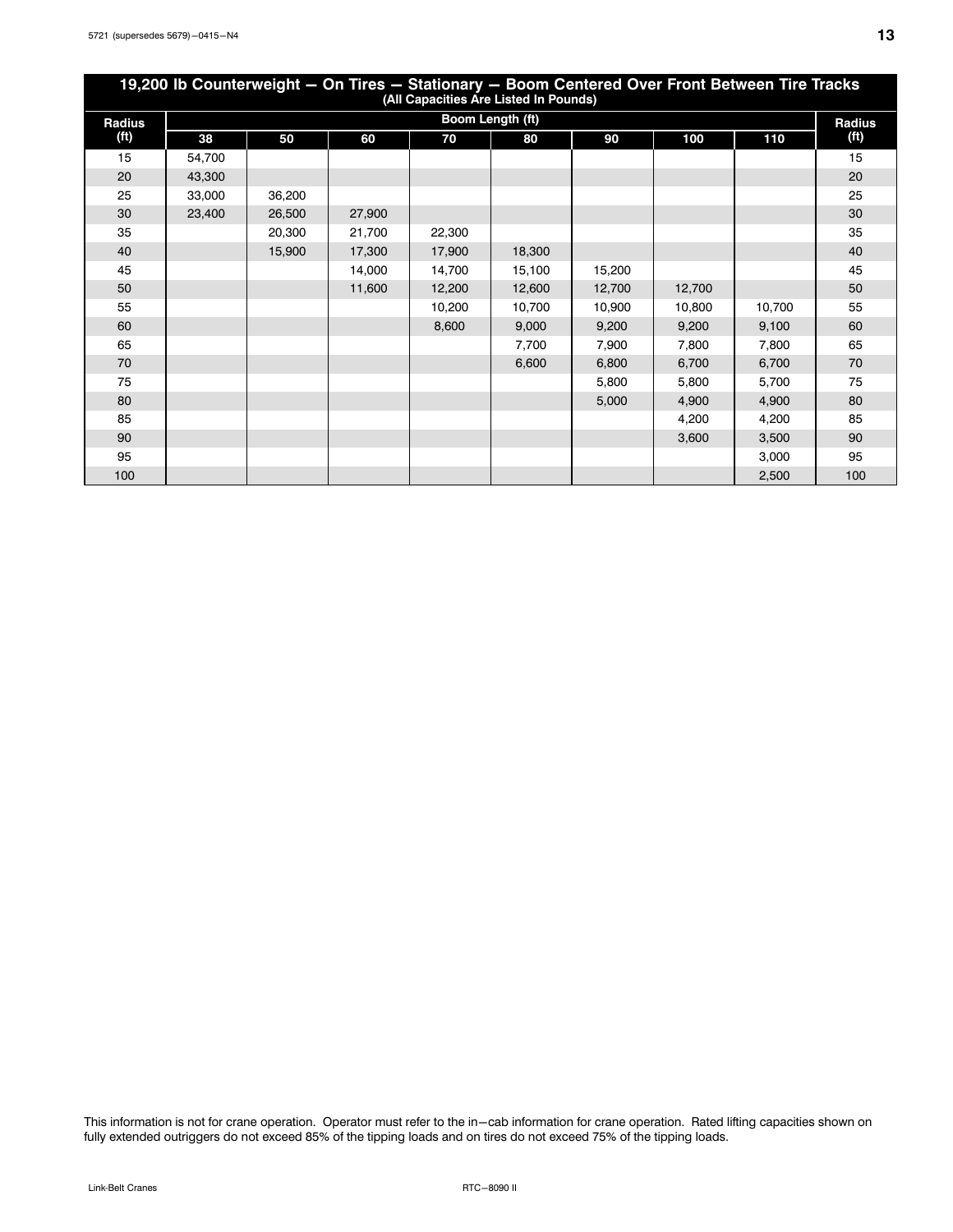## 19,200 lb Counterweight — On Tires — Stationary — Boom Centered Over Front Between Tire Tracks

(All Capacities Are Listed In Pounds)

| Radius (ft) | Boom Length (ft) | | | | | | | | Radius (ft) |
|---|---|---|---|---|---|---|---|---|---|
| | 38 | 50 | 60 | 70 | 80 | 90 | 100 | 110 | |
| 15 | 54,700 | | | | | | | | 15 |
| 20 | 43,300 | | | | | | | | 20 |
| 25 | 33,000 | 36,200 | | | | | | | 25 |
| 30 | 23,400 | 26,500 | 27,900 | | | | | | 30 |
| 35 | | 20,300 | 21,700 | 22,300 | | | | | 35 |
| 40 | | 15,900 | 17,300 | 17,900 | 18,300 | | | | 40 |
| 45 | | | 14,000 | 14,700 | 15,100 | 15,200 | | | 45 |
| 50 | | | 11,600 | 12,200 | 12,600 | 12,700 | 12,700 | | 50 |
| 55 | | | | 10,200 | 10,700 | 10,900 | 10,800 | 10,700 | 55 |
| 60 | | | | 8,600 | 9,000 | 9,200 | 9,200 | 9,100 | 60 |
| 65 | | | | | 7,700 | 7,900 | 7,800 | 7,800 | 65 |
| 70 | | | | | 6,600 | 6,800 | 6,700 | 6,700 | 70 |
| 75 | | | | | | 5,800 | 5,800 | 5,700 | 75 |
| 80 | | | | | | 5,000 | 4,900 | 4,900 | 80 |
| 85 | | | | | | | 4,200 | 4,200 | 85 |
| 90 | | | | | | | 3,600 | 3,500 | 90 |
| 95 | | | | | | | | 3,000 | 95 |
| 100 | | | | | | | | 2,500 | 100 |

This information is not for crane operation. Operator must refer to the in−cab information for crane operation. Rated lifting capacities shown on fully extended outriggers do not exceed 85% of the tipping loads and on tires do not exceed 75% of the tipping loads.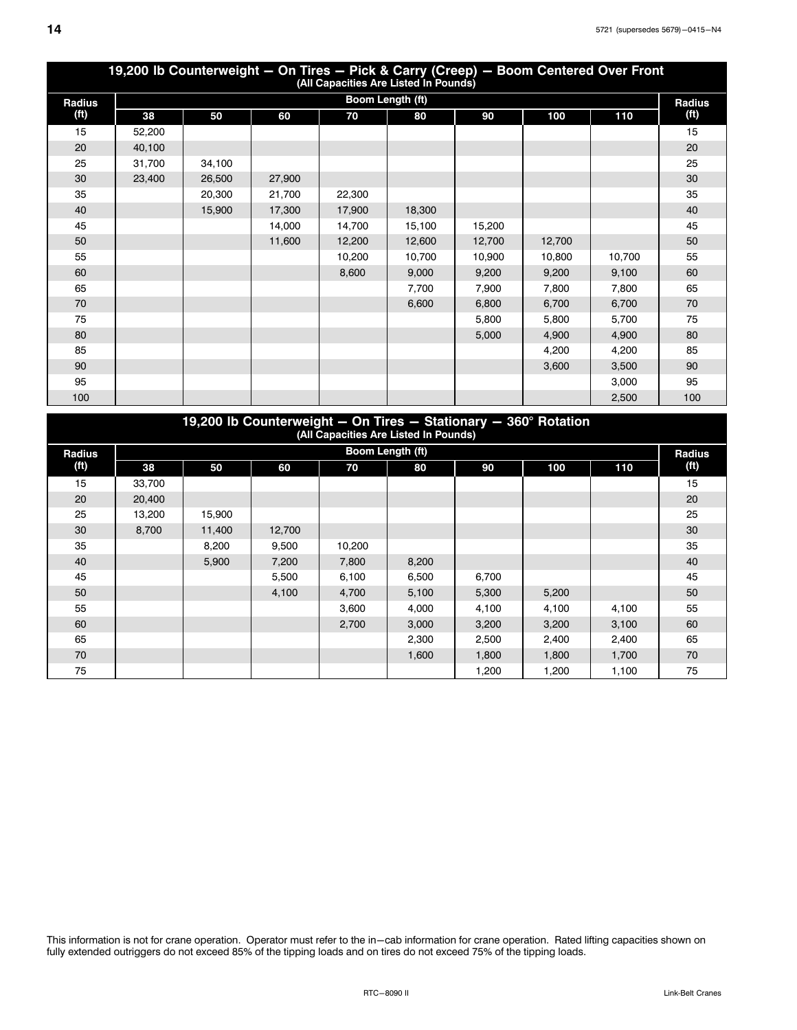## 19,200 lb Counterweight — On Tires — Pick & Carry (Creep) — Boom Centered Over Front
(All Capacities Are Listed In Pounds)

| Radius (ft) | Boom Length (ft) | | | | | | | | Radius (ft) |
|---|---|---|---|---|---|---|---|---|---|
| | 38 | 50 | 60 | 70 | 80 | 90 | 100 | 110 | |
| 15 | 52,200 | | | | | | | | 15 |
| 20 | 40,100 | | | | | | | | 20 |
| 25 | 31,700 | 34,100 | | | | | | | 25 |
| 30 | 23,400 | 26,500 | 27,900 | | | | | | 30 |
| 35 | | 20,300 | 21,700 | 22,300 | | | | | 35 |
| 40 | | 15,900 | 17,300 | 17,900 | 18,300 | | | | 40 |
| 45 | | | 14,000 | 14,700 | 15,100 | 15,200 | | | 45 |
| 50 | | | 11,600 | 12,200 | 12,600 | 12,700 | 12,700 | | 50 |
| 55 | | | | 10,200 | 10,700 | 10,900 | 10,800 | 10,700 | 55 |
| 60 | | | | 8,600 | 9,000 | 9,200 | 9,200 | 9,100 | 60 |
| 65 | | | | | 7,700 | 7,900 | 7,800 | 7,800 | 65 |
| 70 | | | | | 6,600 | 6,800 | 6,700 | 6,700 | 70 |
| 75 | | | | | | 5,800 | 5,800 | 5,700 | 75 |
| 80 | | | | | | 5,000 | 4,900 | 4,900 | 80 |
| 85 | | | | | | | 4,200 | 4,200 | 85 |
| 90 | | | | | | | 3,600 | 3,500 | 90 |
| 95 | | | | | | | | 3,000 | 95 |
| 100 | | | | | | | | 2,500 | 100 |

## 19,200 lb Counterweight — On Tires — Stationary — 360° Rotation
(All Capacities Are Listed In Pounds)

| Radius (ft) | Boom Length (ft) | | | | | | | | Radius (ft) |
|---|---|---|---|---|---|---|---|---|---|
| | 38 | 50 | 60 | 70 | 80 | 90 | 100 | 110 | |
| 15 | 33,700 | | | | | | | | 15 |
| 20 | 20,400 | | | | | | | | 20 |
| 25 | 13,200 | 15,900 | | | | | | | 25 |
| 30 | 8,700 | 11,400 | 12,700 | | | | | | 30 |
| 35 | | 8,200 | 9,500 | 10,200 | | | | | 35 |
| 40 | | 5,900 | 7,200 | 7,800 | 8,200 | | | | 40 |
| 45 | | | 5,500 | 6,100 | 6,500 | 6,700 | | | 45 |
| 50 | | | 4,100 | 4,700 | 5,100 | 5,300 | 5,200 | | 50 |
| 55 | | | | 3,600 | 4,000 | 4,100 | 4,100 | 4,100 | 55 |
| 60 | | | | 2,700 | 3,000 | 3,200 | 3,200 | 3,100 | 60 |
| 65 | | | | | 2,300 | 2,500 | 2,400 | 2,400 | 65 |
| 70 | | | | | 1,600 | 1,800 | 1,800 | 1,700 | 70 |
| 75 | | | | | | 1,200 | 1,200 | 1,100 | 75 |

This information is not for crane operation. Operator must refer to the in−cab information for crane operation. Rated lifting capacities shown on fully extended outriggers do not exceed 85% of the tipping loads and on tires do not exceed 75% of the tipping loads.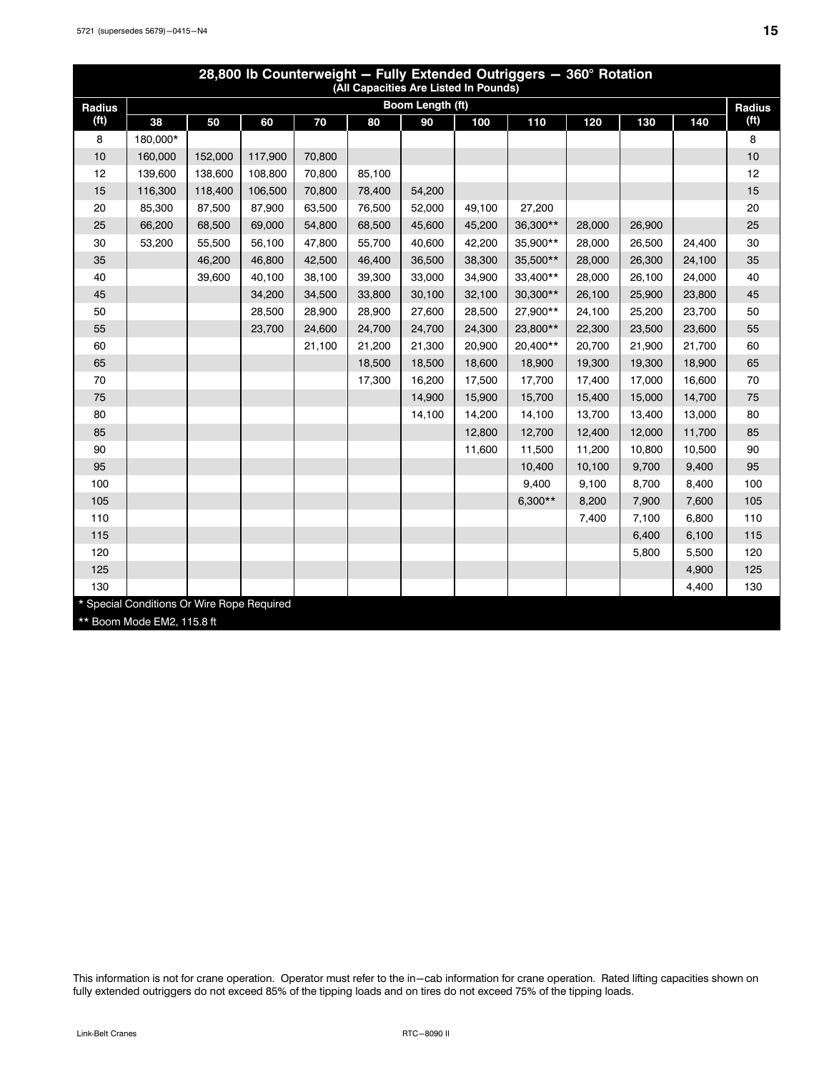## 28,800 lb Counterweight — Fully Extended Outriggers — 360° Rotation

(All Capacities Are Listed In Pounds)

| Radius (ft) | Boom Length (ft) 38 | 50 | 60 | 70 | 80 | 90 | 100 | 110 | 120 | 130 | 140 | Radius (ft) |
|---|---|---|---|---|---|---|---|---|---|---|---|---|
| 8 | 180,000* | | | | | | | | | | | 8 |
| 10 | 160,000 | 152,000 | 117,900 | 70,800 | | | | | | | | 10 |
| 12 | 139,600 | 138,600 | 108,800 | 70,800 | 85,100 | | | | | | | 12 |
| 15 | 116,300 | 118,400 | 106,500 | 70,800 | 78,400 | 54,200 | | | | | | 15 |
| 20 | 85,300 | 87,500 | 87,900 | 63,500 | 76,500 | 52,000 | 49,100 | 27,200 | | | | 20 |
| 25 | 66,200 | 68,500 | 69,000 | 54,800 | 68,500 | 45,600 | 45,200 | 36,300** | 28,000 | 26,900 | | 25 |
| 30 | 53,200 | 55,500 | 56,100 | 47,800 | 55,700 | 40,600 | 42,200 | 35,900** | 28,000 | 26,500 | 24,400 | 30 |
| 35 | | 46,200 | 46,800 | 42,500 | 46,400 | 36,500 | 38,300 | 35,500** | 28,000 | 26,300 | 24,100 | 35 |
| 40 | | 39,600 | 40,100 | 38,100 | 39,300 | 33,000 | 34,900 | 33,400** | 28,000 | 26,100 | 24,000 | 40 |
| 45 | | | 34,200 | 34,500 | 33,800 | 30,100 | 32,100 | 30,300** | 26,100 | 25,900 | 23,800 | 45 |
| 50 | | | 28,500 | 28,900 | 28,900 | 27,600 | 28,500 | 27,900** | 24,100 | 25,200 | 23,700 | 50 |
| 55 | | | 23,700 | 24,600 | 24,700 | 24,700 | 24,300 | 23,800** | 22,300 | 23,500 | 23,600 | 55 |
| 60 | | | | 21,100 | 21,200 | 21,300 | 20,900 | 20,400** | 20,700 | 21,900 | 21,700 | 60 |
| 65 | | | | | 18,500 | 18,500 | 18,600 | 18,900 | 19,300 | 19,300 | 18,900 | 65 |
| 70 | | | | | 17,300 | 16,200 | 17,500 | 17,700 | 17,400 | 17,000 | 16,600 | 70 |
| 75 | | | | | | 14,900 | 15,900 | 15,700 | 15,400 | 15,000 | 14,700 | 75 |
| 80 | | | | | | 14,100 | 14,200 | 14,100 | 13,700 | 13,400 | 13,000 | 80 |
| 85 | | | | | | | 12,800 | 12,700 | 12,400 | 12,000 | 11,700 | 85 |
| 90 | | | | | | | 11,600 | 11,500 | 11,200 | 10,800 | 10,500 | 90 |
| 95 | | | | | | | | 10,400 | 10,100 | 9,700 | 9,400 | 95 |
| 100 | | | | | | | | 9,400 | 9,100 | 8,700 | 8,400 | 100 |
| 105 | | | | | | | | 6,300** | 8,200 | 7,900 | 7,600 | 105 |
| 110 | | | | | | | | | 7,400 | 7,100 | 6,800 | 110 |
| 115 | | | | | | | | | | 6,400 | 6,100 | 115 |
| 120 | | | | | | | | | | 5,800 | 5,500 | 120 |
| 125 | | | | | | | | | | | 4,900 | 125 |
| 130 | | | | | | | | | | | 4,400 | 130 |

\* Special Conditions Or Wire Rope Required

\*\* Boom Mode EM2, 115.8 ft

This information is not for crane operation. Operator must refer to the in−cab information for crane operation. Rated lifting capacities shown on fully extended outriggers do not exceed 85% of the tipping loads and on tires do not exceed 75% of the tipping loads.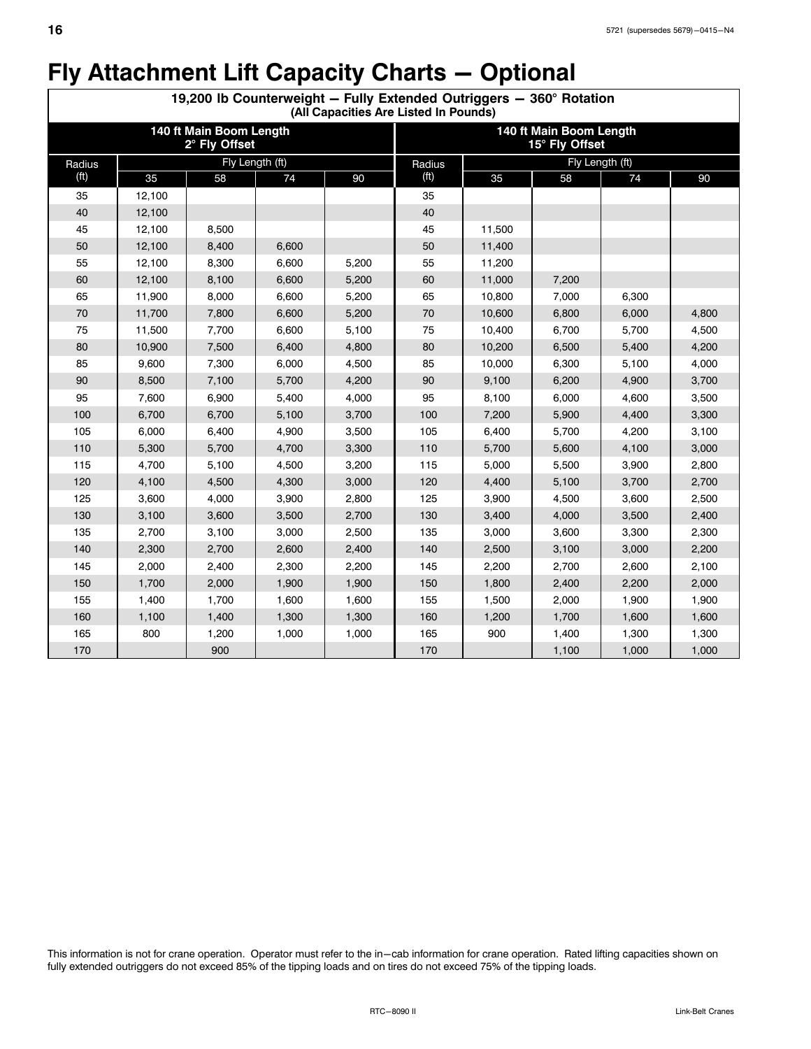# Fly Attachment Lift Capacity Charts — Optional

| 19,200 lb Counterweight — Fully Extended Outriggers — 360° Rotation (All Capacities Are Listed In Pounds) | | | | | | | | | |
|---|---|---|---|---|---|---|---|---|---|
| 140 ft Main Boom Length 2° Fly Offset | | | | | 140 ft Main Boom Length 15° Fly Offset | | | | |
| Radius (ft) | Fly Length (ft) | | | | Radius (ft) | Fly Length (ft) | | | |
| | 35 | 58 | 74 | 90 | | 35 | 58 | 74 | 90 |
| 35 | 12,100 | | | | 35 | | | | |
| 40 | 12,100 | | | | 40 | | | | |
| 45 | 12,100 | 8,500 | | | 45 | 11,500 | | | |
| 50 | 12,100 | 8,400 | 6,600 | | 50 | 11,400 | | | |
| 55 | 12,100 | 8,300 | 6,600 | 5,200 | 55 | 11,200 | | | |
| 60 | 12,100 | 8,100 | 6,600 | 5,200 | 60 | 11,000 | 7,200 | | |
| 65 | 11,900 | 8,000 | 6,600 | 5,200 | 65 | 10,800 | 7,000 | 6,300 | |
| 70 | 11,700 | 7,800 | 6,600 | 5,200 | 70 | 10,600 | 6,800 | 6,000 | 4,800 |
| 75 | 11,500 | 7,700 | 6,600 | 5,100 | 75 | 10,400 | 6,700 | 5,700 | 4,500 |
| 80 | 10,900 | 7,500 | 6,400 | 4,800 | 80 | 10,200 | 6,500 | 5,400 | 4,200 |
| 85 | 9,600 | 7,300 | 6,000 | 4,500 | 85 | 10,000 | 6,300 | 5,100 | 4,000 |
| 90 | 8,500 | 7,100 | 5,700 | 4,200 | 90 | 9,100 | 6,200 | 4,900 | 3,700 |
| 95 | 7,600 | 6,900 | 5,400 | 4,000 | 95 | 8,100 | 6,000 | 4,600 | 3,500 |
| 100 | 6,700 | 6,700 | 5,100 | 3,700 | 100 | 7,200 | 5,900 | 4,400 | 3,300 |
| 105 | 6,000 | 6,400 | 4,900 | 3,500 | 105 | 6,400 | 5,700 | 4,200 | 3,100 |
| 110 | 5,300 | 5,700 | 4,700 | 3,300 | 110 | 5,700 | 5,600 | 4,100 | 3,000 |
| 115 | 4,700 | 5,100 | 4,500 | 3,200 | 115 | 5,000 | 5,500 | 3,900 | 2,800 |
| 120 | 4,100 | 4,500 | 4,300 | 3,000 | 120 | 4,400 | 5,100 | 3,700 | 2,700 |
| 125 | 3,600 | 4,000 | 3,900 | 2,800 | 125 | 3,900 | 4,500 | 3,600 | 2,500 |
| 130 | 3,100 | 3,600 | 3,500 | 2,700 | 130 | 3,400 | 4,000 | 3,500 | 2,400 |
| 135 | 2,700 | 3,100 | 3,000 | 2,500 | 135 | 3,000 | 3,600 | 3,300 | 2,300 |
| 140 | 2,300 | 2,700 | 2,600 | 2,400 | 140 | 2,500 | 3,100 | 3,000 | 2,200 |
| 145 | 2,000 | 2,400 | 2,300 | 2,200 | 145 | 2,200 | 2,700 | 2,600 | 2,100 |
| 150 | 1,700 | 2,000 | 1,900 | 1,900 | 150 | 1,800 | 2,400 | 2,200 | 2,000 |
| 155 | 1,400 | 1,700 | 1,600 | 1,600 | 155 | 1,500 | 2,000 | 1,900 | 1,900 |
| 160 | 1,100 | 1,400 | 1,300 | 1,300 | 160 | 1,200 | 1,700 | 1,600 | 1,600 |
| 165 | 800 | 1,200 | 1,000 | 1,000 | 165 | 900 | 1,400 | 1,300 | 1,300 |
| 170 | | 900 | | | 170 | | 1,100 | 1,000 | 1,000 |

This information is not for crane operation. Operator must refer to the in−cab information for crane operation. Rated lifting capacities shown on fully extended outriggers do not exceed 85% of the tipping loads and on tires do not exceed 75% of the tipping loads.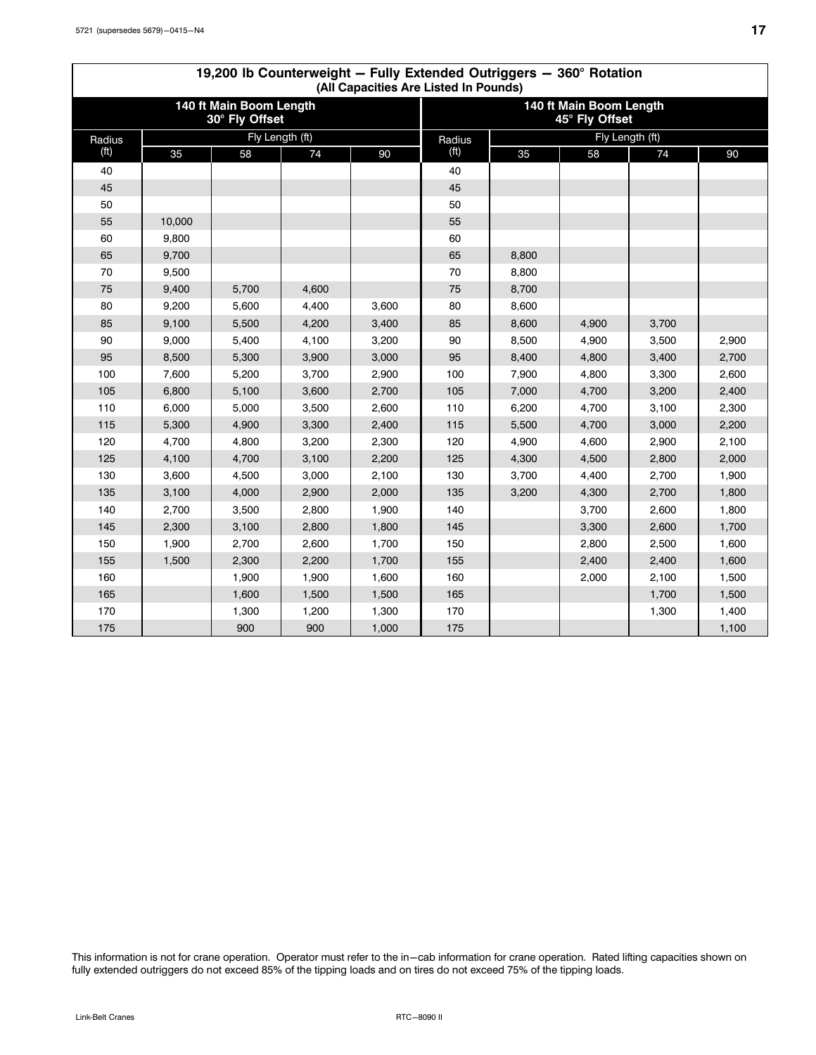## 19,200 lb Counterweight — Fully Extended Outriggers — 360° Rotation
### (All Capacities Are Listed In Pounds)

| 140 ft Main Boom Length 30° Fly Offset | | | | | 140 ft Main Boom Length 45° Fly Offset | | | | |
|---|---|---|---|---|---|---|---|---|---|
| Radius (ft) | Fly Length (ft) | | | | Radius (ft) | Fly Length (ft) | | | |
| | 35 | 58 | 74 | 90 | | 35 | 58 | 74 | 90 |
| 40 | | | | | 40 | | | | |
| 45 | | | | | 45 | | | | |
| 50 | | | | | 50 | | | | |
| 55 | 10,000 | | | | 55 | | | | |
| 60 | 9,800 | | | | 60 | | | | |
| 65 | 9,700 | | | | 65 | 8,800 | | | |
| 70 | 9,500 | | | | 70 | 8,800 | | | |
| 75 | 9,400 | 5,700 | 4,600 | | 75 | 8,700 | | | |
| 80 | 9,200 | 5,600 | 4,400 | 3,600 | 80 | 8,600 | | | |
| 85 | 9,100 | 5,500 | 4,200 | 3,400 | 85 | 8,600 | 4,900 | 3,700 | |
| 90 | 9,000 | 5,400 | 4,100 | 3,200 | 90 | 8,500 | 4,900 | 3,500 | 2,900 |
| 95 | 8,500 | 5,300 | 3,900 | 3,000 | 95 | 8,400 | 4,800 | 3,400 | 2,700 |
| 100 | 7,600 | 5,200 | 3,700 | 2,900 | 100 | 7,900 | 4,800 | 3,300 | 2,600 |
| 105 | 6,800 | 5,100 | 3,600 | 2,700 | 105 | 7,000 | 4,700 | 3,200 | 2,400 |
| 110 | 6,000 | 5,000 | 3,500 | 2,600 | 110 | 6,200 | 4,700 | 3,100 | 2,300 |
| 115 | 5,300 | 4,900 | 3,300 | 2,400 | 115 | 5,500 | 4,700 | 3,000 | 2,200 |
| 120 | 4,700 | 4,800 | 3,200 | 2,300 | 120 | 4,900 | 4,600 | 2,900 | 2,100 |
| 125 | 4,100 | 4,700 | 3,100 | 2,200 | 125 | 4,300 | 4,500 | 2,800 | 2,000 |
| 130 | 3,600 | 4,500 | 3,000 | 2,100 | 130 | 3,700 | 4,400 | 2,700 | 1,900 |
| 135 | 3,100 | 4,000 | 2,900 | 2,000 | 135 | 3,200 | 4,300 | 2,700 | 1,800 |
| 140 | 2,700 | 3,500 | 2,800 | 1,900 | 140 | | 3,700 | 2,600 | 1,800 |
| 145 | 2,300 | 3,100 | 2,800 | 1,800 | 145 | | 3,300 | 2,600 | 1,700 |
| 150 | 1,900 | 2,700 | 2,600 | 1,700 | 150 | | 2,800 | 2,500 | 1,600 |
| 155 | 1,500 | 2,300 | 2,200 | 1,700 | 155 | | 2,400 | 2,400 | 1,600 |
| 160 | | 1,900 | 1,900 | 1,600 | 160 | | 2,000 | 2,100 | 1,500 |
| 165 | | 1,600 | 1,500 | 1,500 | 165 | | | 1,700 | 1,500 |
| 170 | | 1,300 | 1,200 | 1,300 | 170 | | | 1,300 | 1,400 |
| 175 | | 900 | 900 | 1,000 | 175 | | | | 1,100 |

This information is not for crane operation. Operator must refer to the in−cab information for crane operation. Rated lifting capacities shown on fully extended outriggers do not exceed 85% of the tipping loads and on tires do not exceed 75% of the tipping loads.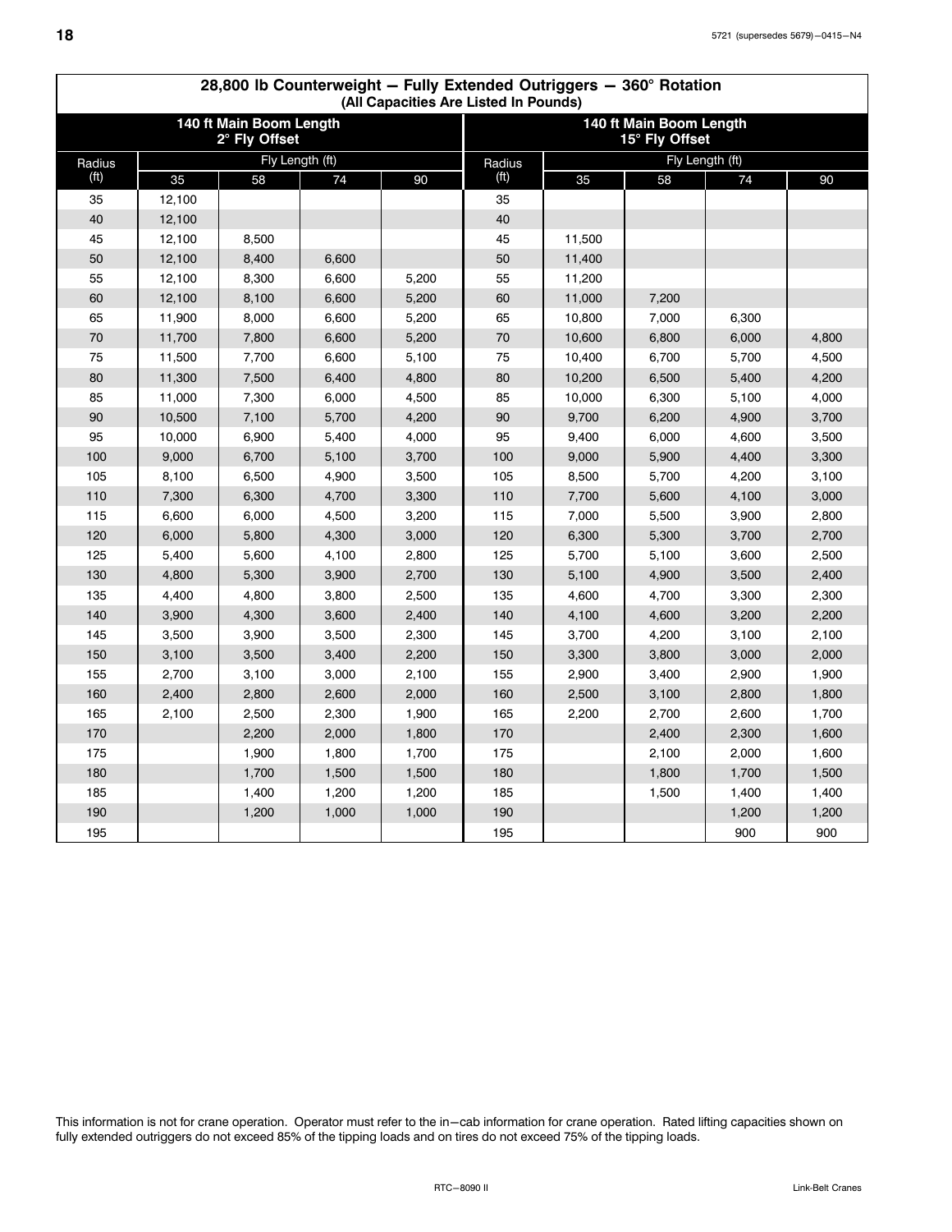## 28,800 lb Counterweight — Fully Extended Outriggers — 360° Rotation
(All Capacities Are Listed In Pounds)

| 140 ft Main Boom Length 2° Fly Offset | | | | | 140 ft Main Boom Length 15° Fly Offset | | | | |
|---|---|---|---|---|---|---|---|---|---|
| Radius (ft) | Fly Length (ft) | | | | Radius (ft) | Fly Length (ft) | | | |
| | 35 | 58 | 74 | 90 | | 35 | 58 | 74 | 90 |
| 35 | 12,100 | | | | 35 | | | | |
| 40 | 12,100 | | | | 40 | | | | |
| 45 | 12,100 | 8,500 | | | 45 | 11,500 | | | |
| 50 | 12,100 | 8,400 | 6,600 | | 50 | 11,400 | | | |
| 55 | 12,100 | 8,300 | 6,600 | 5,200 | 55 | 11,200 | | | |
| 60 | 12,100 | 8,100 | 6,600 | 5,200 | 60 | 11,000 | 7,200 | | |
| 65 | 11,900 | 8,000 | 6,600 | 5,200 | 65 | 10,800 | 7,000 | 6,300 | |
| 70 | 11,700 | 7,800 | 6,600 | 5,200 | 70 | 10,600 | 6,800 | 6,000 | 4,800 |
| 75 | 11,500 | 7,700 | 6,600 | 5,100 | 75 | 10,400 | 6,700 | 5,700 | 4,500 |
| 80 | 11,300 | 7,500 | 6,400 | 4,800 | 80 | 10,200 | 6,500 | 5,400 | 4,200 |
| 85 | 11,000 | 7,300 | 6,000 | 4,500 | 85 | 10,000 | 6,300 | 5,100 | 4,000 |
| 90 | 10,500 | 7,100 | 5,700 | 4,200 | 90 | 9,700 | 6,200 | 4,900 | 3,700 |
| 95 | 10,000 | 6,900 | 5,400 | 4,000 | 95 | 9,400 | 6,000 | 4,600 | 3,500 |
| 100 | 9,000 | 6,700 | 5,100 | 3,700 | 100 | 9,000 | 5,900 | 4,400 | 3,300 |
| 105 | 8,100 | 6,500 | 4,900 | 3,500 | 105 | 8,500 | 5,700 | 4,200 | 3,100 |
| 110 | 7,300 | 6,300 | 4,700 | 3,300 | 110 | 7,700 | 5,600 | 4,100 | 3,000 |
| 115 | 6,600 | 6,000 | 4,500 | 3,200 | 115 | 7,000 | 5,500 | 3,900 | 2,800 |
| 120 | 6,000 | 5,800 | 4,300 | 3,000 | 120 | 6,300 | 5,300 | 3,700 | 2,700 |
| 125 | 5,400 | 5,600 | 4,100 | 2,800 | 125 | 5,700 | 5,100 | 3,600 | 2,500 |
| 130 | 4,800 | 5,300 | 3,900 | 2,700 | 130 | 5,100 | 4,900 | 3,500 | 2,400 |
| 135 | 4,400 | 4,800 | 3,800 | 2,500 | 135 | 4,600 | 4,700 | 3,300 | 2,300 |
| 140 | 3,900 | 4,300 | 3,600 | 2,400 | 140 | 4,100 | 4,600 | 3,200 | 2,200 |
| 145 | 3,500 | 3,900 | 3,500 | 2,300 | 145 | 3,700 | 4,200 | 3,100 | 2,100 |
| 150 | 3,100 | 3,500 | 3,400 | 2,200 | 150 | 3,300 | 3,800 | 3,000 | 2,000 |
| 155 | 2,700 | 3,100 | 3,000 | 2,100 | 155 | 2,900 | 3,400 | 2,900 | 1,900 |
| 160 | 2,400 | 2,800 | 2,600 | 2,000 | 160 | 2,500 | 3,100 | 2,800 | 1,800 |
| 165 | 2,100 | 2,500 | 2,300 | 1,900 | 165 | 2,200 | 2,700 | 2,600 | 1,700 |
| 170 | | 2,200 | 2,000 | 1,800 | 170 | | 2,400 | 2,300 | 1,600 |
| 175 | | 1,900 | 1,800 | 1,700 | 175 | | 2,100 | 2,000 | 1,600 |
| 180 | | 1,700 | 1,500 | 1,500 | 180 | | 1,800 | 1,700 | 1,500 |
| 185 | | 1,400 | 1,200 | 1,200 | 185 | | 1,500 | 1,400 | 1,400 |
| 190 | | 1,200 | 1,000 | 1,000 | 190 | | | 1,200 | 1,200 |
| 195 | | | | | 195 | | | 900 | 900 |

This information is not for crane operation. Operator must refer to the in-cab information for crane operation. Rated lifting capacities shown on fully extended outriggers do not exceed 85% of the tipping loads and on tires do not exceed 75% of the tipping loads.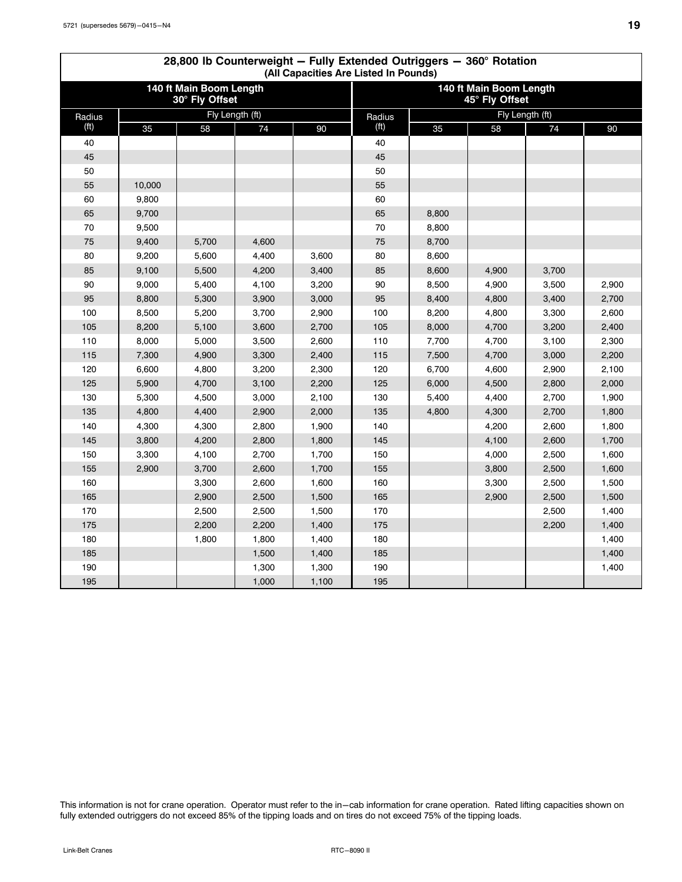## 28,800 lb Counterweight — Fully Extended Outriggers — 360° Rotation
### (All Capacities Are Listed In Pounds)

| 140 ft Main Boom Length 30° Fly Offset | | | | | 140 ft Main Boom Length 45° Fly Offset | | | | |
|---|---|---|---|---|---|---|---|---|---|
| Radius (ft) | Fly Length (ft) | | | | Radius (ft) | Fly Length (ft) | | | |
| | 35 | 58 | 74 | 90 | | 35 | 58 | 74 | 90 |
| 40 | | | | | 40 | | | | |
| 45 | | | | | 45 | | | | |
| 50 | | | | | 50 | | | | |
| 55 | 10,000 | | | | 55 | | | | |
| 60 | 9,800 | | | | 60 | | | | |
| 65 | 9,700 | | | | 65 | 8,800 | | | |
| 70 | 9,500 | | | | 70 | 8,800 | | | |
| 75 | 9,400 | 5,700 | 4,600 | | 75 | 8,700 | | | |
| 80 | 9,200 | 5,600 | 4,400 | 3,600 | 80 | 8,600 | | | |
| 85 | 9,100 | 5,500 | 4,200 | 3,400 | 85 | 8,600 | 4,900 | 3,700 | |
| 90 | 9,000 | 5,400 | 4,100 | 3,200 | 90 | 8,500 | 4,900 | 3,500 | 2,900 |
| 95 | 8,800 | 5,300 | 3,900 | 3,000 | 95 | 8,400 | 4,800 | 3,400 | 2,700 |
| 100 | 8,500 | 5,200 | 3,700 | 2,900 | 100 | 8,200 | 4,800 | 3,300 | 2,600 |
| 105 | 8,200 | 5,100 | 3,600 | 2,700 | 105 | 8,000 | 4,700 | 3,200 | 2,400 |
| 110 | 8,000 | 5,000 | 3,500 | 2,600 | 110 | 7,700 | 4,700 | 3,100 | 2,300 |
| 115 | 7,300 | 4,900 | 3,300 | 2,400 | 115 | 7,500 | 4,700 | 3,000 | 2,200 |
| 120 | 6,600 | 4,800 | 3,200 | 2,300 | 120 | 6,700 | 4,600 | 2,900 | 2,100 |
| 125 | 5,900 | 4,700 | 3,100 | 2,200 | 125 | 6,000 | 4,500 | 2,800 | 2,000 |
| 130 | 5,300 | 4,500 | 3,000 | 2,100 | 130 | 5,400 | 4,400 | 2,700 | 1,900 |
| 135 | 4,800 | 4,400 | 2,900 | 2,000 | 135 | 4,800 | 4,300 | 2,700 | 1,800 |
| 140 | 4,300 | 4,300 | 2,800 | 1,900 | 140 | | 4,200 | 2,600 | 1,800 |
| 145 | 3,800 | 4,200 | 2,800 | 1,800 | 145 | | 4,100 | 2,600 | 1,700 |
| 150 | 3,300 | 4,100 | 2,700 | 1,700 | 150 | | 4,000 | 2,500 | 1,600 |
| 155 | 2,900 | 3,700 | 2,600 | 1,700 | 155 | | 3,800 | 2,500 | 1,600 |
| 160 | | 3,300 | 2,600 | 1,600 | 160 | | 3,300 | 2,500 | 1,500 |
| 165 | | 2,900 | 2,500 | 1,500 | 165 | | 2,900 | 2,500 | 1,500 |
| 170 | | 2,500 | 2,500 | 1,500 | 170 | | | 2,500 | 1,400 |
| 175 | | 2,200 | 2,200 | 1,400 | 175 | | | 2,200 | 1,400 |
| 180 | | 1,800 | 1,800 | 1,400 | 180 | | | | 1,400 |
| 185 | | | 1,500 | 1,400 | 185 | | | | 1,400 |
| 190 | | | 1,300 | 1,300 | 190 | | | | 1,400 |
| 195 | | | 1,000 | 1,100 | 195 | | | | |

This information is not for crane operation. Operator must refer to the in−cab information for crane operation. Rated lifting capacities shown on fully extended outriggers do not exceed 85% of the tipping loads and on tires do not exceed 75% of the tipping loads.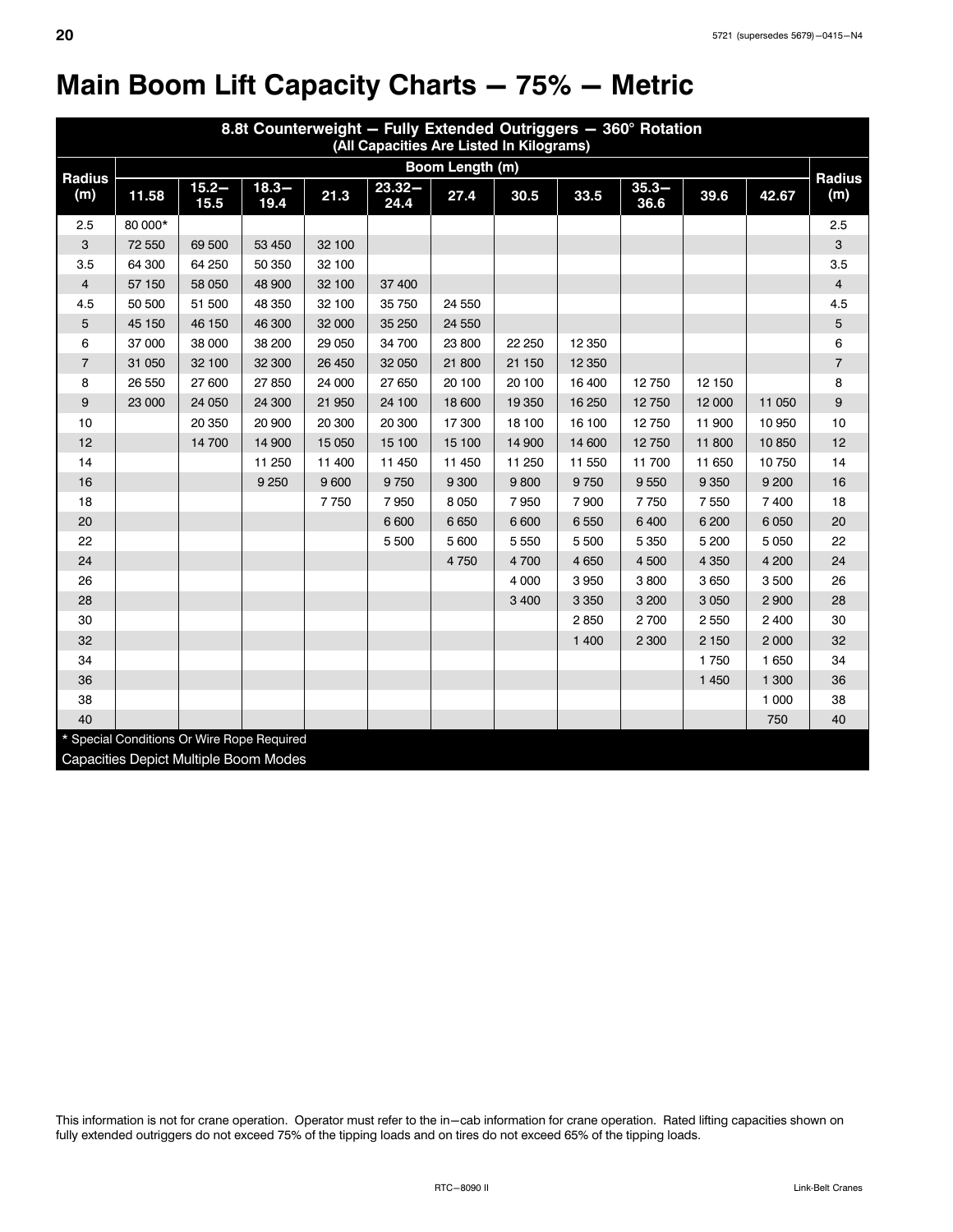# Main Boom Lift Capacity Charts — 75% — Metric

| 8.8t Counterweight — Fully Extended Outriggers — 360° Rotation (All Capacities Are Listed In Kilograms) | | | | | | | | | | | | |
|---|---|---|---|---|---|---|---|---|---|---|---|---|
| Radius (m) | Boom Length (m) | | | | | | | | | | | Radius (m) |
| | 11.58 | 15.2–15.5 | 18.3–19.4 | 21.3 | 23.32–24.4 | 27.4 | 30.5 | 33.5 | 35.3–36.6 | 39.6 | 42.67 | |
| 2.5 | 80 000* | | | | | | | | | | | 2.5 |
| 3 | 72 550 | 69 500 | 53 450 | 32 100 | | | | | | | | 3 |
| 3.5 | 64 300 | 64 250 | 50 350 | 32 100 | | | | | | | | 3.5 |
| 4 | 57 150 | 58 050 | 48 900 | 32 100 | 37 400 | | | | | | | 4 |
| 4.5 | 50 500 | 51 500 | 48 350 | 32 100 | 35 750 | 24 550 | | | | | | 4.5 |
| 5 | 45 150 | 46 150 | 46 300 | 32 000 | 35 250 | 24 550 | | | | | | 5 |
| 6 | 37 000 | 38 000 | 38 200 | 29 050 | 34 700 | 23 800 | 22 250 | 12 350 | | | | 6 |
| 7 | 31 050 | 32 100 | 32 300 | 26 450 | 32 050 | 21 800 | 21 150 | 12 350 | | | | 7 |
| 8 | 26 550 | 27 600 | 27 850 | 24 000 | 27 650 | 20 100 | 20 100 | 16 400 | 12 750 | 12 150 | | 8 |
| 9 | 23 000 | 24 050 | 24 300 | 21 950 | 24 100 | 18 600 | 19 350 | 16 250 | 12 750 | 12 000 | 11 050 | 9 |
| 10 | | 20 350 | 20 900 | 20 300 | 20 300 | 17 300 | 18 100 | 16 100 | 12 750 | 11 900 | 10 950 | 10 |
| 12 | | 14 700 | 14 900 | 15 050 | 15 100 | 15 100 | 14 900 | 14 600 | 12 750 | 11 800 | 10 850 | 12 |
| 14 | | | 11 250 | 11 400 | 11 450 | 11 450 | 11 250 | 11 550 | 11 700 | 11 650 | 10 750 | 14 |
| 16 | | | 9 250 | 9 600 | 9 750 | 9 300 | 9 800 | 9 750 | 9 550 | 9 350 | 9 200 | 16 |
| 18 | | | | 7 750 | 7 950 | 8 050 | 7 950 | 7 900 | 7 750 | 7 550 | 7 400 | 18 |
| 20 | | | | | 6 600 | 6 650 | 6 600 | 6 550 | 6 400 | 6 200 | 6 050 | 20 |
| 22 | | | | | 5 500 | 5 600 | 5 550 | 5 500 | 5 350 | 5 200 | 5 050 | 22 |
| 24 | | | | | | 4 750 | 4 700 | 4 650 | 4 500 | 4 350 | 4 200 | 24 |
| 26 | | | | | | | 4 000 | 3 950 | 3 800 | 3 650 | 3 500 | 26 |
| 28 | | | | | | | 3 400 | 3 350 | 3 200 | 3 050 | 2 900 | 28 |
| 30 | | | | | | | | 2 850 | 2 700 | 2 550 | 2 400 | 30 |
| 32 | | | | | | | | 1 400 | 2 300 | 2 150 | 2 000 | 32 |
| 34 | | | | | | | | | | 1 750 | 1 650 | 34 |
| 36 | | | | | | | | | | 1 450 | 1 300 | 36 |
| 38 | | | | | | | | | | | 1 000 | 38 |
| 40 | | | | | | | | | | | 750 | 40 |

* Special Conditions Or Wire Rope Required

Capacities Depict Multiple Boom Modes

This information is not for crane operation. Operator must refer to the in–cab information for crane operation. Rated lifting capacities shown on fully extended outriggers do not exceed 75% of the tipping loads and on tires do not exceed 65% of the tipping loads.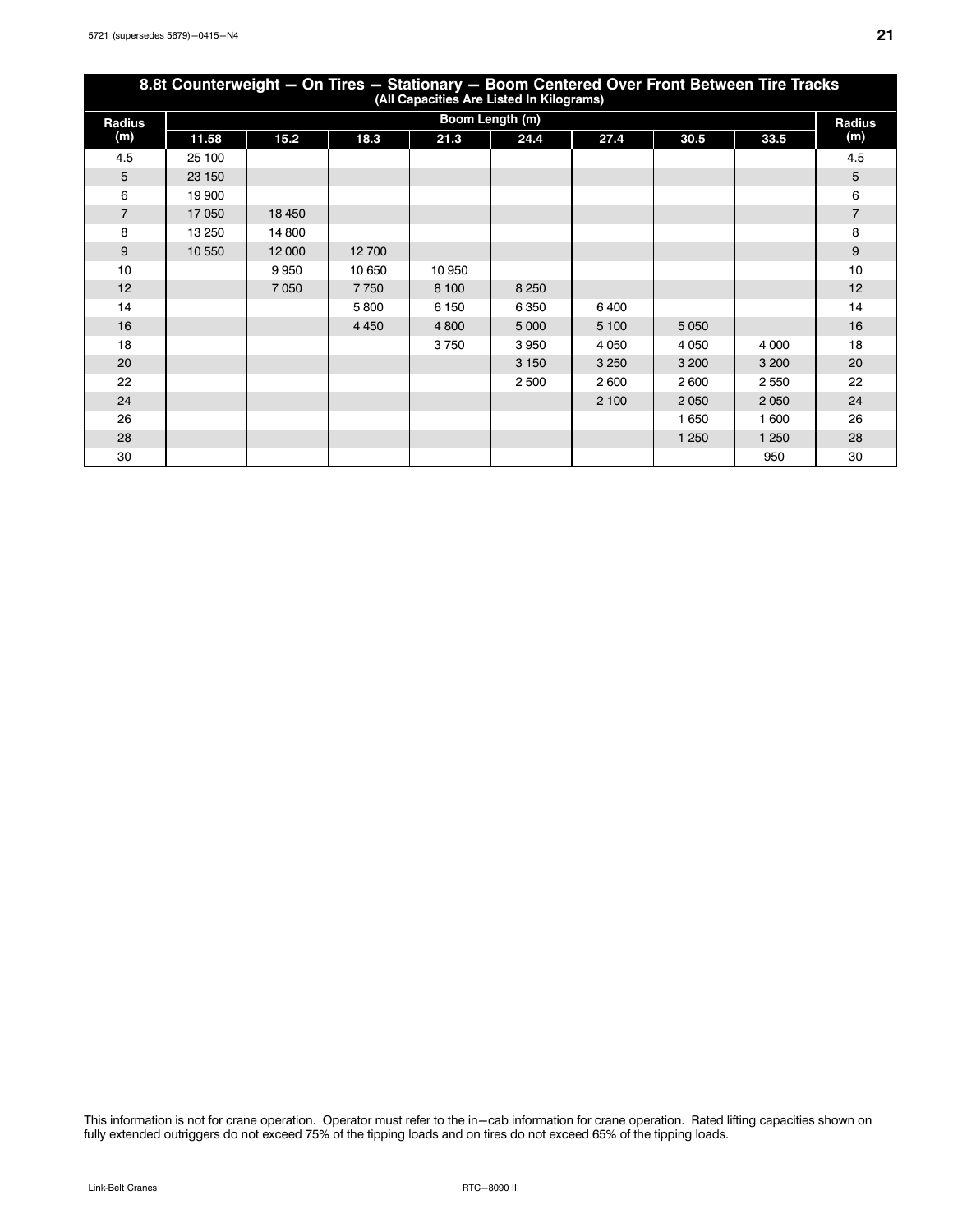| 8.8t Counterweight — On Tires — Stationary — Boom Centered Over Front Between Tire Tracks (All Capacities Are Listed In Kilograms) | | | | | | | | | |
|---|---|---|---|---|---|---|---|---|---|
| Radius (m) | Boom Length (m) | | | | | | | | Radius (m) |
| | 11.58 | 15.2 | 18.3 | 21.3 | 24.4 | 27.4 | 30.5 | 33.5 | |
| 4.5 | 25 100 | | | | | | | | 4.5 |
| 5 | 23 150 | | | | | | | | 5 |
| 6 | 19 900 | | | | | | | | 6 |
| 7 | 17 050 | 18 450 | | | | | | | 7 |
| 8 | 13 250 | 14 800 | | | | | | | 8 |
| 9 | 10 550 | 12 000 | 12 700 | | | | | | 9 |
| 10 | | 9 950 | 10 650 | 10 950 | | | | | 10 |
| 12 | | 7 050 | 7 750 | 8 100 | 8 250 | | | | 12 |
| 14 | | | 5 800 | 6 150 | 6 350 | 6 400 | | | 14 |
| 16 | | | 4 450 | 4 800 | 5 000 | 5 100 | 5 050 | | 16 |
| 18 | | | | 3 750 | 3 950 | 4 050 | 4 050 | 4 000 | 18 |
| 20 | | | | | 3 150 | 3 250 | 3 200 | 3 200 | 20 |
| 22 | | | | | 2 500 | 2 600 | 2 600 | 2 550 | 22 |
| 24 | | | | | | 2 100 | 2 050 | 2 050 | 24 |
| 26 | | | | | | | 1 650 | 1 600 | 26 |
| 28 | | | | | | | 1 250 | 1 250 | 28 |
| 30 | | | | | | | | 950 | 30 |

This information is not for crane operation. Operator must refer to the in−cab information for crane operation. Rated lifting capacities shown on fully extended outriggers do not exceed 75% of the tipping loads and on tires do not exceed 65% of the tipping loads.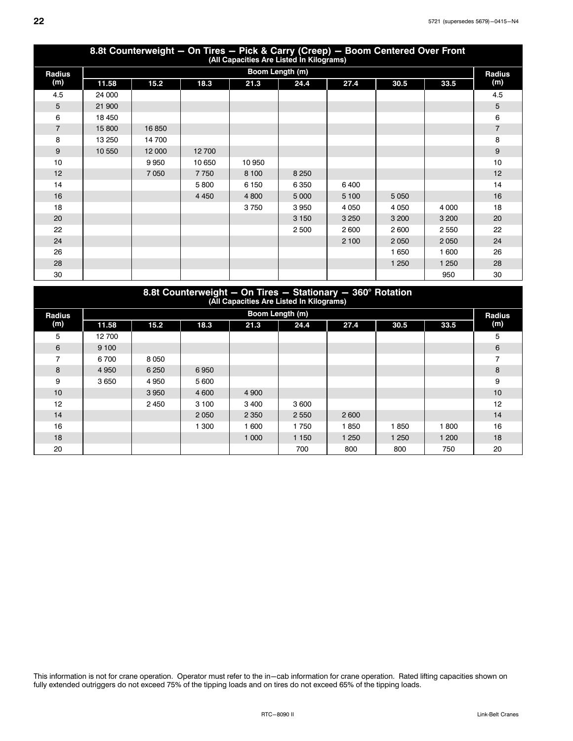| 8.8t Counterweight — On Tires — Pick & Carry (Creep) — Boom Centered Over Front (All Capacities Are Listed In Kilograms) | | | | | | | | | |
|---|---|---|---|---|---|---|---|---|---|
| Radius (m) | Boom Length (m) | | | | | | | | Radius (m) |
| | 11.58 | 15.2 | 18.3 | 21.3 | 24.4 | 27.4 | 30.5 | 33.5 | |
| 4.5 | 24 000 | | | | | | | | 4.5 |
| 5 | 21 900 | | | | | | | | 5 |
| 6 | 18 450 | | | | | | | | 6 |
| 7 | 15 800 | 16 850 | | | | | | | 7 |
| 8 | 13 250 | 14 700 | | | | | | | 8 |
| 9 | 10 550 | 12 000 | 12 700 | | | | | | 9 |
| 10 | | 9 950 | 10 650 | 10 950 | | | | | 10 |
| 12 | | 7 050 | 7 750 | 8 100 | 8 250 | | | | 12 |
| 14 | | | 5 800 | 6 150 | 6 350 | 6 400 | | | 14 |
| 16 | | | 4 450 | 4 800 | 5 000 | 5 100 | 5 050 | | 16 |
| 18 | | | | 3 750 | 3 950 | 4 050 | 4 050 | 4 000 | 18 |
| 20 | | | | | 3 150 | 3 250 | 3 200 | 3 200 | 20 |
| 22 | | | | | 2 500 | 2 600 | 2 600 | 2 550 | 22 |
| 24 | | | | | | 2 100 | 2 050 | 2 050 | 24 |
| 26 | | | | | | | 1 650 | 1 600 | 26 |
| 28 | | | | | | | 1 250 | 1 250 | 28 |
| 30 | | | | | | | | 950 | 30 |

| 8.8t Counterweight — On Tires — Stationary — 360° Rotation (All Capacities Are Listed In Kilograms) | | | | | | | | | |
|---|---|---|---|---|---|---|---|---|---|
| Radius (m) | Boom Length (m) | | | | | | | | Radius (m) |
| | 11.58 | 15.2 | 18.3 | 21.3 | 24.4 | 27.4 | 30.5 | 33.5 | |
| 5 | 12 700 | | | | | | | | 5 |
| 6 | 9 100 | | | | | | | | 6 |
| 7 | 6 700 | 8 050 | | | | | | | 7 |
| 8 | 4 950 | 6 250 | 6 950 | | | | | | 8 |
| 9 | 3 650 | 4 950 | 5 600 | | | | | | 9 |
| 10 | | 3 950 | 4 600 | 4 900 | | | | | 10 |
| 12 | | 2 450 | 3 100 | 3 400 | 3 600 | | | | 12 |
| 14 | | | 2 050 | 2 350 | 2 550 | 2 600 | | | 14 |
| 16 | | | 1 300 | 1 600 | 1 750 | 1 850 | 1 850 | 1 800 | 16 |
| 18 | | | | 1 000 | 1 150 | 1 250 | 1 250 | 1 200 | 18 |
| 20 | | | | | 700 | 800 | 800 | 750 | 20 |

This information is not for crane operation. Operator must refer to the in−cab information for crane operation. Rated lifting capacities shown on fully extended outriggers do not exceed 75% of the tipping loads and on tires do not exceed 65% of the tipping loads.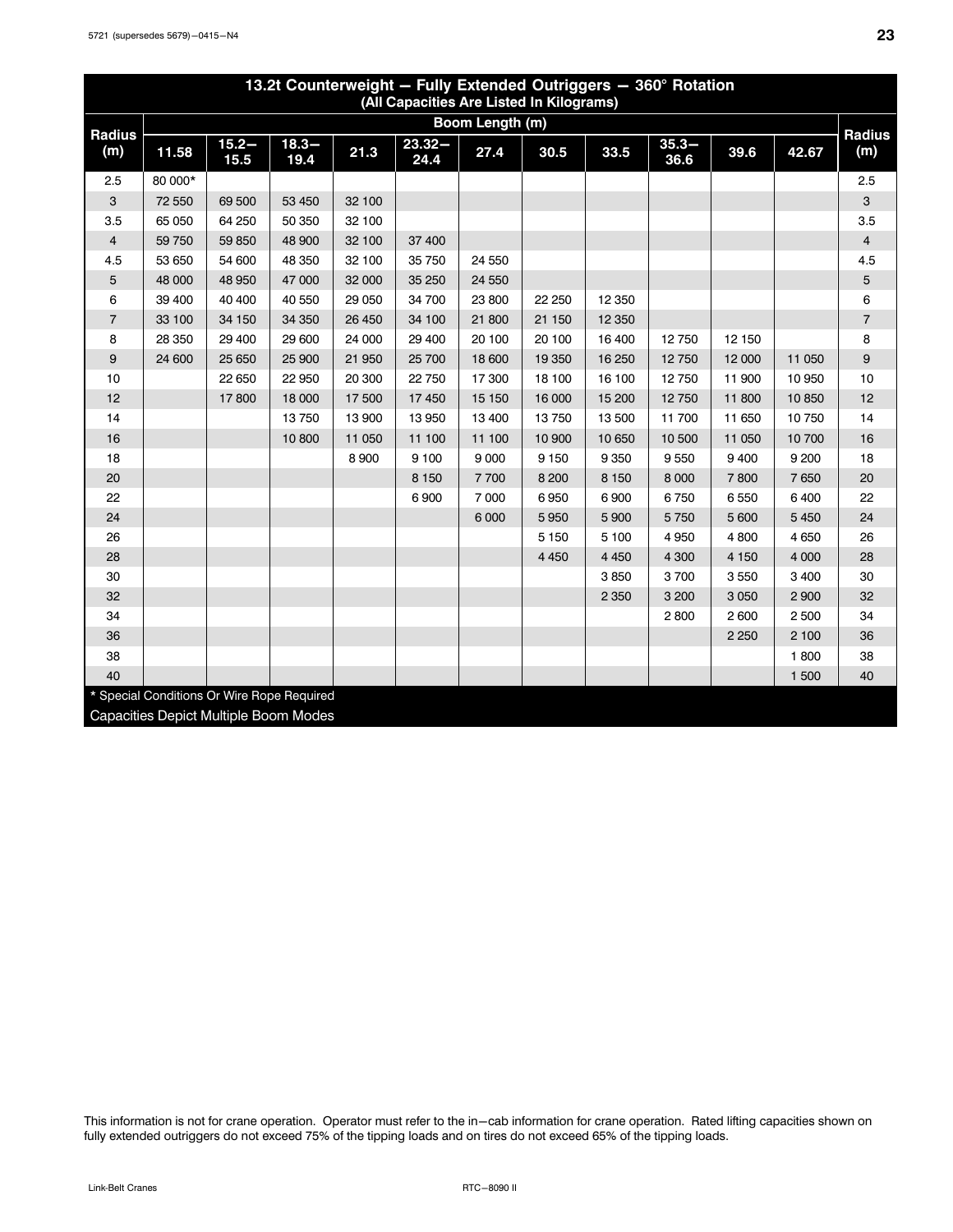| 13.2t Counterweight — Fully Extended Outriggers — 360° Rotation (All Capacities Are Listed In Kilograms) | | | | | | | | | | | | |
|---|---|---|---|---|---|---|---|---|---|---|---|---|
| Radius (m) | Boom Length (m) | | | | | | | | | | | Radius (m) |
| | 11.58 | 15.2—15.5 | 18.3—19.4 | 21.3 | 23.32—24.4 | 27.4 | 30.5 | 33.5 | 35.3—36.6 | 39.6 | 42.67 | |
| 2.5 | 80 000* | | | | | | | | | | | 2.5 |
| 3 | 72 550 | 69 500 | 53 450 | 32 100 | | | | | | | | 3 |
| 3.5 | 65 050 | 64 250 | 50 350 | 32 100 | | | | | | | | 3.5 |
| 4 | 59 750 | 59 850 | 48 900 | 32 100 | 37 400 | | | | | | | 4 |
| 4.5 | 53 650 | 54 600 | 48 350 | 32 100 | 35 750 | 24 550 | | | | | | 4.5 |
| 5 | 48 000 | 48 950 | 47 000 | 32 000 | 35 250 | 24 550 | | | | | | 5 |
| 6 | 39 400 | 40 400 | 40 550 | 29 050 | 34 700 | 23 800 | 22 250 | 12 350 | | | | 6 |
| 7 | 33 100 | 34 150 | 34 350 | 26 450 | 34 100 | 21 800 | 21 150 | 12 350 | | | | 7 |
| 8 | 28 350 | 29 400 | 29 600 | 24 000 | 29 400 | 20 100 | 20 100 | 16 400 | 12 750 | 12 150 | | 8 |
| 9 | 24 600 | 25 650 | 25 900 | 21 950 | 25 700 | 18 600 | 19 350 | 16 250 | 12 750 | 12 000 | 11 050 | 9 |
| 10 | | 22 650 | 22 950 | 20 300 | 22 750 | 17 300 | 18 100 | 16 100 | 12 750 | 11 900 | 10 950 | 10 |
| 12 | | 17 800 | 18 000 | 17 500 | 17 450 | 15 150 | 16 000 | 15 200 | 12 750 | 11 800 | 10 850 | 12 |
| 14 | | | 13 750 | 13 900 | 13 950 | 13 400 | 13 750 | 13 500 | 11 700 | 11 650 | 10 750 | 14 |
| 16 | | | 10 800 | 11 050 | 11 100 | 11 100 | 10 900 | 10 650 | 10 500 | 11 050 | 10 700 | 16 |
| 18 | | | | 8 900 | 9 100 | 9 000 | 9 150 | 9 350 | 9 550 | 9 400 | 9 200 | 18 |
| 20 | | | | | 8 150 | 7 700 | 8 200 | 8 150 | 8 000 | 7 800 | 7 650 | 20 |
| 22 | | | | | 6 900 | 7 000 | 6 950 | 6 900 | 6 750 | 6 550 | 6 400 | 22 |
| 24 | | | | | | 6 000 | 5 950 | 5 900 | 5 750 | 5 600 | 5 450 | 24 |
| 26 | | | | | | | 5 150 | 5 100 | 4 950 | 4 800 | 4 650 | 26 |
| 28 | | | | | | | 4 450 | 4 450 | 4 300 | 4 150 | 4 000 | 28 |
| 30 | | | | | | | | 3 850 | 3 700 | 3 550 | 3 400 | 30 |
| 32 | | | | | | | | 2 350 | 3 200 | 3 050 | 2 900 | 32 |
| 34 | | | | | | | | | 2 800 | 2 600 | 2 500 | 34 |
| 36 | | | | | | | | | | 2 250 | 2 100 | 36 |
| 38 | | | | | | | | | | | 1 800 | 38 |
| 40 | | | | | | | | | | | 1 500 | 40 |

* Special Conditions Or Wire Rope Required

Capacities Depict Multiple Boom Modes

This information is not for crane operation. Operator must refer to the in—cab information for crane operation. Rated lifting capacities shown on fully extended outriggers do not exceed 75% of the tipping loads and on tires do not exceed 65% of the tipping loads.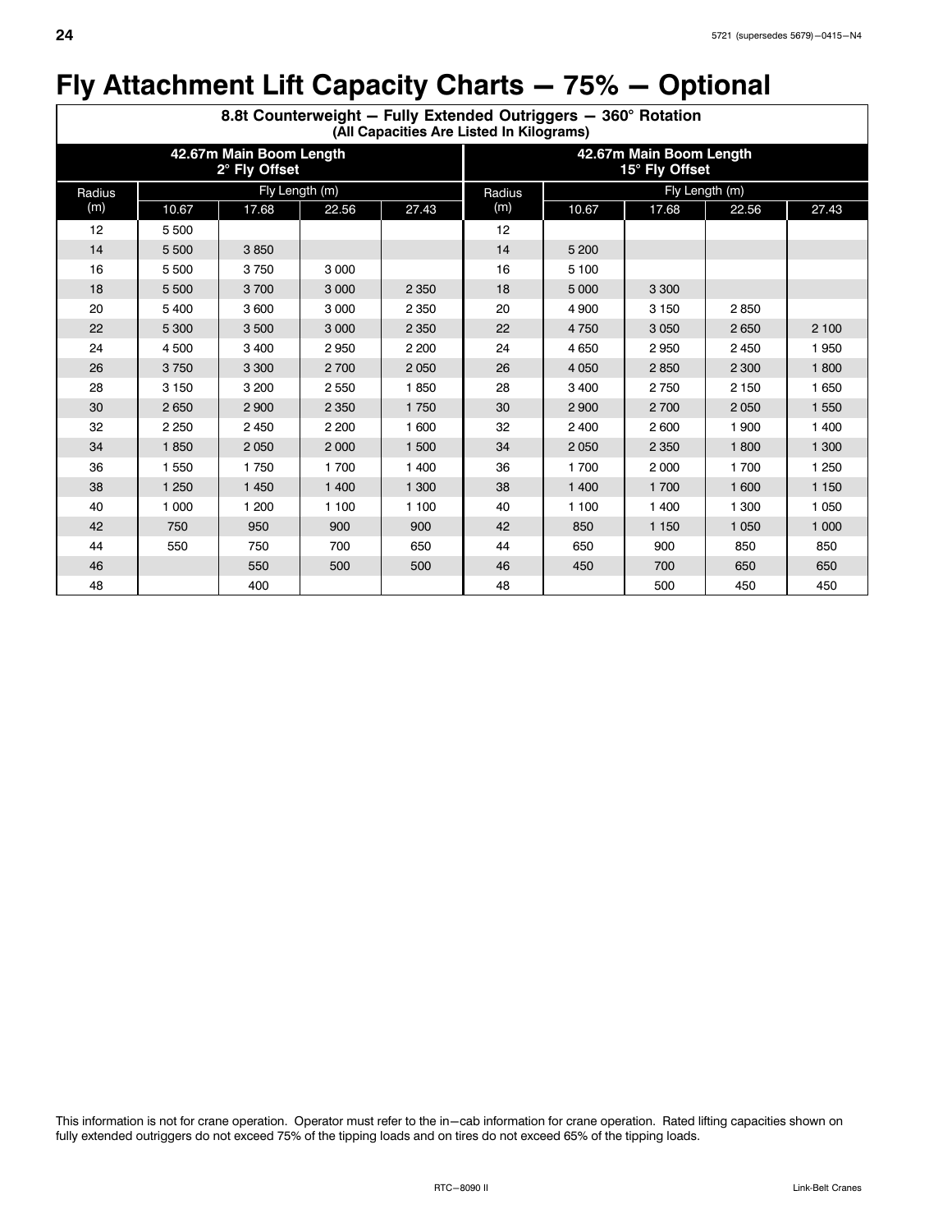# Fly Attachment Lift Capacity Charts — 75% — Optional

**8.8t Counterweight — Fully Extended Outriggers — 360° Rotation**
**(All Capacities Are Listed In Kilograms)**

| 42.67m Main Boom Length 2° Fly Offset | | | | | 42.67m Main Boom Length 15° Fly Offset | | | | |
|---|---|---|---|---|---|---|---|---|---|
| Radius (m) | Fly Length (m) | | | | Radius (m) | Fly Length (m) | | | |
| | 10.67 | 17.68 | 22.56 | 27.43 | | 10.67 | 17.68 | 22.56 | 27.43 |
| 12 | 5 500 | | | | 12 | | | | |
| 14 | 5 500 | 3 850 | | | 14 | 5 200 | | | |
| 16 | 5 500 | 3 750 | 3 000 | | 16 | 5 100 | | | |
| 18 | 5 500 | 3 700 | 3 000 | 2 350 | 18 | 5 000 | 3 300 | | |
| 20 | 5 400 | 3 600 | 3 000 | 2 350 | 20 | 4 900 | 3 150 | 2 850 | |
| 22 | 5 300 | 3 500 | 3 000 | 2 350 | 22 | 4 750 | 3 050 | 2 650 | 2 100 |
| 24 | 4 500 | 3 400 | 2 950 | 2 200 | 24 | 4 650 | 2 950 | 2 450 | 1 950 |
| 26 | 3 750 | 3 300 | 2 700 | 2 050 | 26 | 4 050 | 2 850 | 2 300 | 1 800 |
| 28 | 3 150 | 3 200 | 2 550 | 1 850 | 28 | 3 400 | 2 750 | 2 150 | 1 650 |
| 30 | 2 650 | 2 900 | 2 350 | 1 750 | 30 | 2 900 | 2 700 | 2 050 | 1 550 |
| 32 | 2 250 | 2 450 | 2 200 | 1 600 | 32 | 2 400 | 2 600 | 1 900 | 1 400 |
| 34 | 1 850 | 2 050 | 2 000 | 1 500 | 34 | 2 050 | 2 350 | 1 800 | 1 300 |
| 36 | 1 550 | 1 750 | 1 700 | 1 400 | 36 | 1 700 | 2 000 | 1 700 | 1 250 |
| 38 | 1 250 | 1 450 | 1 400 | 1 300 | 38 | 1 400 | 1 700 | 1 600 | 1 150 |
| 40 | 1 000 | 1 200 | 1 100 | 1 100 | 40 | 1 100 | 1 400 | 1 300 | 1 050 |
| 42 | 750 | 950 | 900 | 900 | 42 | 850 | 1 150 | 1 050 | 1 000 |
| 44 | 550 | 750 | 700 | 650 | 44 | 650 | 900 | 850 | 850 |
| 46 | | 550 | 500 | 500 | 46 | 450 | 700 | 650 | 650 |
| 48 | | 400 | | | 48 | | 500 | 450 | 450 |

This information is not for crane operation. Operator must refer to the in−cab information for crane operation. Rated lifting capacities shown on fully extended outriggers do not exceed 75% of the tipping loads and on tires do not exceed 65% of the tipping loads.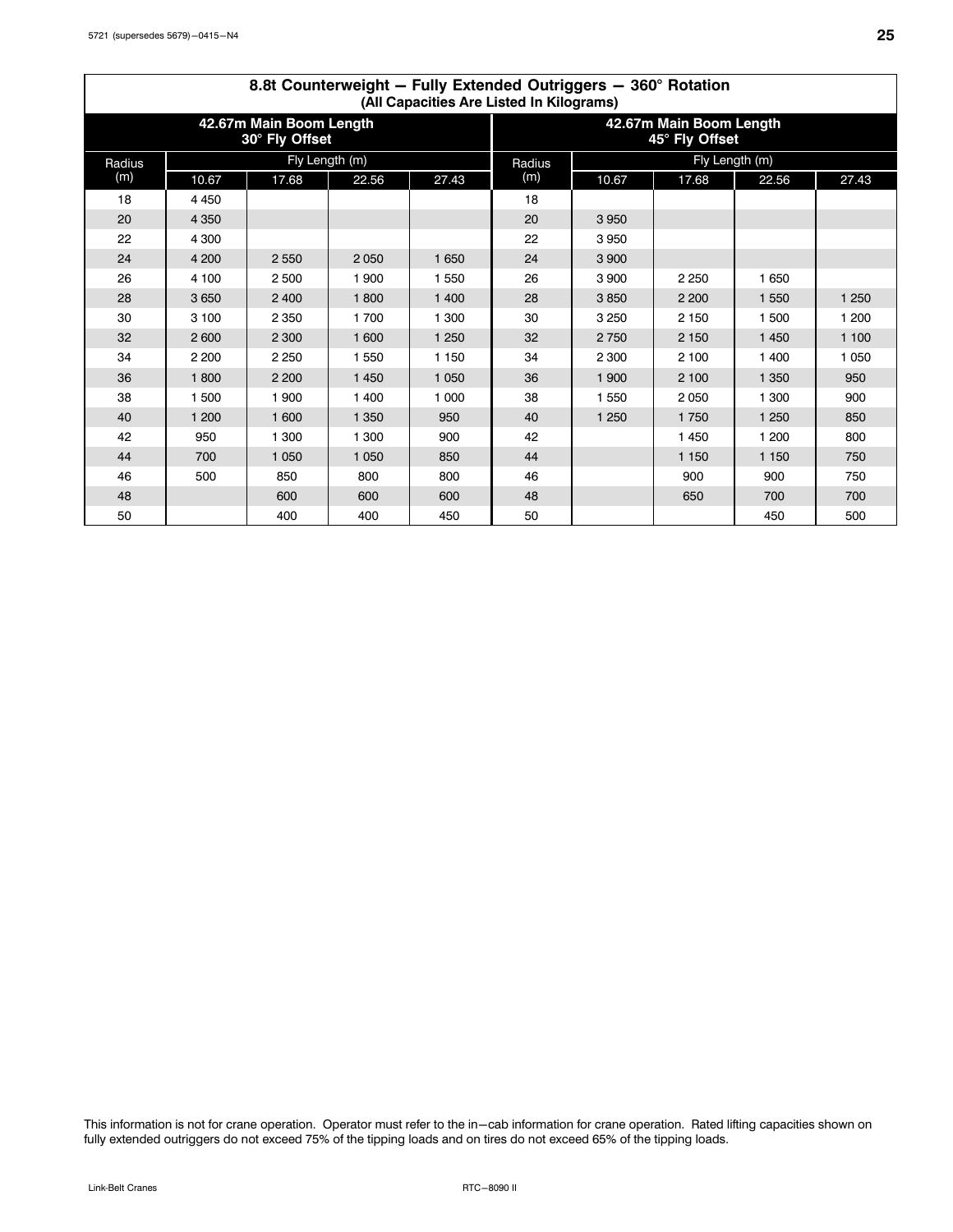## 8.8t Counterweight — Fully Extended Outriggers — 360° Rotation
### (All Capacities Are Listed In Kilograms)

| 42.67m Main Boom Length 30° Fly Offset | | | | | 42.67m Main Boom Length 45° Fly Offset | | | | |
|---|---|---|---|---|---|---|---|---|---|
| Radius (m) | Fly Length (m) | | | | Radius (m) | Fly Length (m) | | | |
| | 10.67 | 17.68 | 22.56 | 27.43 | | 10.67 | 17.68 | 22.56 | 27.43 |
| 18 | 4 450 | | | | 18 | | | | |
| 20 | 4 350 | | | | 20 | 3 950 | | | |
| 22 | 4 300 | | | | 22 | 3 950 | | | |
| 24 | 4 200 | 2 550 | 2 050 | 1 650 | 24 | 3 900 | | | |
| 26 | 4 100 | 2 500 | 1 900 | 1 550 | 26 | 3 900 | 2 250 | 1 650 | |
| 28 | 3 650 | 2 400 | 1 800 | 1 400 | 28 | 3 850 | 2 200 | 1 550 | 1 250 |
| 30 | 3 100 | 2 350 | 1 700 | 1 300 | 30 | 3 250 | 2 150 | 1 500 | 1 200 |
| 32 | 2 600 | 2 300 | 1 600 | 1 250 | 32 | 2 750 | 2 150 | 1 450 | 1 100 |
| 34 | 2 200 | 2 250 | 1 550 | 1 150 | 34 | 2 300 | 2 100 | 1 400 | 1 050 |
| 36 | 1 800 | 2 200 | 1 450 | 1 050 | 36 | 1 900 | 2 100 | 1 350 | 950 |
| 38 | 1 500 | 1 900 | 1 400 | 1 000 | 38 | 1 550 | 2 050 | 1 300 | 900 |
| 40 | 1 200 | 1 600 | 1 350 | 950 | 40 | 1 250 | 1 750 | 1 250 | 850 |
| 42 | 950 | 1 300 | 1 300 | 900 | 42 | | 1 450 | 1 200 | 800 |
| 44 | 700 | 1 050 | 1 050 | 850 | 44 | | 1 150 | 1 150 | 750 |
| 46 | 500 | 850 | 800 | 800 | 46 | | 900 | 900 | 750 |
| 48 | | 600 | 600 | 600 | 48 | | 650 | 700 | 700 |
| 50 | | 400 | 400 | 450 | 50 | | | 450 | 500 |

This information is not for crane operation. Operator must refer to the in−cab information for crane operation. Rated lifting capacities shown on fully extended outriggers do not exceed 75% of the tipping loads and on tires do not exceed 65% of the tipping loads.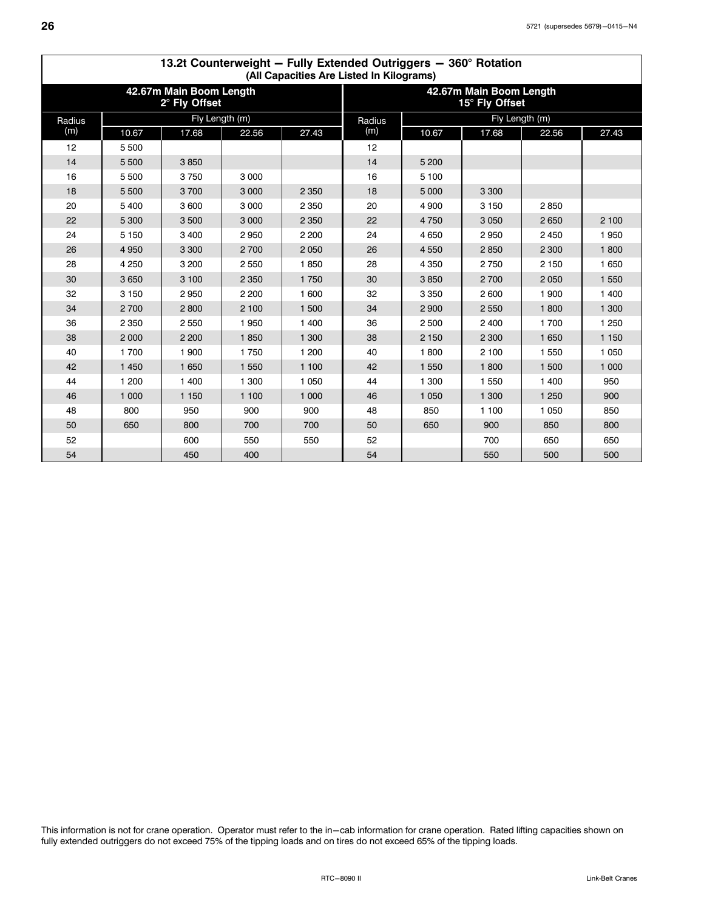## 13.2t Counterweight — Fully Extended Outriggers — 360° Rotation

**(All Capacities Are Listed In Kilograms)**

| 42.67m Main Boom Length 2° Fly Offset | | | | | 42.67m Main Boom Length 15° Fly Offset | | | | |
|---|---|---|---|---|---|---|---|---|---|
| Radius (m) | Fly Length (m) | | | | Radius (m) | Fly Length (m) | | | |
| | 10.67 | 17.68 | 22.56 | 27.43 | | 10.67 | 17.68 | 22.56 | 27.43 |
| 12 | 5 500 | | | | 12 | | | | |
| 14 | 5 500 | 3 850 | | | 14 | 5 200 | | | |
| 16 | 5 500 | 3 750 | 3 000 | | 16 | 5 100 | | | |
| 18 | 5 500 | 3 700 | 3 000 | 2 350 | 18 | 5 000 | 3 300 | | |
| 20 | 5 400 | 3 600 | 3 000 | 2 350 | 20 | 4 900 | 3 150 | 2 850 | |
| 22 | 5 300 | 3 500 | 3 000 | 2 350 | 22 | 4 750 | 3 050 | 2 650 | 2 100 |
| 24 | 5 150 | 3 400 | 2 950 | 2 200 | 24 | 4 650 | 2 950 | 2 450 | 1 950 |
| 26 | 4 950 | 3 300 | 2 700 | 2 050 | 26 | 4 550 | 2 850 | 2 300 | 1 800 |
| 28 | 4 250 | 3 200 | 2 550 | 1 850 | 28 | 4 350 | 2 750 | 2 150 | 1 650 |
| 30 | 3 650 | 3 100 | 2 350 | 1 750 | 30 | 3 850 | 2 700 | 2 050 | 1 550 |
| 32 | 3 150 | 2 950 | 2 200 | 1 600 | 32 | 3 350 | 2 600 | 1 900 | 1 400 |
| 34 | 2 700 | 2 800 | 2 100 | 1 500 | 34 | 2 900 | 2 550 | 1 800 | 1 300 |
| 36 | 2 350 | 2 550 | 1 950 | 1 400 | 36 | 2 500 | 2 400 | 1 700 | 1 250 |
| 38 | 2 000 | 2 200 | 1 850 | 1 300 | 38 | 2 150 | 2 300 | 1 650 | 1 150 |
| 40 | 1 700 | 1 900 | 1 750 | 1 200 | 40 | 1 800 | 2 100 | 1 550 | 1 050 |
| 42 | 1 450 | 1 650 | 1 550 | 1 100 | 42 | 1 550 | 1 800 | 1 500 | 1 000 |
| 44 | 1 200 | 1 400 | 1 300 | 1 050 | 44 | 1 300 | 1 550 | 1 400 | 950 |
| 46 | 1 000 | 1 150 | 1 100 | 1 000 | 46 | 1 050 | 1 300 | 1 250 | 900 |
| 48 | 800 | 950 | 900 | 900 | 48 | 850 | 1 100 | 1 050 | 850 |
| 50 | 650 | 800 | 700 | 700 | 50 | 650 | 900 | 850 | 800 |
| 52 | | 600 | 550 | 550 | 52 | | 700 | 650 | 650 |
| 54 | | 450 | 400 | | 54 | | 550 | 500 | 500 |

This information is not for crane operation. Operator must refer to the in−cab information for crane operation. Rated lifting capacities shown on fully extended outriggers do not exceed 75% of the tipping loads and on tires do not exceed 65% of the tipping loads.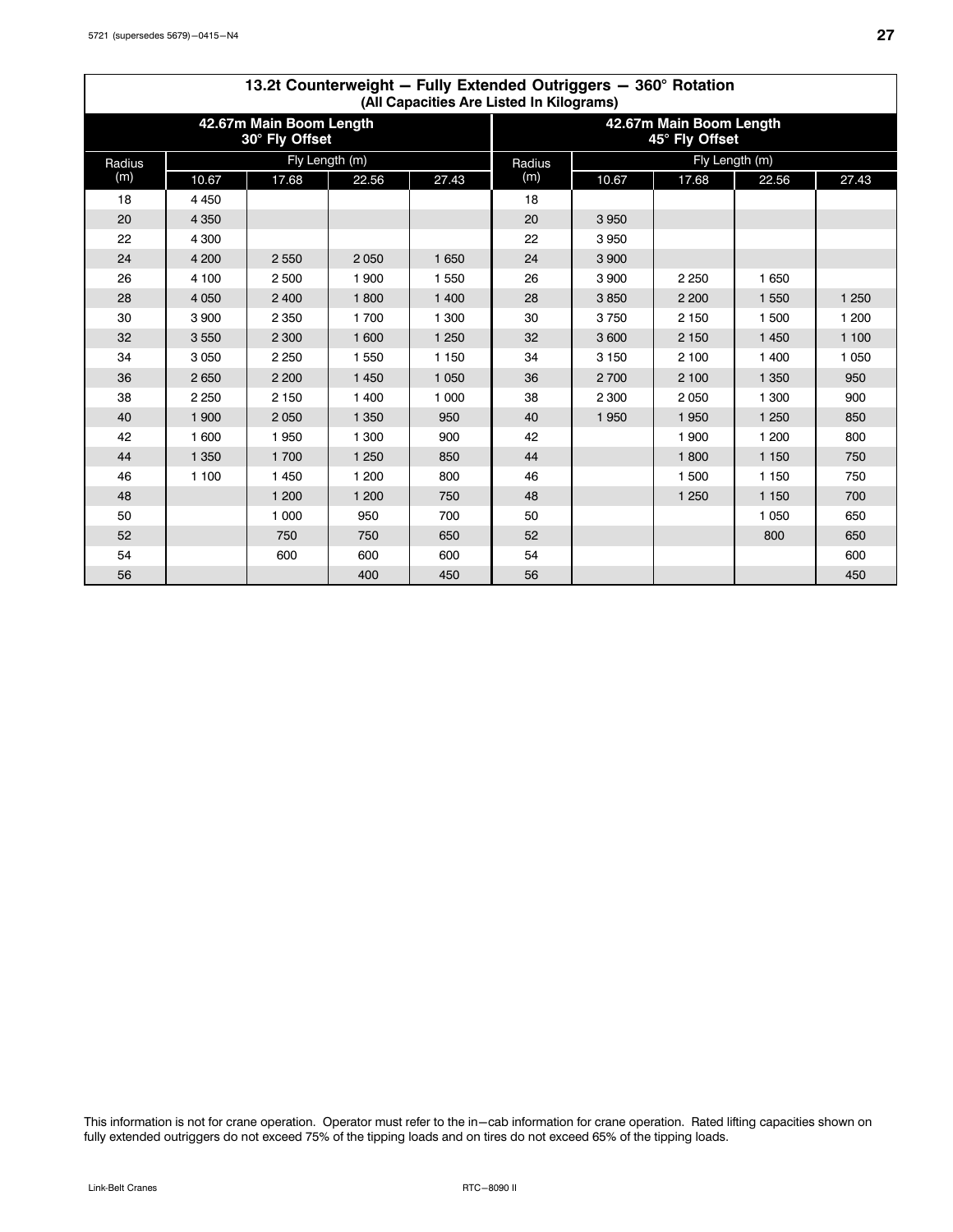## 13.2t Counterweight — Fully Extended Outriggers — 360° Rotation
### (All Capacities Are Listed In Kilograms)

| 42.67m Main Boom Length 30° Fly Offset | | | | | 42.67m Main Boom Length 45° Fly Offset | | | | |
|---|---|---|---|---|---|---|---|---|---|
| Radius (m) | Fly Length (m) | | | | Radius (m) | Fly Length (m) | | | |
| | 10.67 | 17.68 | 22.56 | 27.43 | | 10.67 | 17.68 | 22.56 | 27.43 |
| 18 | 4 450 | | | | 18 | | | | |
| 20 | 4 350 | | | | 20 | 3 950 | | | |
| 22 | 4 300 | | | | 22 | 3 950 | | | |
| 24 | 4 200 | 2 550 | 2 050 | 1 650 | 24 | 3 900 | | | |
| 26 | 4 100 | 2 500 | 1 900 | 1 550 | 26 | 3 900 | 2 250 | 1 650 | |
| 28 | 4 050 | 2 400 | 1 800 | 1 400 | 28 | 3 850 | 2 200 | 1 550 | 1 250 |
| 30 | 3 900 | 2 350 | 1 700 | 1 300 | 30 | 3 750 | 2 150 | 1 500 | 1 200 |
| 32 | 3 550 | 2 300 | 1 600 | 1 250 | 32 | 3 600 | 2 150 | 1 450 | 1 100 |
| 34 | 3 050 | 2 250 | 1 550 | 1 150 | 34 | 3 150 | 2 100 | 1 400 | 1 050 |
| 36 | 2 650 | 2 200 | 1 450 | 1 050 | 36 | 2 700 | 2 100 | 1 350 | 950 |
| 38 | 2 250 | 2 150 | 1 400 | 1 000 | 38 | 2 300 | 2 050 | 1 300 | 900 |
| 40 | 1 900 | 2 050 | 1 350 | 950 | 40 | 1 950 | 1 950 | 1 250 | 850 |
| 42 | 1 600 | 1 950 | 1 300 | 900 | 42 | | 1 900 | 1 200 | 800 |
| 44 | 1 350 | 1 700 | 1 250 | 850 | 44 | | 1 800 | 1 150 | 750 |
| 46 | 1 100 | 1 450 | 1 200 | 800 | 46 | | 1 500 | 1 150 | 750 |
| 48 | | 1 200 | 1 200 | 750 | 48 | | 1 250 | 1 150 | 700 |
| 50 | | 1 000 | 950 | 700 | 50 | | | 1 050 | 650 |
| 52 | | 750 | 750 | 650 | 52 | | | 800 | 650 |
| 54 | | 600 | 600 | 600 | 54 | | | | 600 |
| 56 | | | 400 | 450 | 56 | | | | 450 |

This information is not for crane operation. Operator must refer to the in−cab information for crane operation. Rated lifting capacities shown on fully extended outriggers do not exceed 75% of the tipping loads and on tires do not exceed 65% of the tipping loads.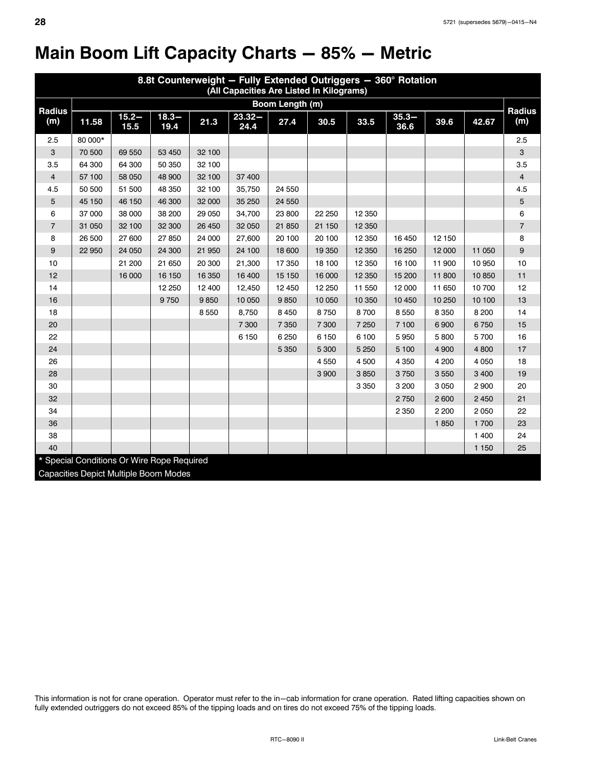# Main Boom Lift Capacity Charts — 85% — Metric

| 8.8t Counterweight — Fully Extended Outriggers — 360° Rotation (All Capacities Are Listed In Kilograms) | | | | | | | | | | | | |
|---|---|---|---|---|---|---|---|---|---|---|---|---|
| Radius (m) | Boom Length (m) | | | | | | | | | | | Radius (m) |
| | 11.58 | 15.2—15.5 | 18.3—19.4 | 21.3 | 23.32—24.4 | 27.4 | 30.5 | 33.5 | 35.3—36.6 | 39.6 | 42.67 | |
| 2.5 | 80 000* | | | | | | | | | | | 2.5 |
| 3 | 70 500 | 69 550 | 53 450 | 32 100 | | | | | | | | 3 |
| 3.5 | 64 300 | 64 300 | 50 350 | 32 100 | | | | | | | | 3.5 |
| 4 | 57 100 | 58 050 | 48 900 | 32 100 | 37 400 | | | | | | | 4 |
| 4.5 | 50 500 | 51 500 | 48 350 | 32 100 | 35,750 | 24 550 | | | | | | 4.5 |
| 5 | 45 150 | 46 150 | 46 300 | 32 000 | 35 250 | 24 550 | | | | | | 5 |
| 6 | 37 000 | 38 000 | 38 200 | 29 050 | 34,700 | 23 800 | 22 250 | 12 350 | | | | 6 |
| 7 | 31 050 | 32 100 | 32 300 | 26 450 | 32 050 | 21 850 | 21 150 | 12 350 | | | | 7 |
| 8 | 26 500 | 27 600 | 27 850 | 24 000 | 27,600 | 20 100 | 20 100 | 12 350 | 16 450 | 12 150 | | 8 |
| 9 | 22 950 | 24 050 | 24 300 | 21 950 | 24 100 | 18 600 | 19 350 | 12 350 | 16 250 | 12 000 | 11 050 | 9 |
| 10 | | 21 200 | 21 650 | 20 300 | 21,300 | 17 350 | 18 100 | 12 350 | 16 100 | 11 900 | 10 950 | 10 |
| 12 | | 16 000 | 16 150 | 16 350 | 16 400 | 15 150 | 16 000 | 12 350 | 15 200 | 11 800 | 10 850 | 11 |
| 14 | | | 12 250 | 12 400 | 12,450 | 12 450 | 12 250 | 11 550 | 12 000 | 11 650 | 10 700 | 12 |
| 16 | | | 9 750 | 9 850 | 10 050 | 9 850 | 10 050 | 10 350 | 10 450 | 10 250 | 10 100 | 13 |
| 18 | | | | 8 550 | 8,750 | 8 450 | 8 750 | 8 700 | 8 550 | 8 350 | 8 200 | 14 |
| 20 | | | | | 7 300 | 7 350 | 7 300 | 7 250 | 7 100 | 6 900 | 6 750 | 15 |
| 22 | | | | | 6 150 | 6 250 | 6 150 | 6 100 | 5 950 | 5 800 | 5 700 | 16 |
| 24 | | | | | | 5 350 | 5 300 | 5 250 | 5 100 | 4 900 | 4 800 | 17 |
| 26 | | | | | | | 4 550 | 4 500 | 4 350 | 4 200 | 4 050 | 18 |
| 28 | | | | | | | 3 900 | 3 850 | 3 750 | 3 550 | 3 400 | 19 |
| 30 | | | | | | | | 3 350 | 3 200 | 3 050 | 2 900 | 20 |
| 32 | | | | | | | | | 2 750 | 2 600 | 2 450 | 21 |
| 34 | | | | | | | | | 2 350 | 2 200 | 2 050 | 22 |
| 36 | | | | | | | | | | 1 850 | 1 700 | 23 |
| 38 | | | | | | | | | | | 1 400 | 24 |
| 40 | | | | | | | | | | | 1 150 | 25 |

* Special Conditions Or Wire Rope Required

Capacities Depict Multiple Boom Modes

This information is not for crane operation. Operator must refer to the in—cab information for crane operation. Rated lifting capacities shown on fully extended outriggers do not exceed 85% of the tipping loads and on tires do not exceed 75% of the tipping loads.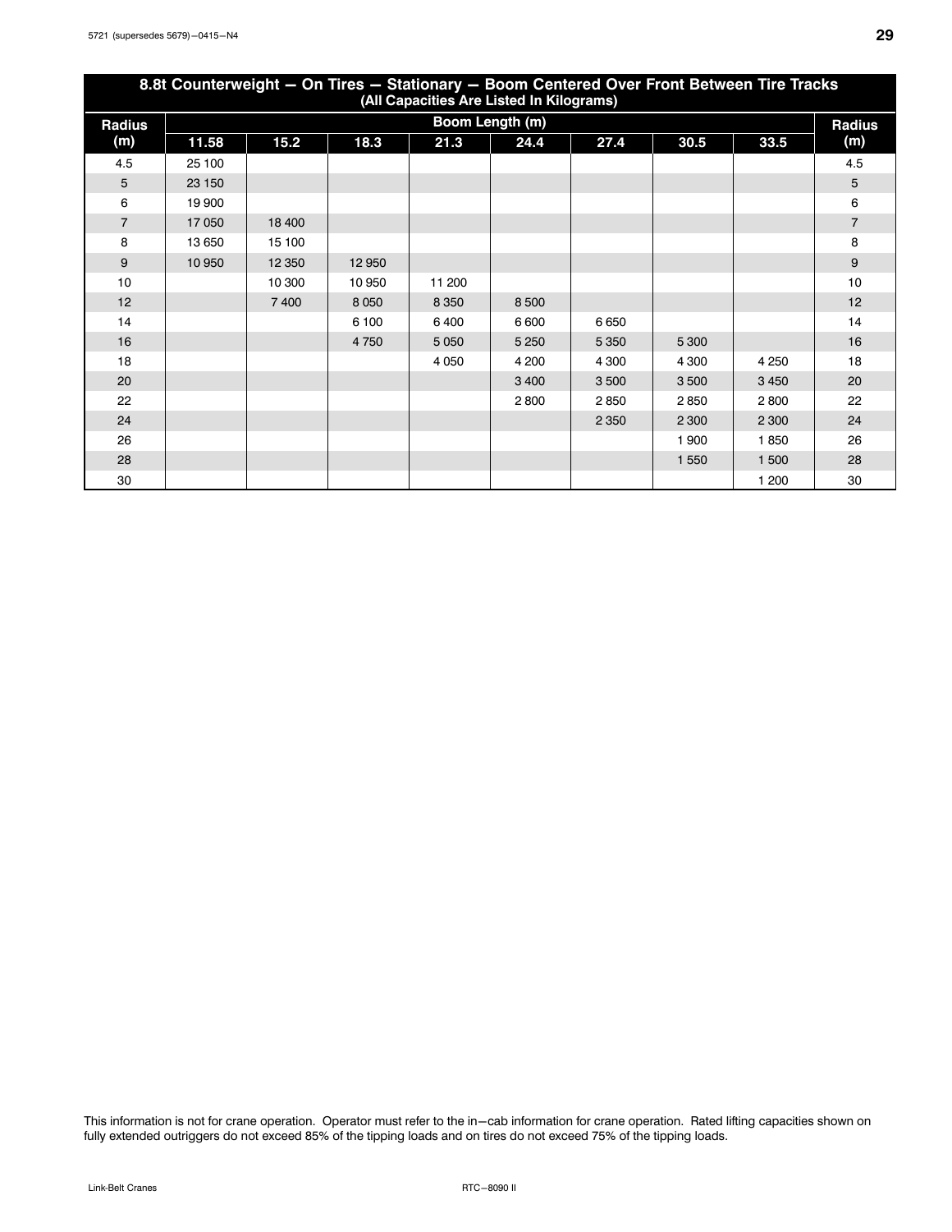## 8.8t Counterweight — On Tires — Stationary — Boom Centered Over Front Between Tire Tracks

(All Capacities Are Listed In Kilograms)

| Radius (m) | Boom Length (m) | | | | | | | | Radius (m) |
|---|---|---|---|---|---|---|---|---|---|
| | 11.58 | 15.2 | 18.3 | 21.3 | 24.4 | 27.4 | 30.5 | 33.5 | |
| 4.5 | 25 100 | | | | | | | | 4.5 |
| 5 | 23 150 | | | | | | | | 5 |
| 6 | 19 900 | | | | | | | | 6 |
| 7 | 17 050 | 18 400 | | | | | | | 7 |
| 8 | 13 650 | 15 100 | | | | | | | 8 |
| 9 | 10 950 | 12 350 | 12 950 | | | | | | 9 |
| 10 | | 10 300 | 10 950 | 11 200 | | | | | 10 |
| 12 | | 7 400 | 8 050 | 8 350 | 8 500 | | | | 12 |
| 14 | | | 6 100 | 6 400 | 6 600 | 6 650 | | | 14 |
| 16 | | | 4 750 | 5 050 | 5 250 | 5 350 | 5 300 | | 16 |
| 18 | | | | 4 050 | 4 200 | 4 300 | 4 300 | 4 250 | 18 |
| 20 | | | | | 3 400 | 3 500 | 3 500 | 3 450 | 20 |
| 22 | | | | | 2 800 | 2 850 | 2 850 | 2 800 | 22 |
| 24 | | | | | | 2 350 | 2 300 | 2 300 | 24 |
| 26 | | | | | | | 1 900 | 1 850 | 26 |
| 28 | | | | | | | 1 550 | 1 500 | 28 |
| 30 | | | | | | | | 1 200 | 30 |

This information is not for crane operation. Operator must refer to the in–cab information for crane operation. Rated lifting capacities shown on fully extended outriggers do not exceed 85% of the tipping loads and on tires do not exceed 75% of the tipping loads.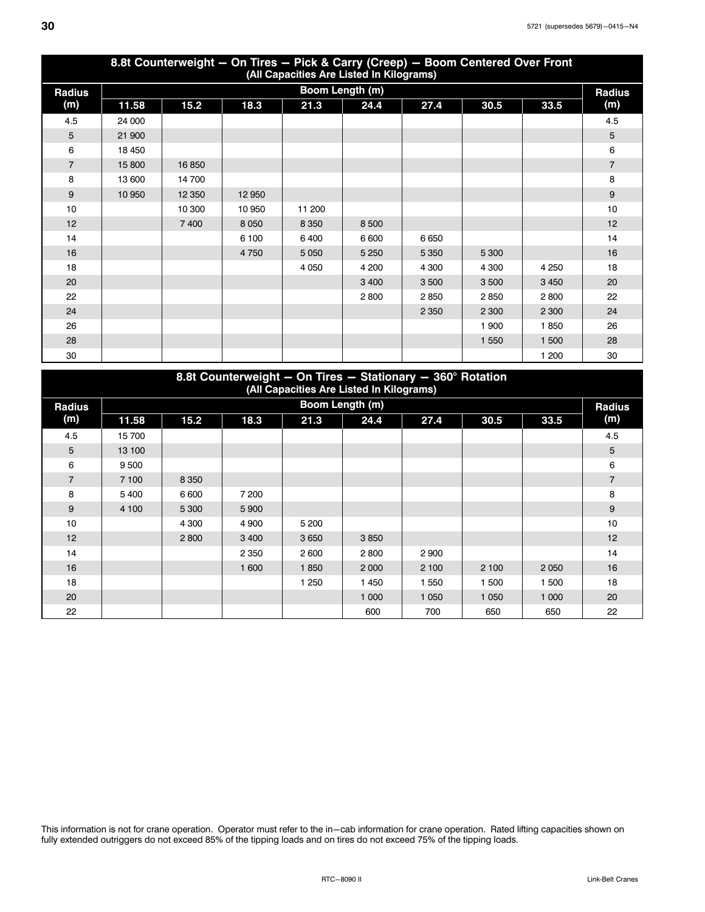## 8.8t Counterweight — On Tires — Pick & Carry (Creep) — Boom Centered Over Front
(All Capacities Are Listed In Kilograms)

| Radius (m) | Boom Length (m) 11.58 | 15.2 | 18.3 | 21.3 | 24.4 | 27.4 | 30.5 | 33.5 | Radius (m) |
|---|---|---|---|---|---|---|---|---|---|
| 4.5 | 24 000 | | | | | | | | 4.5 |
| 5 | 21 900 | | | | | | | | 5 |
| 6 | 18 450 | | | | | | | | 6 |
| 7 | 15 800 | 16 850 | | | | | | | 7 |
| 8 | 13 600 | 14 700 | | | | | | | 8 |
| 9 | 10 950 | 12 350 | 12 950 | | | | | | 9 |
| 10 | | 10 300 | 10 950 | 11 200 | | | | | 10 |
| 12 | | 7 400 | 8 050 | 8 350 | 8 500 | | | | 12 |
| 14 | | | 6 100 | 6 400 | 6 600 | 6 650 | | | 14 |
| 16 | | | 4 750 | 5 050 | 5 250 | 5 350 | 5 300 | | 16 |
| 18 | | | | 4 050 | 4 200 | 4 300 | 4 300 | 4 250 | 18 |
| 20 | | | | | 3 400 | 3 500 | 3 500 | 3 450 | 20 |
| 22 | | | | | 2 800 | 2 850 | 2 850 | 2 800 | 22 |
| 24 | | | | | | 2 350 | 2 300 | 2 300 | 24 |
| 26 | | | | | | | 1 900 | 1 850 | 26 |
| 28 | | | | | | | 1 550 | 1 500 | 28 |
| 30 | | | | | | | | 1 200 | 30 |

## 8.8t Counterweight — On Tires — Stationary — 360° Rotation
(All Capacities Are Listed In Kilograms)

| Radius (m) | Boom Length (m) 11.58 | 15.2 | 18.3 | 21.3 | 24.4 | 27.4 | 30.5 | 33.5 | Radius (m) |
|---|---|---|---|---|---|---|---|---|---|
| 4.5 | 15 700 | | | | | | | | 4.5 |
| 5 | 13 100 | | | | | | | | 5 |
| 6 | 9 500 | | | | | | | | 6 |
| 7 | 7 100 | 8 350 | | | | | | | 7 |
| 8 | 5 400 | 6 600 | 7 200 | | | | | | 8 |
| 9 | 4 100 | 5 300 | 5 900 | | | | | | 9 |
| 10 | | 4 300 | 4 900 | 5 200 | | | | | 10 |
| 12 | | 2 800 | 3 400 | 3 650 | 3 850 | | | | 12 |
| 14 | | | 2 350 | 2 600 | 2 800 | 2 900 | | | 14 |
| 16 | | | 1 600 | 1 850 | 2 000 | 2 100 | 2 100 | 2 050 | 16 |
| 18 | | | | 1 250 | 1 450 | 1 550 | 1 500 | 1 500 | 18 |
| 20 | | | | | 1 000 | 1 050 | 1 050 | 1 000 | 20 |
| 22 | | | | | 600 | 700 | 650 | 650 | 22 |

This information is not for crane operation. Operator must refer to the in−cab information for crane operation. Rated lifting capacities shown on fully extended outriggers do not exceed 85% of the tipping loads and on tires do not exceed 75% of the tipping loads.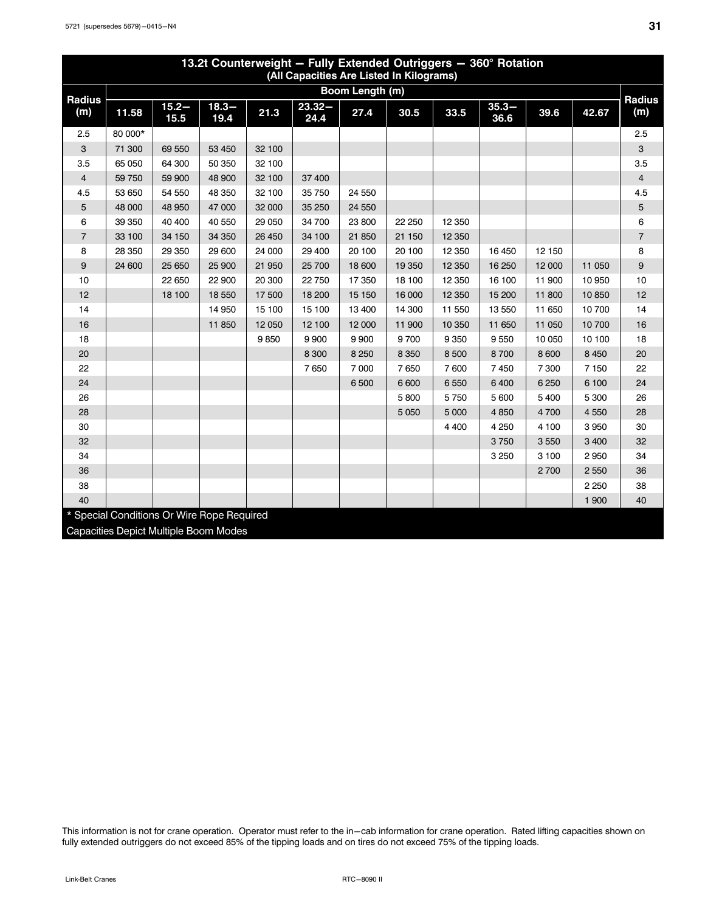## 13.2t Counterweight — Fully Extended Outriggers — 360° Rotation

(All Capacities Are Listed In Kilograms)

| Radius (m) | Boom Length (m) | | | | | | | | | | | Radius (m) |
|---|---|---|---|---|---|---|---|---|---|---|---|---|
| | 11.58 | 15.2—15.5 | 18.3—19.4 | 21.3 | 23.32—24.4 | 27.4 | 30.5 | 33.5 | 35.3—36.6 | 39.6 | 42.67 | |
| 2.5 | 80 000* | | | | | | | | | | | 2.5 |
| 3 | 71 300 | 69 550 | 53 450 | 32 100 | | | | | | | | 3 |
| 3.5 | 65 050 | 64 300 | 50 350 | 32 100 | | | | | | | | 3.5 |
| 4 | 59 750 | 59 900 | 48 900 | 32 100 | 37 400 | | | | | | | 4 |
| 4.5 | 53 650 | 54 550 | 48 350 | 32 100 | 35 750 | 24 550 | | | | | | 4.5 |
| 5 | 48 000 | 48 950 | 47 000 | 32 000 | 35 250 | 24 550 | | | | | | 5 |
| 6 | 39 350 | 40 400 | 40 550 | 29 050 | 34 700 | 23 800 | 22 250 | 12 350 | | | | 6 |
| 7 | 33 100 | 34 150 | 34 350 | 26 450 | 34 100 | 21 850 | 21 150 | 12 350 | | | | 7 |
| 8 | 28 350 | 29 350 | 29 600 | 24 000 | 29 400 | 20 100 | 20 100 | 12 350 | 16 450 | 12 150 | | 8 |
| 9 | 24 600 | 25 650 | 25 900 | 21 950 | 25 700 | 18 600 | 19 350 | 12 350 | 16 250 | 12 000 | 11 050 | 9 |
| 10 | | 22 650 | 22 900 | 20 300 | 22 750 | 17 350 | 18 100 | 12 350 | 16 100 | 11 900 | 10 950 | 10 |
| 12 | | 18 100 | 18 550 | 17 500 | 18 200 | 15 150 | 16 000 | 12 350 | 15 200 | 11 800 | 10 850 | 12 |
| 14 | | | 14 950 | 15 100 | 15 100 | 13 400 | 14 300 | 11 550 | 13 550 | 11 650 | 10 700 | 14 |
| 16 | | | 11 850 | 12 050 | 12 100 | 12 000 | 11 900 | 10 350 | 11 650 | 11 050 | 10 700 | 16 |
| 18 | | | | 9 850 | 9 900 | 9 900 | 9 700 | 9 350 | 9 550 | 10 050 | 10 100 | 18 |
| 20 | | | | | 8 300 | 8 250 | 8 350 | 8 500 | 8 700 | 8 600 | 8 450 | 20 |
| 22 | | | | | 7 650 | 7 000 | 7 650 | 7 600 | 7 450 | 7 300 | 7 150 | 22 |
| 24 | | | | | | 6 500 | 6 600 | 6 550 | 6 400 | 6 250 | 6 100 | 24 |
| 26 | | | | | | | 5 800 | 5 750 | 5 600 | 5 400 | 5 300 | 26 |
| 28 | | | | | | | 5 050 | 5 000 | 4 850 | 4 700 | 4 550 | 28 |
| 30 | | | | | | | | 4 400 | 4 250 | 4 100 | 3 950 | 30 |
| 32 | | | | | | | | | 3 750 | 3 550 | 3 400 | 32 |
| 34 | | | | | | | | | 3 250 | 3 100 | 2 950 | 34 |
| 36 | | | | | | | | | | 2 700 | 2 550 | 36 |
| 38 | | | | | | | | | | | 2 250 | 38 |
| 40 | | | | | | | | | | | 1 900 | 40 |

* Special Conditions Or Wire Rope Required

Capacities Depict Multiple Boom Modes

This information is not for crane operation. Operator must refer to the in—cab information for crane operation. Rated lifting capacities shown on fully extended outriggers do not exceed 85% of the tipping loads and on tires do not exceed 75% of the tipping loads.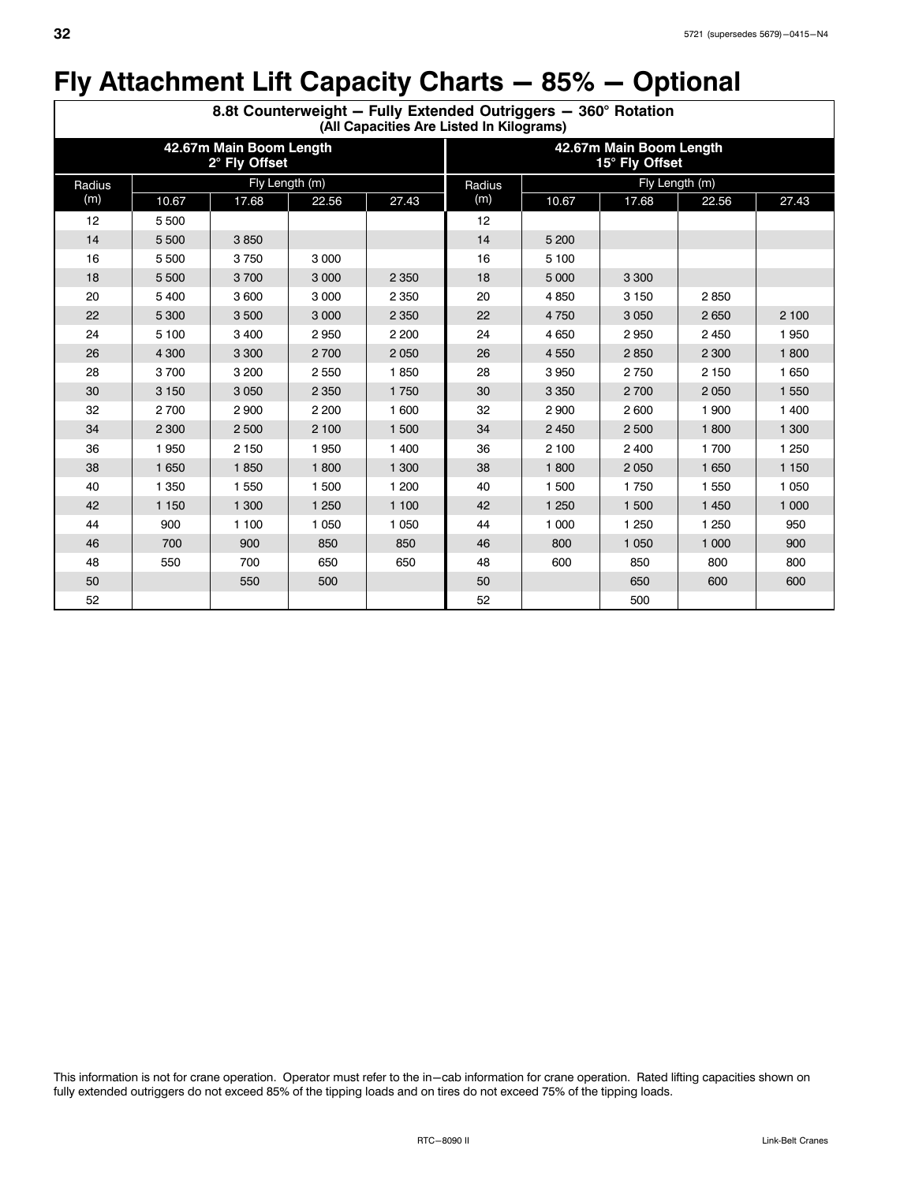# Fly Attachment Lift Capacity Charts — 85% — Optional

**8.8t Counterweight — Fully Extended Outriggers — 360° Rotation**
**(All Capacities Are Listed In Kilograms)**

| 42.67m Main Boom Length 2° Fly Offset | | | | | 42.67m Main Boom Length 15° Fly Offset | | | | |
|---|---|---|---|---|---|---|---|---|---|
| Radius (m) | Fly Length (m) | | | | Radius (m) | Fly Length (m) | | | |
| | 10.67 | 17.68 | 22.56 | 27.43 | | 10.67 | 17.68 | 22.56 | 27.43 |
| 12 | 5 500 | | | | 12 | | | | |
| 14 | 5 500 | 3 850 | | | 14 | 5 200 | | | |
| 16 | 5 500 | 3 750 | 3 000 | | 16 | 5 100 | | | |
| 18 | 5 500 | 3 700 | 3 000 | 2 350 | 18 | 5 000 | 3 300 | | |
| 20 | 5 400 | 3 600 | 3 000 | 2 350 | 20 | 4 850 | 3 150 | 2 850 | |
| 22 | 5 300 | 3 500 | 3 000 | 2 350 | 22 | 4 750 | 3 050 | 2 650 | 2 100 |
| 24 | 5 100 | 3 400 | 2 950 | 2 200 | 24 | 4 650 | 2 950 | 2 450 | 1 950 |
| 26 | 4 300 | 3 300 | 2 700 | 2 050 | 26 | 4 550 | 2 850 | 2 300 | 1 800 |
| 28 | 3 700 | 3 200 | 2 550 | 1 850 | 28 | 3 950 | 2 750 | 2 150 | 1 650 |
| 30 | 3 150 | 3 050 | 2 350 | 1 750 | 30 | 3 350 | 2 700 | 2 050 | 1 550 |
| 32 | 2 700 | 2 900 | 2 200 | 1 600 | 32 | 2 900 | 2 600 | 1 900 | 1 400 |
| 34 | 2 300 | 2 500 | 2 100 | 1 500 | 34 | 2 450 | 2 500 | 1 800 | 1 300 |
| 36 | 1 950 | 2 150 | 1 950 | 1 400 | 36 | 2 100 | 2 400 | 1 700 | 1 250 |
| 38 | 1 650 | 1 850 | 1 800 | 1 300 | 38 | 1 800 | 2 050 | 1 650 | 1 150 |
| 40 | 1 350 | 1 550 | 1 500 | 1 200 | 40 | 1 500 | 1 750 | 1 550 | 1 050 |
| 42 | 1 150 | 1 300 | 1 250 | 1 100 | 42 | 1 250 | 1 500 | 1 450 | 1 000 |
| 44 | 900 | 1 100 | 1 050 | 1 050 | 44 | 1 000 | 1 250 | 1 250 | 950 |
| 46 | 700 | 900 | 850 | 850 | 46 | 800 | 1 050 | 1 000 | 900 |
| 48 | 550 | 700 | 650 | 650 | 48 | 600 | 850 | 800 | 800 |
| 50 | | 550 | 500 | | 50 | | 650 | 600 | 600 |
| 52 | | | | | 52 | | 500 | | |

This information is not for crane operation. Operator must refer to the in−cab information for crane operation. Rated lifting capacities shown on fully extended outriggers do not exceed 85% of the tipping loads and on tires do not exceed 75% of the tipping loads.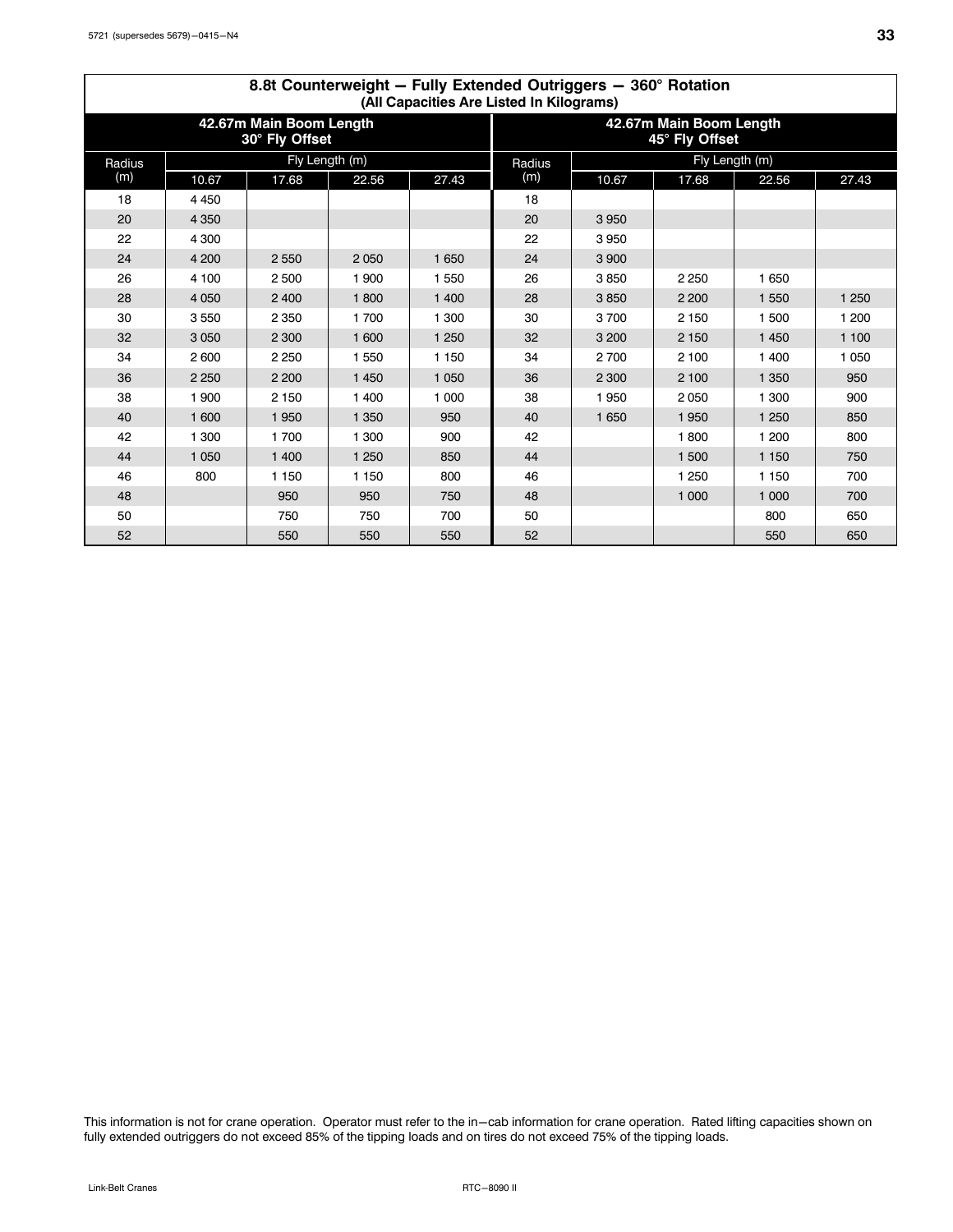## 8.8t Counterweight — Fully Extended Outriggers — 360° Rotation

**(All Capacities Are Listed In Kilograms)**

| 42.67m Main Boom Length 30° Fly Offset | | | | | 42.67m Main Boom Length 45° Fly Offset | | | | |
|---|---|---|---|---|---|---|---|---|---|
| Radius (m) | Fly Length (m) | | | | Radius (m) | Fly Length (m) | | | |
| | 10.67 | 17.68 | 22.56 | 27.43 | | 10.67 | 17.68 | 22.56 | 27.43 |
| 18 | 4 450 | | | | 18 | | | | |
| 20 | 4 350 | | | | 20 | 3 950 | | | |
| 22 | 4 300 | | | | 22 | 3 950 | | | |
| 24 | 4 200 | 2 550 | 2 050 | 1 650 | 24 | 3 900 | | | |
| 26 | 4 100 | 2 500 | 1 900 | 1 550 | 26 | 3 850 | 2 250 | 1 650 | |
| 28 | 4 050 | 2 400 | 1 800 | 1 400 | 28 | 3 850 | 2 200 | 1 550 | 1 250 |
| 30 | 3 550 | 2 350 | 1 700 | 1 300 | 30 | 3 700 | 2 150 | 1 500 | 1 200 |
| 32 | 3 050 | 2 300 | 1 600 | 1 250 | 32 | 3 200 | 2 150 | 1 450 | 1 100 |
| 34 | 2 600 | 2 250 | 1 550 | 1 150 | 34 | 2 700 | 2 100 | 1 400 | 1 050 |
| 36 | 2 250 | 2 200 | 1 450 | 1 050 | 36 | 2 300 | 2 100 | 1 350 | 950 |
| 38 | 1 900 | 2 150 | 1 400 | 1 000 | 38 | 1 950 | 2 050 | 1 300 | 900 |
| 40 | 1 600 | 1 950 | 1 350 | 950 | 40 | 1 650 | 1 950 | 1 250 | 850 |
| 42 | 1 300 | 1 700 | 1 300 | 900 | 42 | | 1 800 | 1 200 | 800 |
| 44 | 1 050 | 1 400 | 1 250 | 850 | 44 | | 1 500 | 1 150 | 750 |
| 46 | 800 | 1 150 | 1 150 | 800 | 46 | | 1 250 | 1 150 | 700 |
| 48 | | 950 | 950 | 750 | 48 | | 1 000 | 1 000 | 700 |
| 50 | | 750 | 750 | 700 | 50 | | | 800 | 650 |
| 52 | | 550 | 550 | 550 | 52 | | | 550 | 650 |

This information is not for crane operation. Operator must refer to the in−cab information for crane operation. Rated lifting capacities shown on fully extended outriggers do not exceed 85% of the tipping loads and on tires do not exceed 75% of the tipping loads.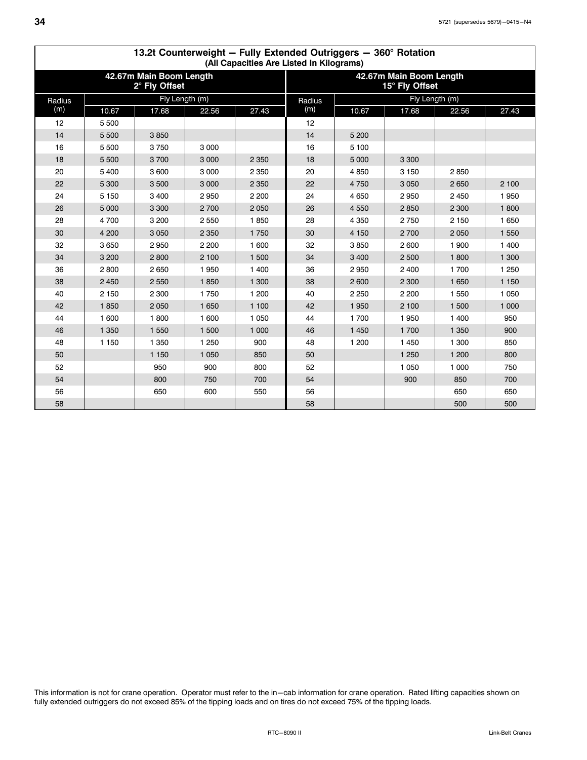## 13.2t Counterweight — Fully Extended Outriggers — 360° Rotation

**(All Capacities Are Listed In Kilograms)**

| 42.67m Main Boom Length 2° Fly Offset | | | | | 42.67m Main Boom Length 15° Fly Offset | | | | |
|---|---|---|---|---|---|---|---|---|---|
| Radius (m) | Fly Length (m) | | | | Radius (m) | Fly Length (m) | | | |
| | 10.67 | 17.68 | 22.56 | 27.43 | | 10.67 | 17.68 | 22.56 | 27.43 |
| 12 | 5 500 | | | | 12 | | | | |
| 14 | 5 500 | 3 850 | | | 14 | 5 200 | | | |
| 16 | 5 500 | 3 750 | 3 000 | | 16 | 5 100 | | | |
| 18 | 5 500 | 3 700 | 3 000 | 2 350 | 18 | 5 000 | 3 300 | | |
| 20 | 5 400 | 3 600 | 3 000 | 2 350 | 20 | 4 850 | 3 150 | 2 850 | |
| 22 | 5 300 | 3 500 | 3 000 | 2 350 | 22 | 4 750 | 3 050 | 2 650 | 2 100 |
| 24 | 5 150 | 3 400 | 2 950 | 2 200 | 24 | 4 650 | 2 950 | 2 450 | 1 950 |
| 26 | 5 000 | 3 300 | 2 700 | 2 050 | 26 | 4 550 | 2 850 | 2 300 | 1 800 |
| 28 | 4 700 | 3 200 | 2 550 | 1 850 | 28 | 4 350 | 2 750 | 2 150 | 1 650 |
| 30 | 4 200 | 3 050 | 2 350 | 1 750 | 30 | 4 150 | 2 700 | 2 050 | 1 550 |
| 32 | 3 650 | 2 950 | 2 200 | 1 600 | 32 | 3 850 | 2 600 | 1 900 | 1 400 |
| 34 | 3 200 | 2 800 | 2 100 | 1 500 | 34 | 3 400 | 2 500 | 1 800 | 1 300 |
| 36 | 2 800 | 2 650 | 1 950 | 1 400 | 36 | 2 950 | 2 400 | 1 700 | 1 250 |
| 38 | 2 450 | 2 550 | 1 850 | 1 300 | 38 | 2 600 | 2 300 | 1 650 | 1 150 |
| 40 | 2 150 | 2 300 | 1 750 | 1 200 | 40 | 2 250 | 2 200 | 1 550 | 1 050 |
| 42 | 1 850 | 2 050 | 1 650 | 1 100 | 42 | 1 950 | 2 100 | 1 500 | 1 000 |
| 44 | 1 600 | 1 800 | 1 600 | 1 050 | 44 | 1 700 | 1 950 | 1 400 | 950 |
| 46 | 1 350 | 1 550 | 1 500 | 1 000 | 46 | 1 450 | 1 700 | 1 350 | 900 |
| 48 | 1 150 | 1 350 | 1 250 | 900 | 48 | 1 200 | 1 450 | 1 300 | 850 |
| 50 | | 1 150 | 1 050 | 850 | 50 | | 1 250 | 1 200 | 800 |
| 52 | | 950 | 900 | 800 | 52 | | 1 050 | 1 000 | 750 |
| 54 | | 800 | 750 | 700 | 54 | | 900 | 850 | 700 |
| 56 | | 650 | 600 | 550 | 56 | | | 650 | 650 |
| 58 | | | | | 58 | | | 500 | 500 |

This information is not for crane operation. Operator must refer to the in−cab information for crane operation. Rated lifting capacities shown on fully extended outriggers do not exceed 85% of the tipping loads and on tires do not exceed 75% of the tipping loads.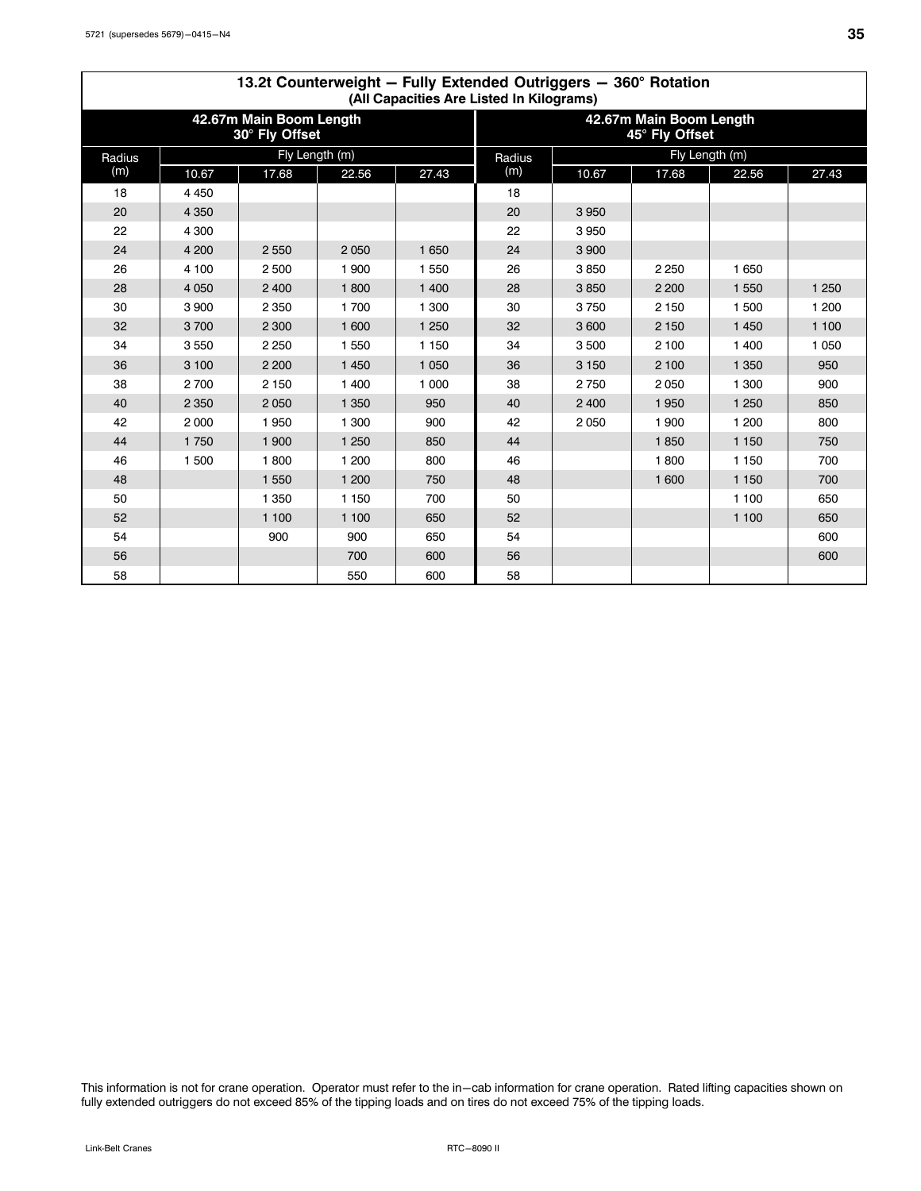## 13.2t Counterweight — Fully Extended Outriggers — 360° Rotation

(All Capacities Are Listed In Kilograms)

| 42.67m Main Boom Length 30° Fly Offset | | | | | 42.67m Main Boom Length 45° Fly Offset | | | | |
|---|---|---|---|---|---|---|---|---|---|
| Radius (m) | Fly Length (m) | | | | Radius (m) | Fly Length (m) | | | |
| | 10.67 | 17.68 | 22.56 | 27.43 | | 10.67 | 17.68 | 22.56 | 27.43 |
| 18 | 4 450 | | | | 18 | | | | |
| 20 | 4 350 | | | | 20 | 3 950 | | | |
| 22 | 4 300 | | | | 22 | 3 950 | | | |
| 24 | 4 200 | 2 550 | 2 050 | 1 650 | 24 | 3 900 | | | |
| 26 | 4 100 | 2 500 | 1 900 | 1 550 | 26 | 3 850 | 2 250 | 1 650 | |
| 28 | 4 050 | 2 400 | 1 800 | 1 400 | 28 | 3 850 | 2 200 | 1 550 | 1 250 |
| 30 | 3 900 | 2 350 | 1 700 | 1 300 | 30 | 3 750 | 2 150 | 1 500 | 1 200 |
| 32 | 3 700 | 2 300 | 1 600 | 1 250 | 32 | 3 600 | 2 150 | 1 450 | 1 100 |
| 34 | 3 550 | 2 250 | 1 550 | 1 150 | 34 | 3 500 | 2 100 | 1 400 | 1 050 |
| 36 | 3 100 | 2 200 | 1 450 | 1 050 | 36 | 3 150 | 2 100 | 1 350 | 950 |
| 38 | 2 700 | 2 150 | 1 400 | 1 000 | 38 | 2 750 | 2 050 | 1 300 | 900 |
| 40 | 2 350 | 2 050 | 1 350 | 950 | 40 | 2 400 | 1 950 | 1 250 | 850 |
| 42 | 2 000 | 1 950 | 1 300 | 900 | 42 | 2 050 | 1 900 | 1 200 | 800 |
| 44 | 1 750 | 1 900 | 1 250 | 850 | 44 | | 1 850 | 1 150 | 750 |
| 46 | 1 500 | 1 800 | 1 200 | 800 | 46 | | 1 800 | 1 150 | 700 |
| 48 | | 1 550 | 1 200 | 750 | 48 | | 1 600 | 1 150 | 700 |
| 50 | | 1 350 | 1 150 | 700 | 50 | | | 1 100 | 650 |
| 52 | | 1 100 | 1 100 | 650 | 52 | | | 1 100 | 650 |
| 54 | | 900 | 900 | 650 | 54 | | | | 600 |
| 56 | | | 700 | 600 | 56 | | | | 600 |
| 58 | | | 550 | 600 | 58 | | | | |

This information is not for crane operation. Operator must refer to the in−cab information for crane operation. Rated lifting capacities shown on fully extended outriggers do not exceed 85% of the tipping loads and on tires do not exceed 75% of the tipping loads.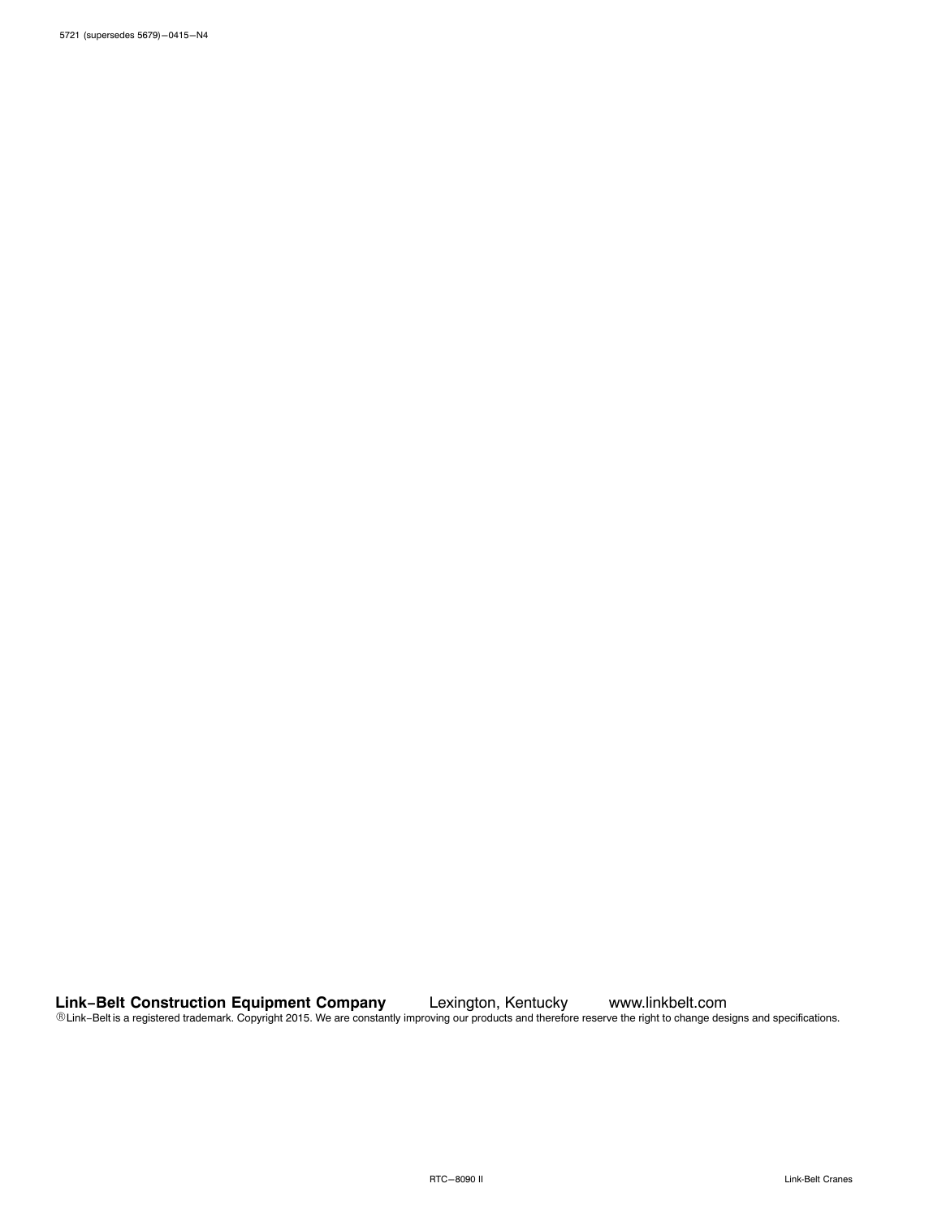5721 (supersedes 5679)−0415−N4

**Link−Belt Construction Equipment Company** Lexington, Kentucky www.linkbelt.com

® Link−Belt is a registered trademark. Copyright 2015. We are constantly improving our products and therefore reserve the right to change designs and specifications.